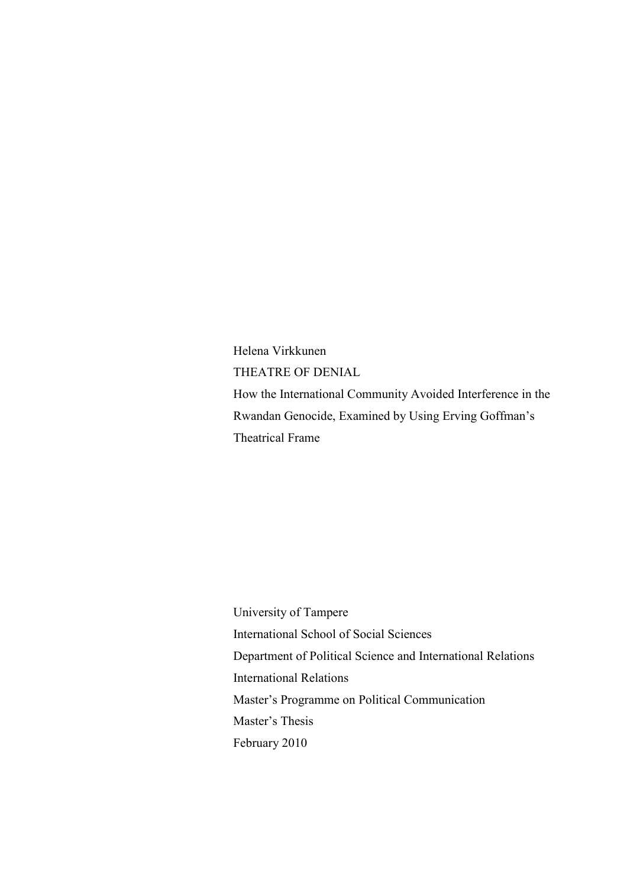Helena Virkkunen

# THEATRE OF DENIAL

How the International Community Avoided Interference in the Rwandan Genocide, Examined by Using Erving Goffman's Theatrical Frame

University of Tampere

International School of Social Sciences

Department of Political Science and International Relations

International Relations

Master's Programme on Political Communication

Master's Thesis

February 2010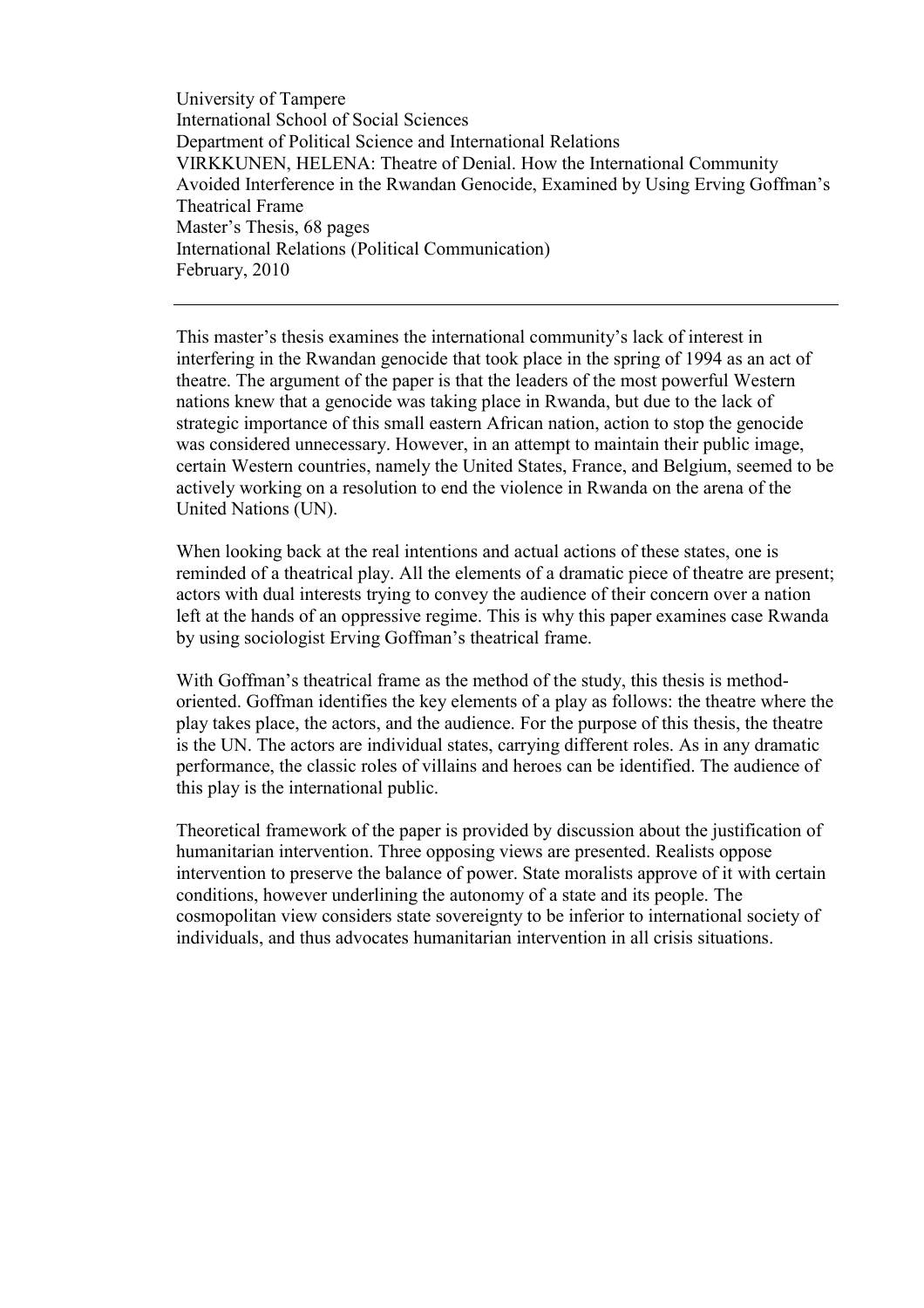University of Tampere
International School of Social Sciences
Department of Political Science and International Relations
VIRKKUNEN, HELENA: Theatre of Denial. How the International Community Avoided Interference in the Rwandan Genocide, Examined by Using Erving Goffman's Theatrical Frame
Master's Thesis, 68 pages
International Relations (Political Communication)
February, 2010

---

This master's thesis examines the international community's lack of interest in interfering in the Rwandan genocide that took place in the spring of 1994 as an act of theatre. The argument of the paper is that the leaders of the most powerful Western nations knew that a genocide was taking place in Rwanda, but due to the lack of strategic importance of this small eastern African nation, action to stop the genocide was considered unnecessary. However, in an attempt to maintain their public image, certain Western countries, namely the United States, France, and Belgium, seemed to be actively working on a resolution to end the violence in Rwanda on the arena of the United Nations (UN).

When looking back at the real intentions and actual actions of these states, one is reminded of a theatrical play. All the elements of a dramatic piece of theatre are present; actors with dual interests trying to convey the audience of their concern over a nation left at the hands of an oppressive regime. This is why this paper examines case Rwanda by using sociologist Erving Goffman's theatrical frame.

With Goffman's theatrical frame as the method of the study, this thesis is method-oriented. Goffman identifies the key elements of a play as follows: the theatre where the play takes place, the actors, and the audience. For the purpose of this thesis, the theatre is the UN. The actors are individual states, carrying different roles. As in any dramatic performance, the classic roles of villains and heroes can be identified. The audience of this play is the international public.

Theoretical framework of the paper is provided by discussion about the justification of humanitarian intervention. Three opposing views are presented. Realists oppose intervention to preserve the balance of power. State moralists approve of it with certain conditions, however underlining the autonomy of a state and its people. The cosmopolitan view considers state sovereignty to be inferior to international society of individuals, and thus advocates humanitarian intervention in all crisis situations.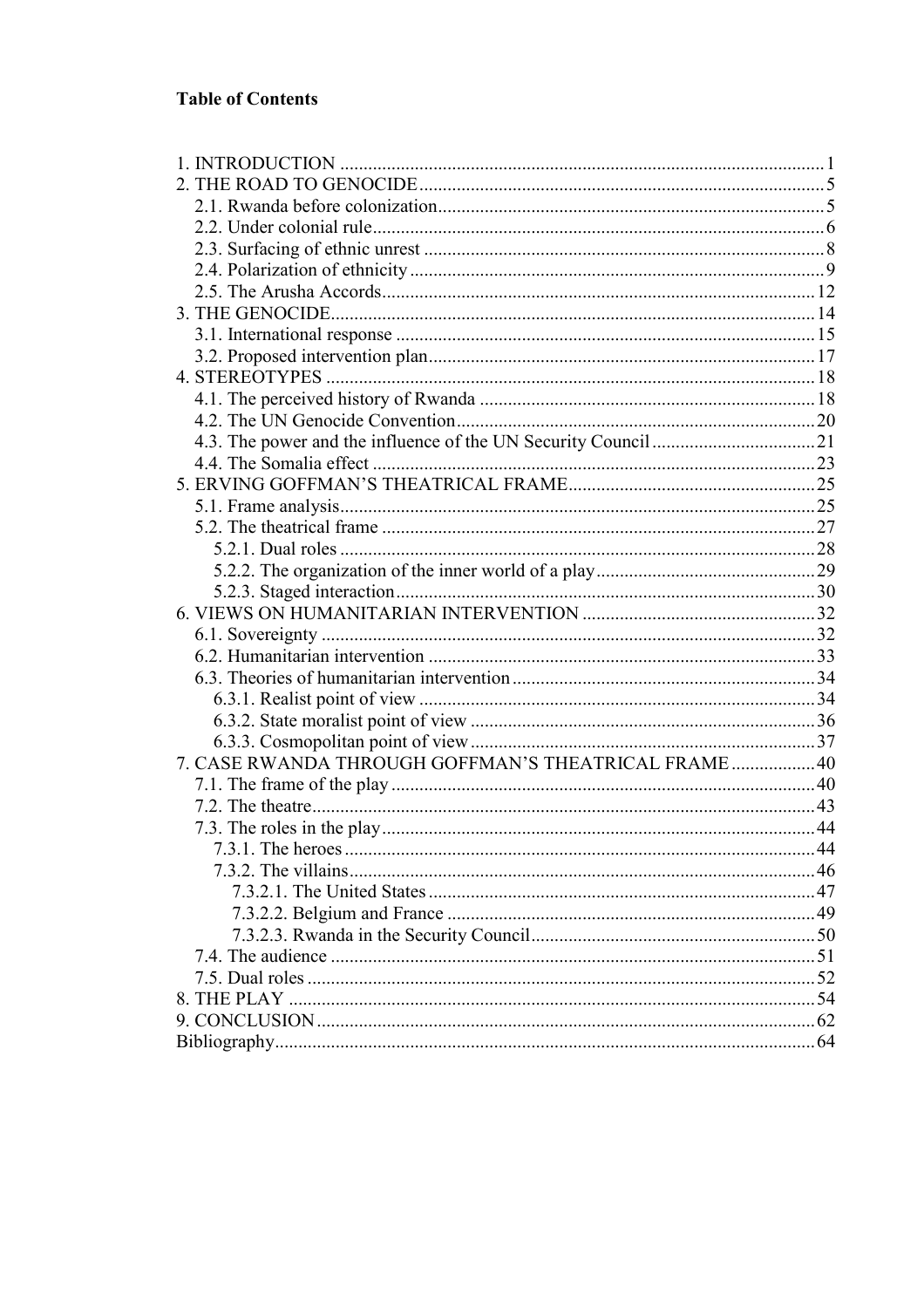**Table of Contents**

1. INTRODUCTION ..... 1
2. THE ROAD TO GENOCIDE ..... 5
   - 2.1. Rwanda before colonization ..... 5
   - 2.2. Under colonial rule ..... 6
   - 2.3. Surfacing of ethnic unrest ..... 8
   - 2.4. Polarization of ethnicity ..... 9
   - 2.5. The Arusha Accords ..... 12
3. THE GENOCIDE ..... 14
   - 3.1. International response ..... 15
   - 3.2. Proposed intervention plan ..... 17
4. STEREOTYPES ..... 18
   - 4.1. The perceived history of Rwanda ..... 18
   - 4.2. The UN Genocide Convention ..... 20
   - 4.3. The power and the influence of the UN Security Council ..... 21
   - 4.4. The Somalia effect ..... 23
5. ERVING GOFFMAN'S THEATRICAL FRAME ..... 25
   - 5.1. Frame analysis ..... 25
   - 5.2. The theatrical frame ..... 27
     - 5.2.1. Dual roles ..... 28
     - 5.2.2. The organization of the inner world of a play ..... 29
     - 5.2.3. Staged interaction ..... 30
6. VIEWS ON HUMANITARIAN INTERVENTION ..... 32
   - 6.1. Sovereignty ..... 32
   - 6.2. Humanitarian intervention ..... 33
   - 6.3. Theories of humanitarian intervention ..... 34
     - 6.3.1. Realist point of view ..... 34
     - 6.3.2. State moralist point of view ..... 36
     - 6.3.3. Cosmopolitan point of view ..... 37
7. CASE RWANDA THROUGH GOFFMAN'S THEATRICAL FRAME ..... 40
   - 7.1. The frame of the play ..... 40
   - 7.2. The theatre ..... 43
   - 7.3. The roles in the play ..... 44
     - 7.3.1. The heroes ..... 44
     - 7.3.2. The villains ..... 46
       - 7.3.2.1. The United States ..... 47
       - 7.3.2.2. Belgium and France ..... 49
       - 7.3.2.3. Rwanda in the Security Council ..... 50
   - 7.4. The audience ..... 51
   - 7.5. Dual roles ..... 52
8. THE PLAY ..... 54
9. CONCLUSION ..... 62

Bibliography ..... 64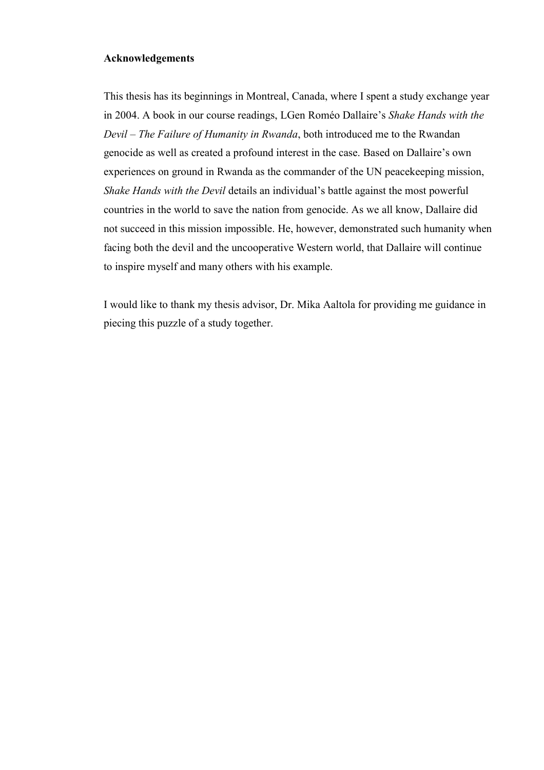## Acknowledgements

This thesis has its beginnings in Montreal, Canada, where I spent a study exchange year in 2004. A book in our course readings, LGen Roméo Dallaire's *Shake Hands with the Devil – The Failure of Humanity in Rwanda*, both introduced me to the Rwandan genocide as well as created a profound interest in the case. Based on Dallaire's own experiences on ground in Rwanda as the commander of the UN peacekeeping mission, *Shake Hands with the Devil* details an individual's battle against the most powerful countries in the world to save the nation from genocide. As we all know, Dallaire did not succeed in this mission impossible. He, however, demonstrated such humanity when facing both the devil and the uncooperative Western world, that Dallaire will continue to inspire myself and many others with his example.

I would like to thank my thesis advisor, Dr. Mika Aaltola for providing me guidance in piecing this puzzle of a study together.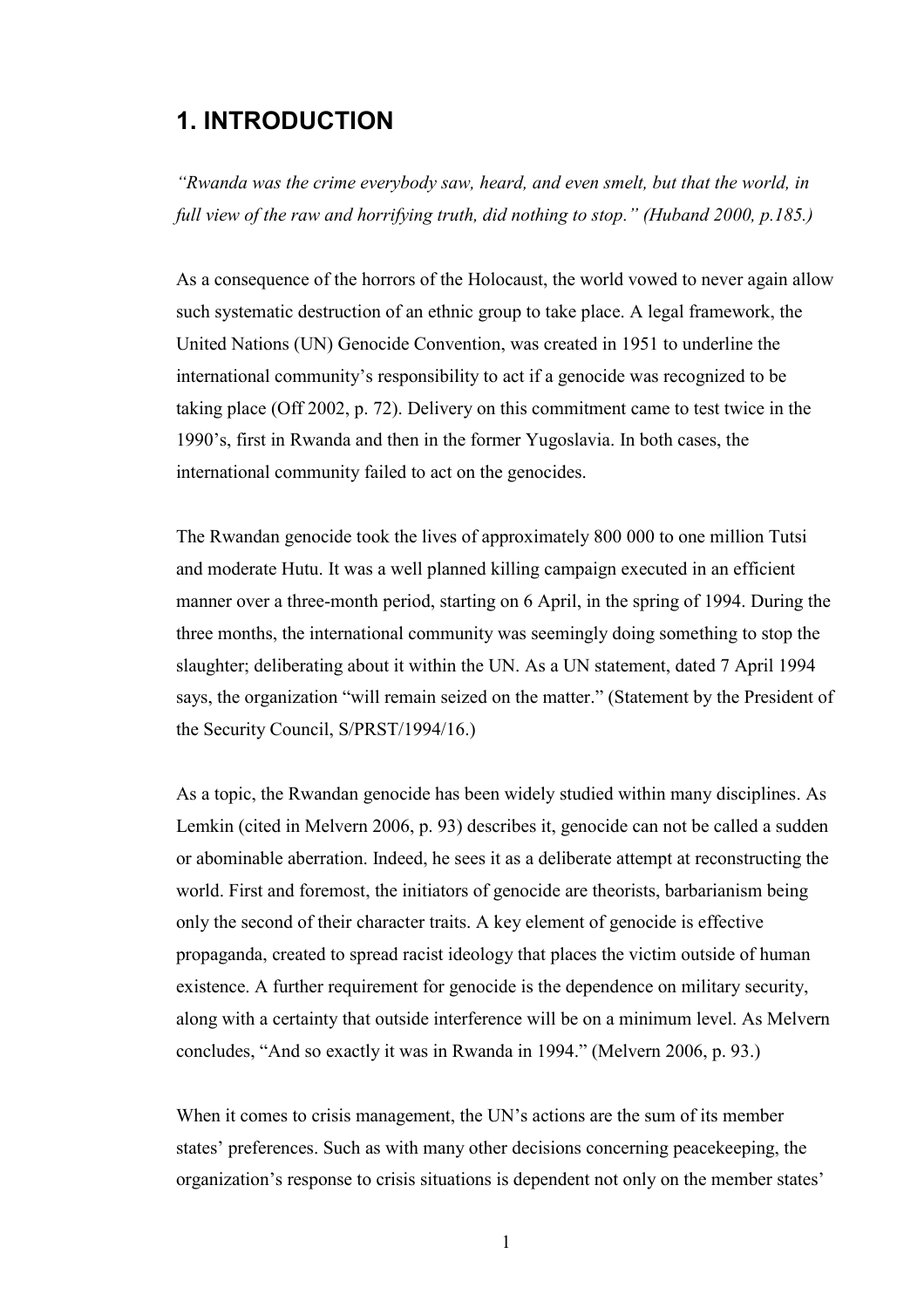# 1. INTRODUCTION

*"Rwanda was the crime everybody saw, heard, and even smelt, but that the world, in full view of the raw and horrifying truth, did nothing to stop." (Huband 2000, p.185.)*

As a consequence of the horrors of the Holocaust, the world vowed to never again allow such systematic destruction of an ethnic group to take place. A legal framework, the United Nations (UN) Genocide Convention, was created in 1951 to underline the international community's responsibility to act if a genocide was recognized to be taking place (Off 2002, p. 72). Delivery on this commitment came to test twice in the 1990's, first in Rwanda and then in the former Yugoslavia. In both cases, the international community failed to act on the genocides.

The Rwandan genocide took the lives of approximately 800 000 to one million Tutsi and moderate Hutu. It was a well planned killing campaign executed in an efficient manner over a three-month period, starting on 6 April, in the spring of 1994. During the three months, the international community was seemingly doing something to stop the slaughter; deliberating about it within the UN. As a UN statement, dated 7 April 1994 says, the organization "will remain seized on the matter." (Statement by the President of the Security Council, S/PRST/1994/16.)

As a topic, the Rwandan genocide has been widely studied within many disciplines. As Lemkin (cited in Melvern 2006, p. 93) describes it, genocide can not be called a sudden or abominable aberration. Indeed, he sees it as a deliberate attempt at reconstructing the world. First and foremost, the initiators of genocide are theorists, barbarianism being only the second of their character traits. A key element of genocide is effective propaganda, created to spread racist ideology that places the victim outside of human existence. A further requirement for genocide is the dependence on military security, along with a certainty that outside interference will be on a minimum level. As Melvern concludes, "And so exactly it was in Rwanda in 1994." (Melvern 2006, p. 93.)

When it comes to crisis management, the UN's actions are the sum of its member states' preferences. Such as with many other decisions concerning peacekeeping, the organization's response to crisis situations is dependent not only on the member states'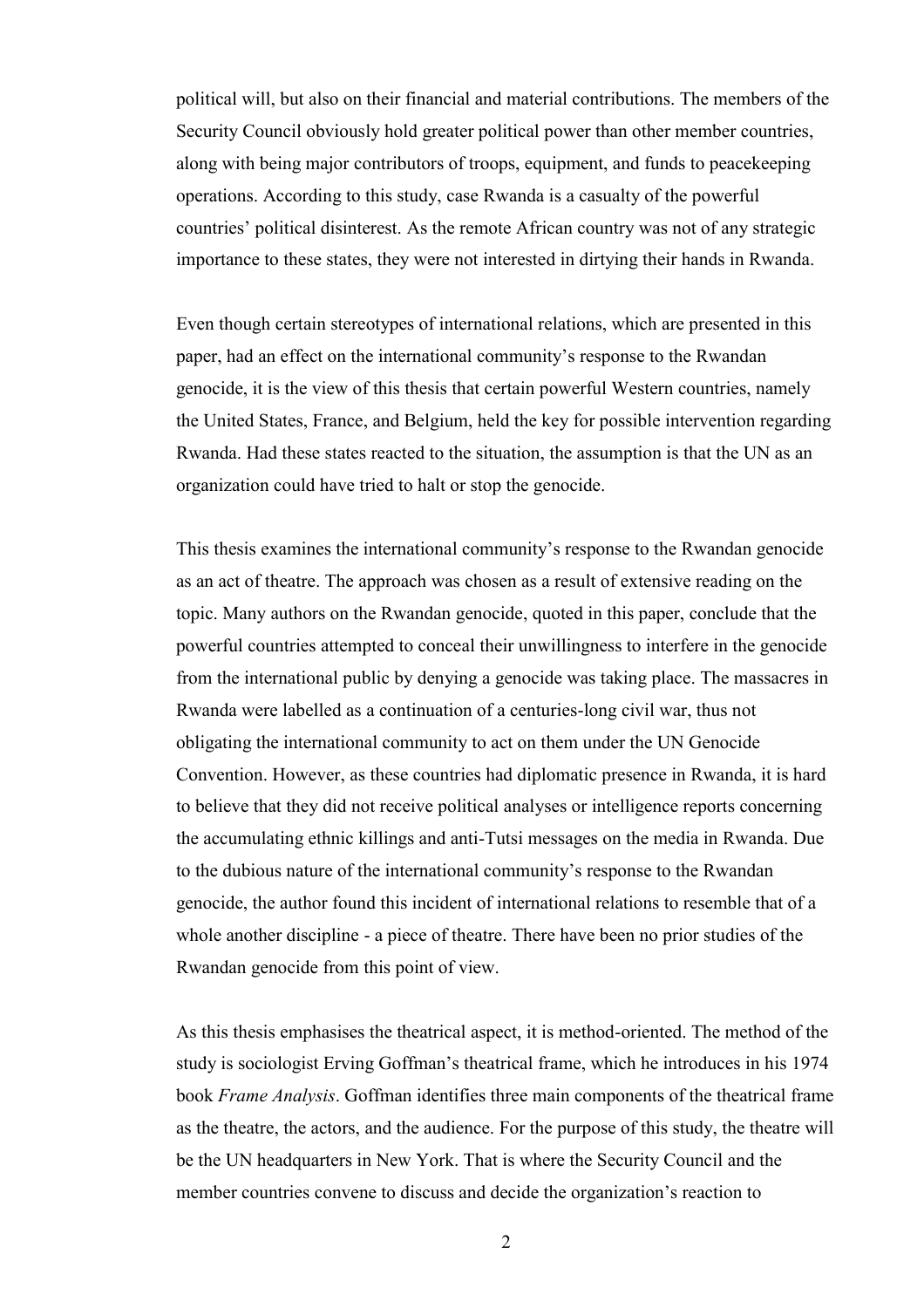political will, but also on their financial and material contributions. The members of the Security Council obviously hold greater political power than other member countries, along with being major contributors of troops, equipment, and funds to peacekeeping operations. According to this study, case Rwanda is a casualty of the powerful countries' political disinterest. As the remote African country was not of any strategic importance to these states, they were not interested in dirtying their hands in Rwanda.

Even though certain stereotypes of international relations, which are presented in this paper, had an effect on the international community's response to the Rwandan genocide, it is the view of this thesis that certain powerful Western countries, namely the United States, France, and Belgium, held the key for possible intervention regarding Rwanda. Had these states reacted to the situation, the assumption is that the UN as an organization could have tried to halt or stop the genocide.

This thesis examines the international community's response to the Rwandan genocide as an act of theatre. The approach was chosen as a result of extensive reading on the topic. Many authors on the Rwandan genocide, quoted in this paper, conclude that the powerful countries attempted to conceal their unwillingness to interfere in the genocide from the international public by denying a genocide was taking place. The massacres in Rwanda were labelled as a continuation of a centuries-long civil war, thus not obligating the international community to act on them under the UN Genocide Convention. However, as these countries had diplomatic presence in Rwanda, it is hard to believe that they did not receive political analyses or intelligence reports concerning the accumulating ethnic killings and anti-Tutsi messages on the media in Rwanda. Due to the dubious nature of the international community's response to the Rwandan genocide, the author found this incident of international relations to resemble that of a whole another discipline - a piece of theatre. There have been no prior studies of the Rwandan genocide from this point of view.

As this thesis emphasises the theatrical aspect, it is method-oriented. The method of the study is sociologist Erving Goffman's theatrical frame, which he introduces in his 1974 book *Frame Analysis*. Goffman identifies three main components of the theatrical frame as the theatre, the actors, and the audience. For the purpose of this study, the theatre will be the UN headquarters in New York. That is where the Security Council and the member countries convene to discuss and decide the organization's reaction to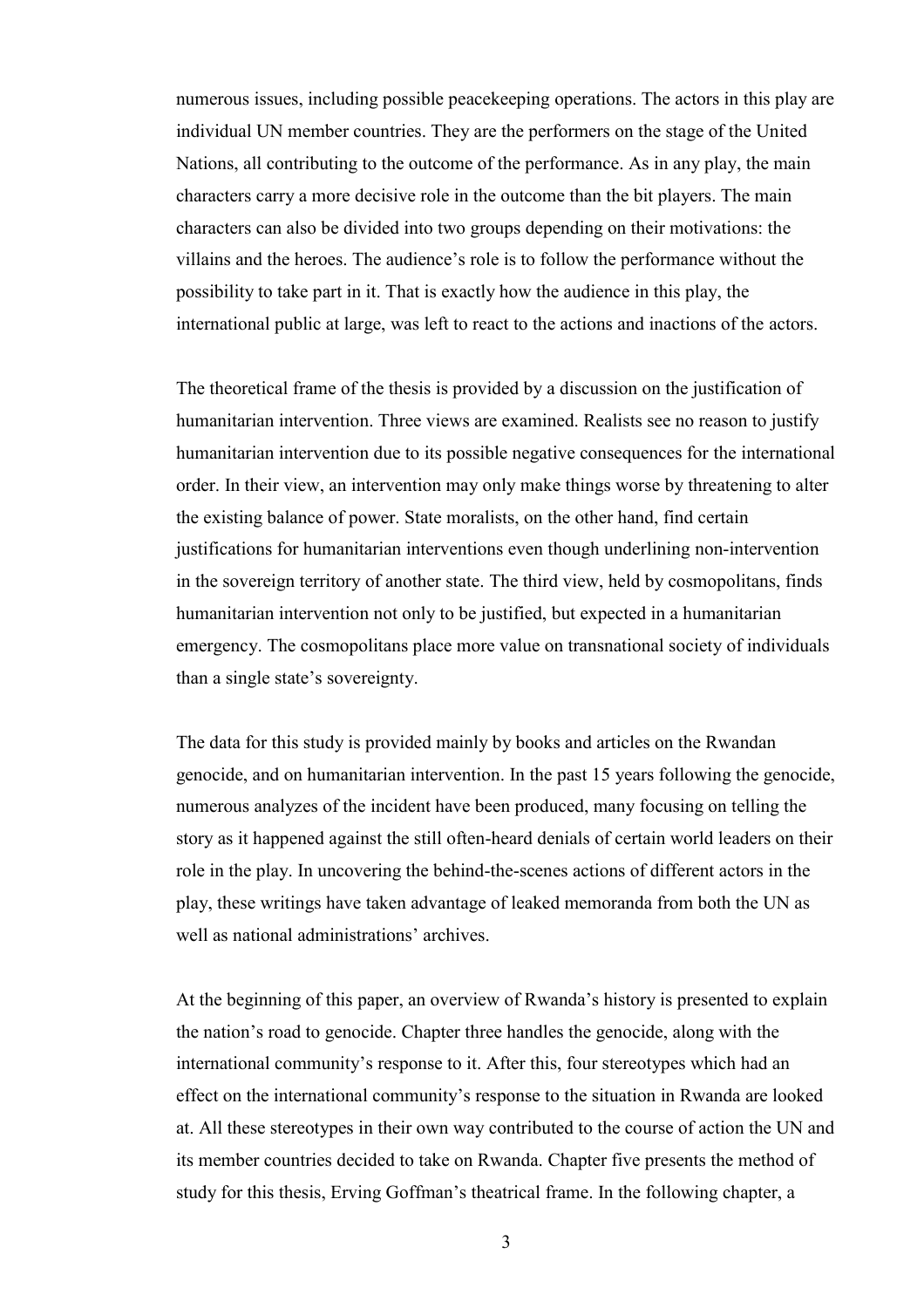numerous issues, including possible peacekeeping operations. The actors in this play are individual UN member countries. They are the performers on the stage of the United Nations, all contributing to the outcome of the performance. As in any play, the main characters carry a more decisive role in the outcome than the bit players. The main characters can also be divided into two groups depending on their motivations: the villains and the heroes. The audience's role is to follow the performance without the possibility to take part in it. That is exactly how the audience in this play, the international public at large, was left to react to the actions and inactions of the actors.

The theoretical frame of the thesis is provided by a discussion on the justification of humanitarian intervention. Three views are examined. Realists see no reason to justify humanitarian intervention due to its possible negative consequences for the international order. In their view, an intervention may only make things worse by threatening to alter the existing balance of power. State moralists, on the other hand, find certain justifications for humanitarian interventions even though underlining non-intervention in the sovereign territory of another state. The third view, held by cosmopolitans, finds humanitarian intervention not only to be justified, but expected in a humanitarian emergency. The cosmopolitans place more value on transnational society of individuals than a single state's sovereignty.

The data for this study is provided mainly by books and articles on the Rwandan genocide, and on humanitarian intervention. In the past 15 years following the genocide, numerous analyzes of the incident have been produced, many focusing on telling the story as it happened against the still often-heard denials of certain world leaders on their role in the play. In uncovering the behind-the-scenes actions of different actors in the play, these writings have taken advantage of leaked memoranda from both the UN as well as national administrations' archives.

At the beginning of this paper, an overview of Rwanda's history is presented to explain the nation's road to genocide. Chapter three handles the genocide, along with the international community's response to it. After this, four stereotypes which had an effect on the international community's response to the situation in Rwanda are looked at. All these stereotypes in their own way contributed to the course of action the UN and its member countries decided to take on Rwanda. Chapter five presents the method of study for this thesis, Erving Goffman's theatrical frame. In the following chapter, a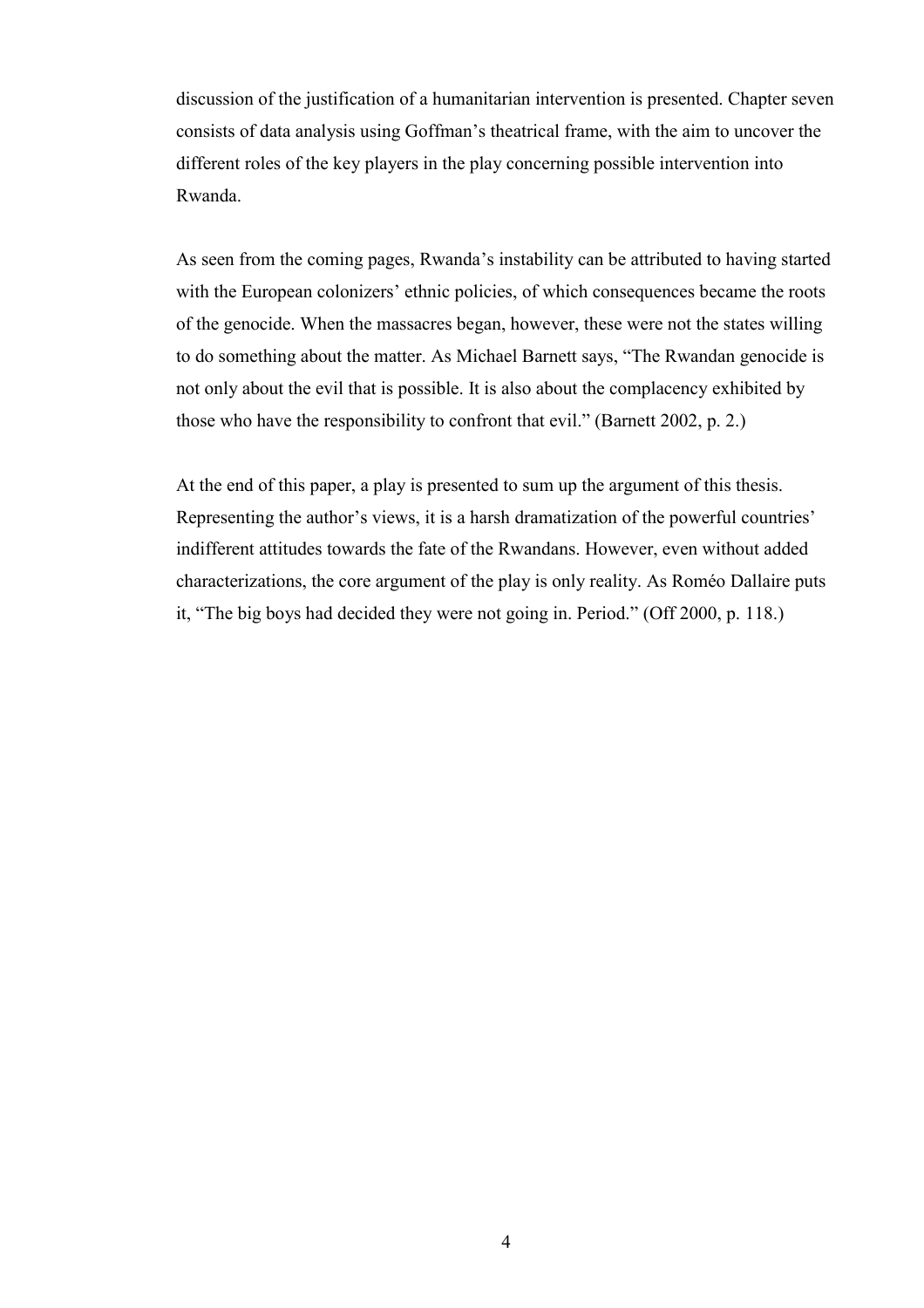discussion of the justification of a humanitarian intervention is presented. Chapter seven consists of data analysis using Goffman's theatrical frame, with the aim to uncover the different roles of the key players in the play concerning possible intervention into Rwanda.

As seen from the coming pages, Rwanda's instability can be attributed to having started with the European colonizers' ethnic policies, of which consequences became the roots of the genocide. When the massacres began, however, these were not the states willing to do something about the matter. As Michael Barnett says, "The Rwandan genocide is not only about the evil that is possible. It is also about the complacency exhibited by those who have the responsibility to confront that evil." (Barnett 2002, p. 2.)

At the end of this paper, a play is presented to sum up the argument of this thesis. Representing the author's views, it is a harsh dramatization of the powerful countries' indifferent attitudes towards the fate of the Rwandans. However, even without added characterizations, the core argument of the play is only reality. As Roméo Dallaire puts it, "The big boys had decided they were not going in. Period." (Off 2000, p. 118.)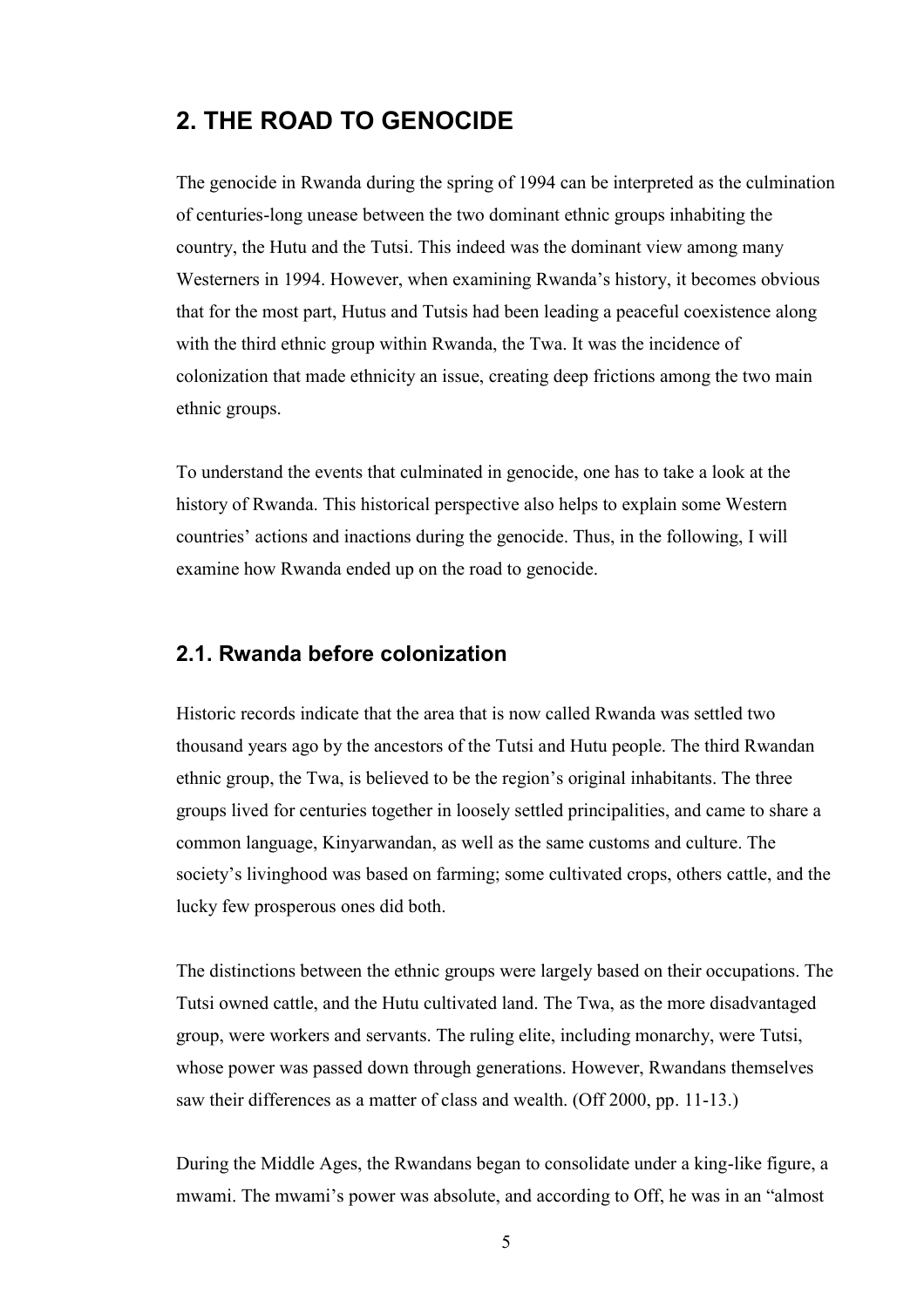# 2. THE ROAD TO GENOCIDE

The genocide in Rwanda during the spring of 1994 can be interpreted as the culmination of centuries-long unease between the two dominant ethnic groups inhabiting the country, the Hutu and the Tutsi. This indeed was the dominant view among many Westerners in 1994. However, when examining Rwanda's history, it becomes obvious that for the most part, Hutus and Tutsis had been leading a peaceful coexistence along with the third ethnic group within Rwanda, the Twa. It was the incidence of colonization that made ethnicity an issue, creating deep frictions among the two main ethnic groups.

To understand the events that culminated in genocide, one has to take a look at the history of Rwanda. This historical perspective also helps to explain some Western countries' actions and inactions during the genocide. Thus, in the following, I will examine how Rwanda ended up on the road to genocide.

## 2.1. Rwanda before colonization

Historic records indicate that the area that is now called Rwanda was settled two thousand years ago by the ancestors of the Tutsi and Hutu people. The third Rwandan ethnic group, the Twa, is believed to be the region's original inhabitants. The three groups lived for centuries together in loosely settled principalities, and came to share a common language, Kinyarwandan, as well as the same customs and culture. The society's livinghood was based on farming; some cultivated crops, others cattle, and the lucky few prosperous ones did both.

The distinctions between the ethnic groups were largely based on their occupations. The Tutsi owned cattle, and the Hutu cultivated land. The Twa, as the more disadvantaged group, were workers and servants. The ruling elite, including monarchy, were Tutsi, whose power was passed down through generations. However, Rwandans themselves saw their differences as a matter of class and wealth. (Off 2000, pp. 11-13.)

During the Middle Ages, the Rwandans began to consolidate under a king-like figure, a mwami. The mwami's power was absolute, and according to Off, he was in an "almost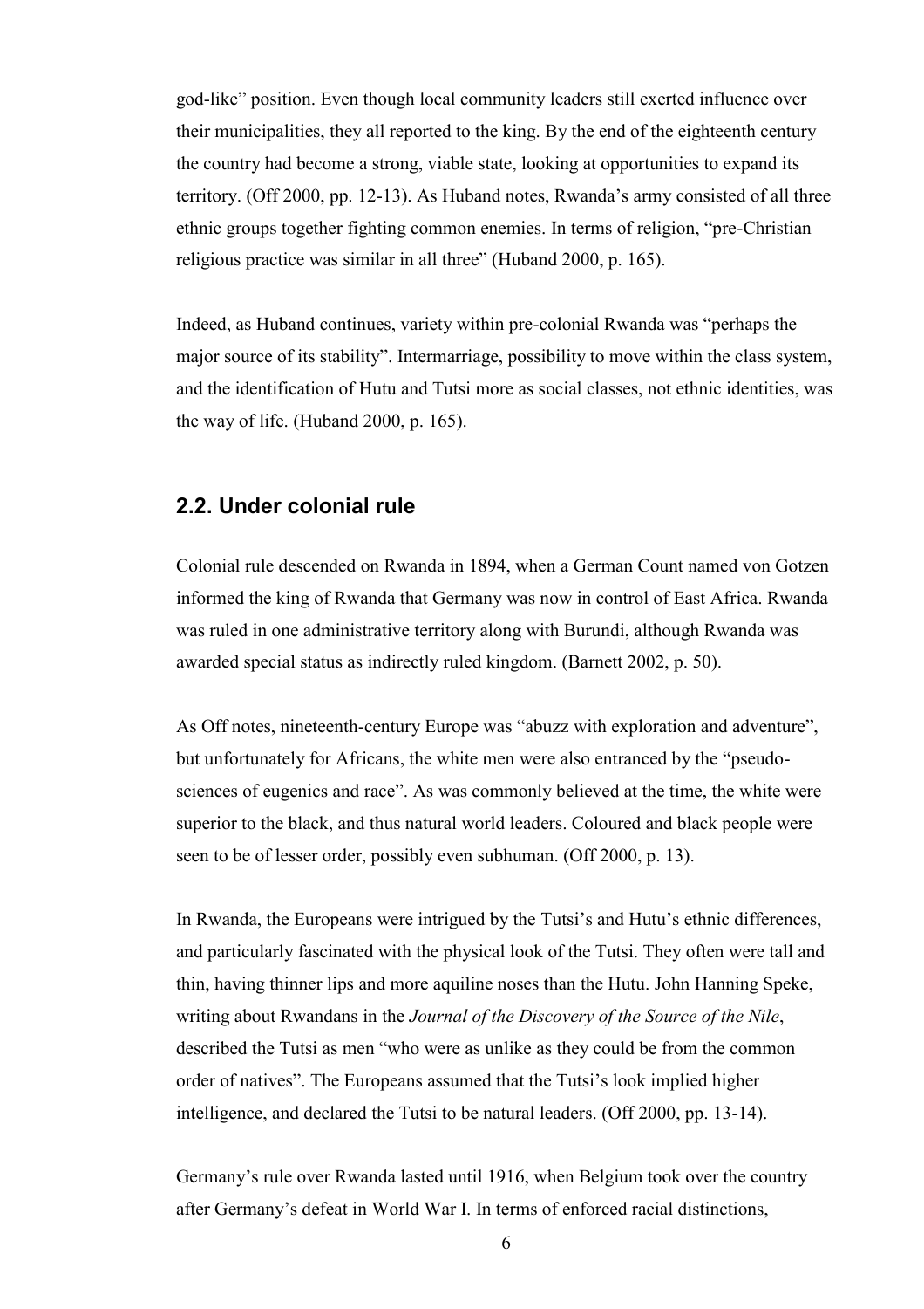god-like" position. Even though local community leaders still exerted influence over their municipalities, they all reported to the king. By the end of the eighteenth century the country had become a strong, viable state, looking at opportunities to expand its territory. (Off 2000, pp. 12-13). As Huband notes, Rwanda's army consisted of all three ethnic groups together fighting common enemies. In terms of religion, "pre-Christian religious practice was similar in all three" (Huband 2000, p. 165).

Indeed, as Huband continues, variety within pre-colonial Rwanda was "perhaps the major source of its stability". Intermarriage, possibility to move within the class system, and the identification of Hutu and Tutsi more as social classes, not ethnic identities, was the way of life. (Huband 2000, p. 165).

## 2.2. Under colonial rule

Colonial rule descended on Rwanda in 1894, when a German Count named von Gotzen informed the king of Rwanda that Germany was now in control of East Africa. Rwanda was ruled in one administrative territory along with Burundi, although Rwanda was awarded special status as indirectly ruled kingdom. (Barnett 2002, p. 50).

As Off notes, nineteenth-century Europe was "abuzz with exploration and adventure", but unfortunately for Africans, the white men were also entranced by the "pseudo-sciences of eugenics and race". As was commonly believed at the time, the white were superior to the black, and thus natural world leaders. Coloured and black people were seen to be of lesser order, possibly even subhuman. (Off 2000, p. 13).

In Rwanda, the Europeans were intrigued by the Tutsi's and Hutu's ethnic differences, and particularly fascinated with the physical look of the Tutsi. They often were tall and thin, having thinner lips and more aquiline noses than the Hutu. John Hanning Speke, writing about Rwandans in the *Journal of the Discovery of the Source of the Nile*, described the Tutsi as men "who were as unlike as they could be from the common order of natives". The Europeans assumed that the Tutsi's look implied higher intelligence, and declared the Tutsi to be natural leaders. (Off 2000, pp. 13-14).

Germany's rule over Rwanda lasted until 1916, when Belgium took over the country after Germany's defeat in World War I. In terms of enforced racial distinctions,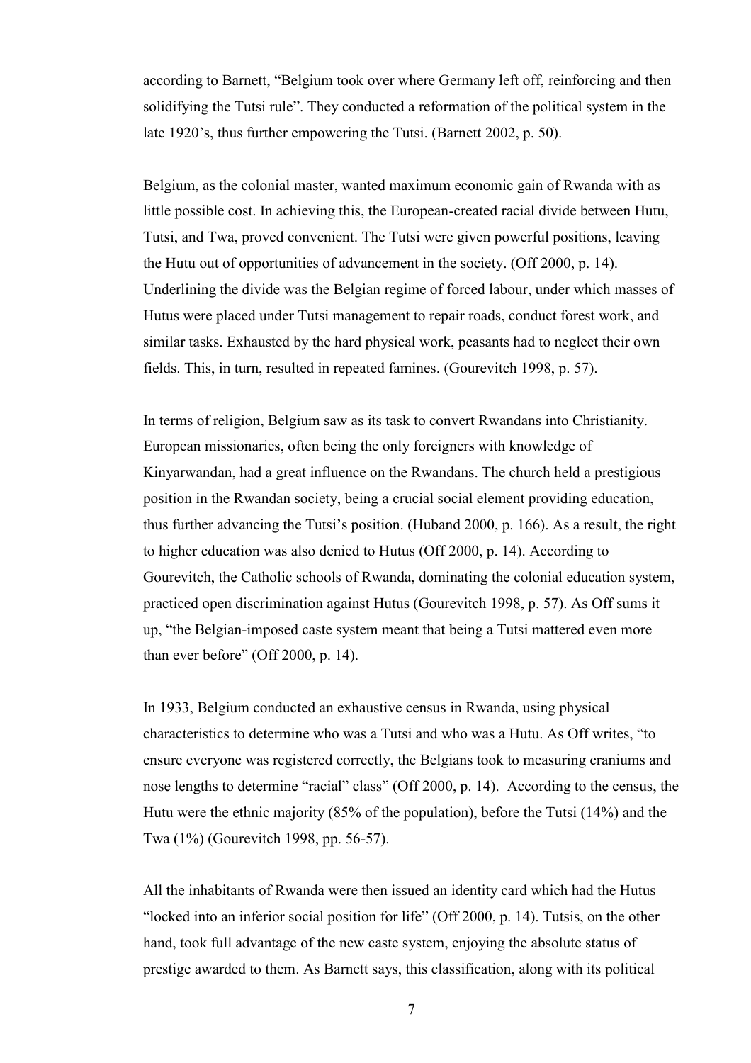according to Barnett, “Belgium took over where Germany left off, reinforcing and then solidifying the Tutsi rule”. They conducted a reformation of the political system in the late 1920’s, thus further empowering the Tutsi. (Barnett 2002, p. 50).

Belgium, as the colonial master, wanted maximum economic gain of Rwanda with as little possible cost. In achieving this, the European-created racial divide between Hutu, Tutsi, and Twa, proved convenient. The Tutsi were given powerful positions, leaving the Hutu out of opportunities of advancement in the society. (Off 2000, p. 14). Underlining the divide was the Belgian regime of forced labour, under which masses of Hutus were placed under Tutsi management to repair roads, conduct forest work, and similar tasks. Exhausted by the hard physical work, peasants had to neglect their own fields. This, in turn, resulted in repeated famines. (Gourevitch 1998, p. 57).

In terms of religion, Belgium saw as its task to convert Rwandans into Christianity. European missionaries, often being the only foreigners with knowledge of Kinyarwandan, had a great influence on the Rwandans. The church held a prestigious position in the Rwandan society, being a crucial social element providing education, thus further advancing the Tutsi’s position. (Huband 2000, p. 166). As a result, the right to higher education was also denied to Hutus (Off 2000, p. 14). According to Gourevitch, the Catholic schools of Rwanda, dominating the colonial education system, practiced open discrimination against Hutus (Gourevitch 1998, p. 57). As Off sums it up, “the Belgian-imposed caste system meant that being a Tutsi mattered even more than ever before” (Off 2000, p. 14).

In 1933, Belgium conducted an exhaustive census in Rwanda, using physical characteristics to determine who was a Tutsi and who was a Hutu. As Off writes, “to ensure everyone was registered correctly, the Belgians took to measuring craniums and nose lengths to determine “racial” class” (Off 2000, p. 14). According to the census, the Hutu were the ethnic majority (85% of the population), before the Tutsi (14%) and the Twa (1%) (Gourevitch 1998, pp. 56-57).

All the inhabitants of Rwanda were then issued an identity card which had the Hutus “locked into an inferior social position for life” (Off 2000, p. 14). Tutsis, on the other hand, took full advantage of the new caste system, enjoying the absolute status of prestige awarded to them. As Barnett says, this classification, along with its political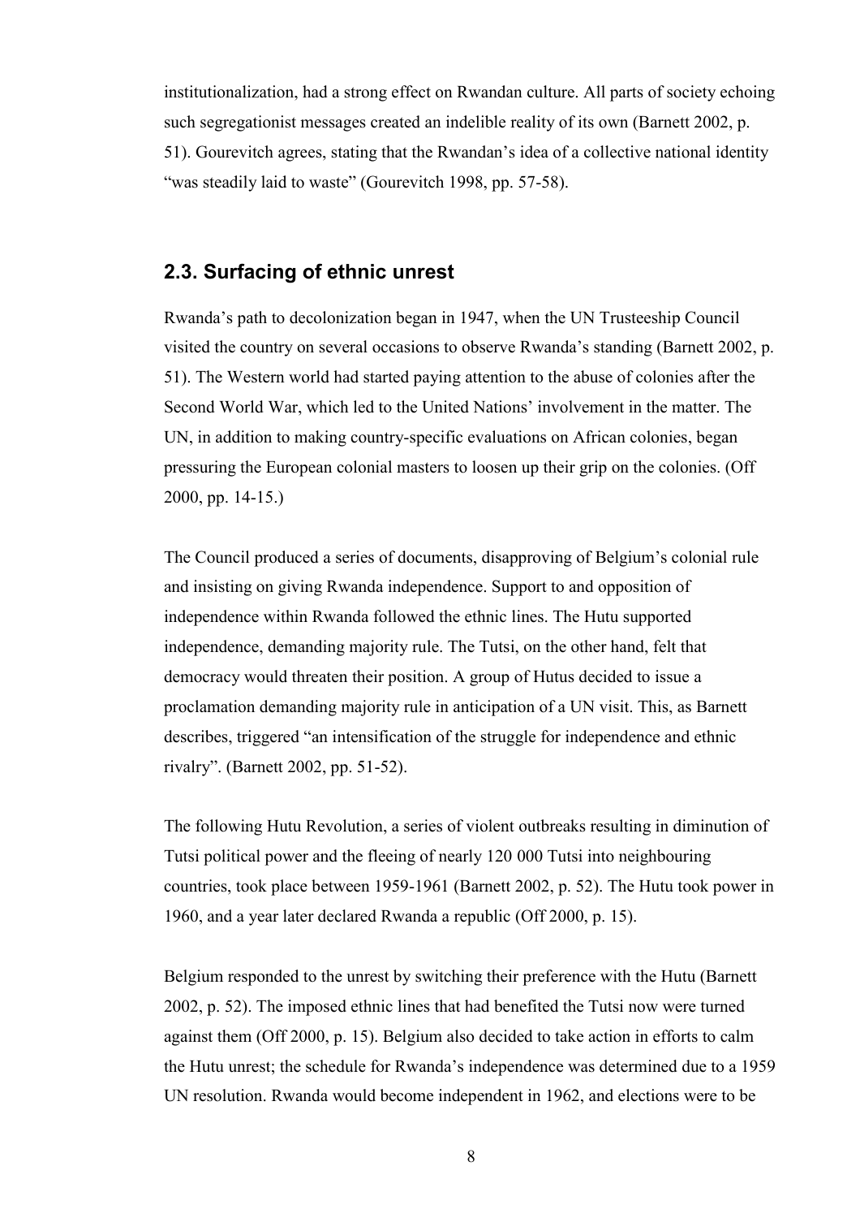institutionalization, had a strong effect on Rwandan culture. All parts of society echoing such segregationist messages created an indelible reality of its own (Barnett 2002, p. 51). Gourevitch agrees, stating that the Rwandan's idea of a collective national identity "was steadily laid to waste" (Gourevitch 1998, pp. 57-58).

## 2.3. Surfacing of ethnic unrest

Rwanda's path to decolonization began in 1947, when the UN Trusteeship Council visited the country on several occasions to observe Rwanda's standing (Barnett 2002, p. 51). The Western world had started paying attention to the abuse of colonies after the Second World War, which led to the United Nations' involvement in the matter. The UN, in addition to making country-specific evaluations on African colonies, began pressuring the European colonial masters to loosen up their grip on the colonies. (Off 2000, pp. 14-15.)

The Council produced a series of documents, disapproving of Belgium's colonial rule and insisting on giving Rwanda independence. Support to and opposition of independence within Rwanda followed the ethnic lines. The Hutu supported independence, demanding majority rule. The Tutsi, on the other hand, felt that democracy would threaten their position. A group of Hutus decided to issue a proclamation demanding majority rule in anticipation of a UN visit. This, as Barnett describes, triggered "an intensification of the struggle for independence and ethnic rivalry". (Barnett 2002, pp. 51-52).

The following Hutu Revolution, a series of violent outbreaks resulting in diminution of Tutsi political power and the fleeing of nearly 120 000 Tutsi into neighbouring countries, took place between 1959-1961 (Barnett 2002, p. 52). The Hutu took power in 1960, and a year later declared Rwanda a republic (Off 2000, p. 15).

Belgium responded to the unrest by switching their preference with the Hutu (Barnett 2002, p. 52). The imposed ethnic lines that had benefited the Tutsi now were turned against them (Off 2000, p. 15). Belgium also decided to take action in efforts to calm the Hutu unrest; the schedule for Rwanda's independence was determined due to a 1959 UN resolution. Rwanda would become independent in 1962, and elections were to be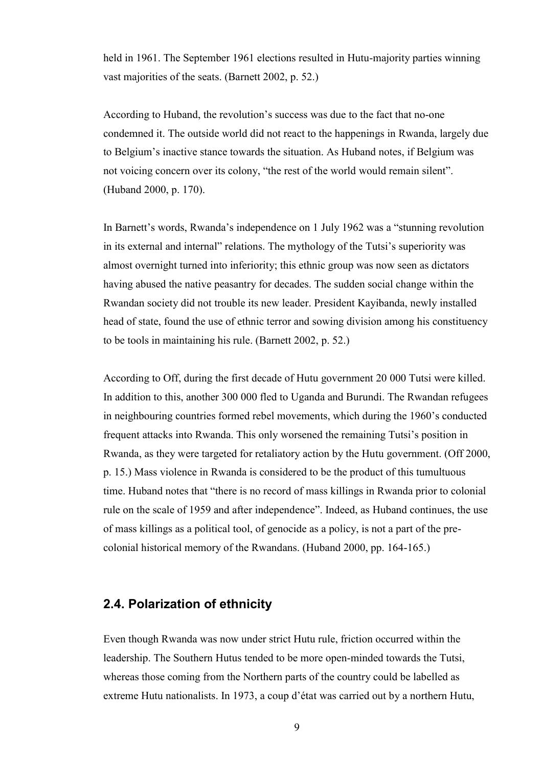held in 1961. The September 1961 elections resulted in Hutu-majority parties winning vast majorities of the seats. (Barnett 2002, p. 52.)

According to Huband, the revolution's success was due to the fact that no-one condemned it. The outside world did not react to the happenings in Rwanda, largely due to Belgium's inactive stance towards the situation. As Huband notes, if Belgium was not voicing concern over its colony, "the rest of the world would remain silent". (Huband 2000, p. 170).

In Barnett's words, Rwanda's independence on 1 July 1962 was a "stunning revolution in its external and internal" relations. The mythology of the Tutsi's superiority was almost overnight turned into inferiority; this ethnic group was now seen as dictators having abused the native peasantry for decades. The sudden social change within the Rwandan society did not trouble its new leader. President Kayibanda, newly installed head of state, found the use of ethnic terror and sowing division among his constituency to be tools in maintaining his rule. (Barnett 2002, p. 52.)

According to Off, during the first decade of Hutu government 20 000 Tutsi were killed. In addition to this, another 300 000 fled to Uganda and Burundi. The Rwandan refugees in neighbouring countries formed rebel movements, which during the 1960's conducted frequent attacks into Rwanda. This only worsened the remaining Tutsi's position in Rwanda, as they were targeted for retaliatory action by the Hutu government. (Off 2000, p. 15.) Mass violence in Rwanda is considered to be the product of this tumultuous time. Huband notes that "there is no record of mass killings in Rwanda prior to colonial rule on the scale of 1959 and after independence". Indeed, as Huband continues, the use of mass killings as a political tool, of genocide as a policy, is not a part of the pre-colonial historical memory of the Rwandans. (Huband 2000, pp. 164-165.)

### 2.4. Polarization of ethnicity

Even though Rwanda was now under strict Hutu rule, friction occurred within the leadership. The Southern Hutus tended to be more open-minded towards the Tutsi, whereas those coming from the Northern parts of the country could be labelled as extreme Hutu nationalists. In 1973, a coup d'état was carried out by a northern Hutu,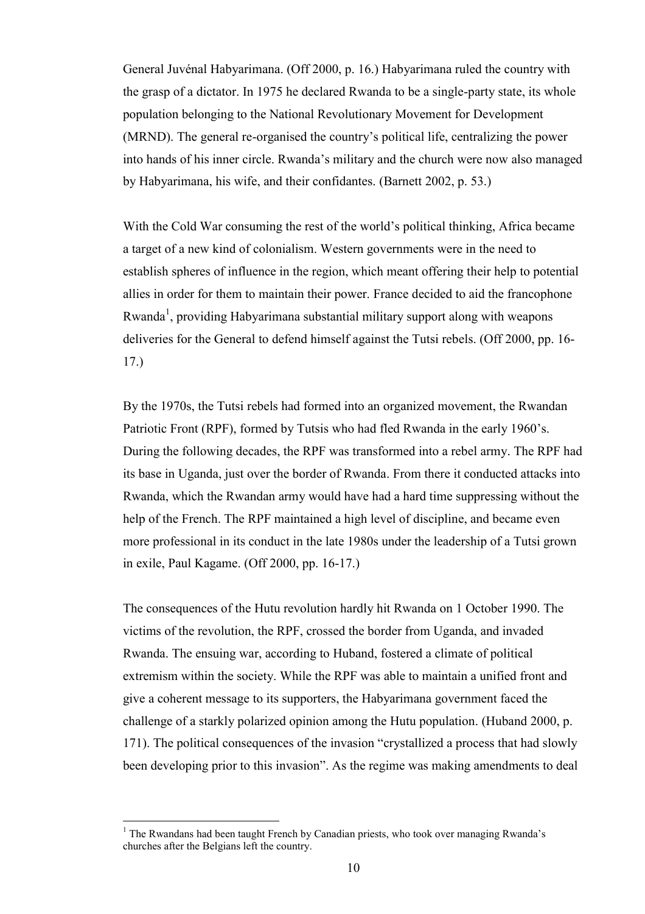General Juvénal Habyarimana. (Off 2000, p. 16.) Habyarimana ruled the country with the grasp of a dictator. In 1975 he declared Rwanda to be a single-party state, its whole population belonging to the National Revolutionary Movement for Development (MRND). The general re-organised the country's political life, centralizing the power into hands of his inner circle. Rwanda's military and the church were now also managed by Habyarimana, his wife, and their confidantes. (Barnett 2002, p. 53.)

With the Cold War consuming the rest of the world's political thinking, Africa became a target of a new kind of colonialism. Western governments were in the need to establish spheres of influence in the region, which meant offering their help to potential allies in order for them to maintain their power. France decided to aid the francophone Rwanda[1], providing Habyarimana substantial military support along with weapons deliveries for the General to defend himself against the Tutsi rebels. (Off 2000, pp. 16-17.)

By the 1970s, the Tutsi rebels had formed into an organized movement, the Rwandan Patriotic Front (RPF), formed by Tutsis who had fled Rwanda in the early 1960's. During the following decades, the RPF was transformed into a rebel army. The RPF had its base in Uganda, just over the border of Rwanda. From there it conducted attacks into Rwanda, which the Rwandan army would have had a hard time suppressing without the help of the French. The RPF maintained a high level of discipline, and became even more professional in its conduct in the late 1980s under the leadership of a Tutsi grown in exile, Paul Kagame. (Off 2000, pp. 16-17.)

The consequences of the Hutu revolution hardly hit Rwanda on 1 October 1990. The victims of the revolution, the RPF, crossed the border from Uganda, and invaded Rwanda. The ensuing war, according to Huband, fostered a climate of political extremism within the society. While the RPF was able to maintain a unified front and give a coherent message to its supporters, the Habyarimana government faced the challenge of a starkly polarized opinion among the Hutu population. (Huband 2000, p. 171). The political consequences of the invasion "crystallized a process that had slowly been developing prior to this invasion". As the regime was making amendments to deal

[1] The Rwandans had been taught French by Canadian priests, who took over managing Rwanda's churches after the Belgians left the country.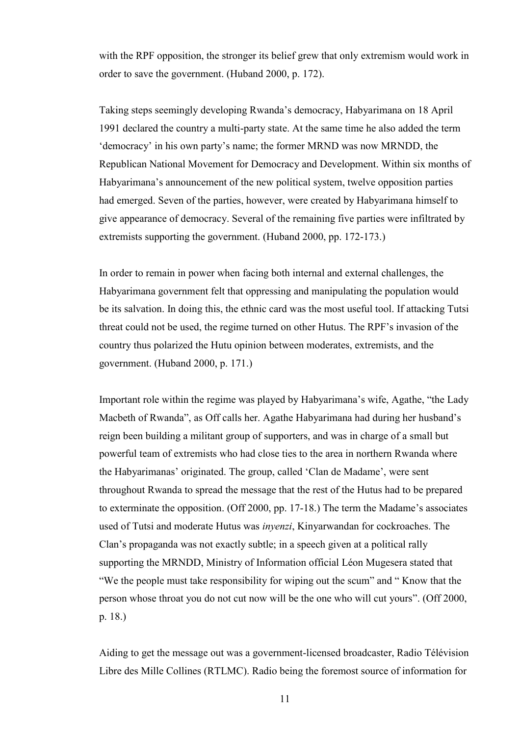with the RPF opposition, the stronger its belief grew that only extremism would work in order to save the government. (Huband 2000, p. 172).

Taking steps seemingly developing Rwanda's democracy, Habyarimana on 18 April 1991 declared the country a multi-party state. At the same time he also added the term 'democracy' in his own party's name; the former MRND was now MRNDD, the Republican National Movement for Democracy and Development. Within six months of Habyarimana's announcement of the new political system, twelve opposition parties had emerged. Seven of the parties, however, were created by Habyarimana himself to give appearance of democracy. Several of the remaining five parties were infiltrated by extremists supporting the government. (Huband 2000, pp. 172-173.)

In order to remain in power when facing both internal and external challenges, the Habyarimana government felt that oppressing and manipulating the population would be its salvation. In doing this, the ethnic card was the most useful tool. If attacking Tutsi threat could not be used, the regime turned on other Hutus. The RPF's invasion of the country thus polarized the Hutu opinion between moderates, extremists, and the government. (Huband 2000, p. 171.)

Important role within the regime was played by Habyarimana's wife, Agathe, "the Lady Macbeth of Rwanda", as Off calls her. Agathe Habyarimana had during her husband's reign been building a militant group of supporters, and was in charge of a small but powerful team of extremists who had close ties to the area in northern Rwanda where the Habyarimanas' originated. The group, called 'Clan de Madame', were sent throughout Rwanda to spread the message that the rest of the Hutus had to be prepared to exterminate the opposition. (Off 2000, pp. 17-18.) The term the Madame's associates used of Tutsi and moderate Hutus was *inyenzi*, Kinyarwandan for cockroaches. The Clan's propaganda was not exactly subtle; in a speech given at a political rally supporting the MRNDD, Ministry of Information official Léon Mugesera stated that "We the people must take responsibility for wiping out the scum" and " Know that the person whose throat you do not cut now will be the one who will cut yours". (Off 2000, p. 18.)

Aiding to get the message out was a government-licensed broadcaster, Radio Télévision Libre des Mille Collines (RTLMC). Radio being the foremost source of information for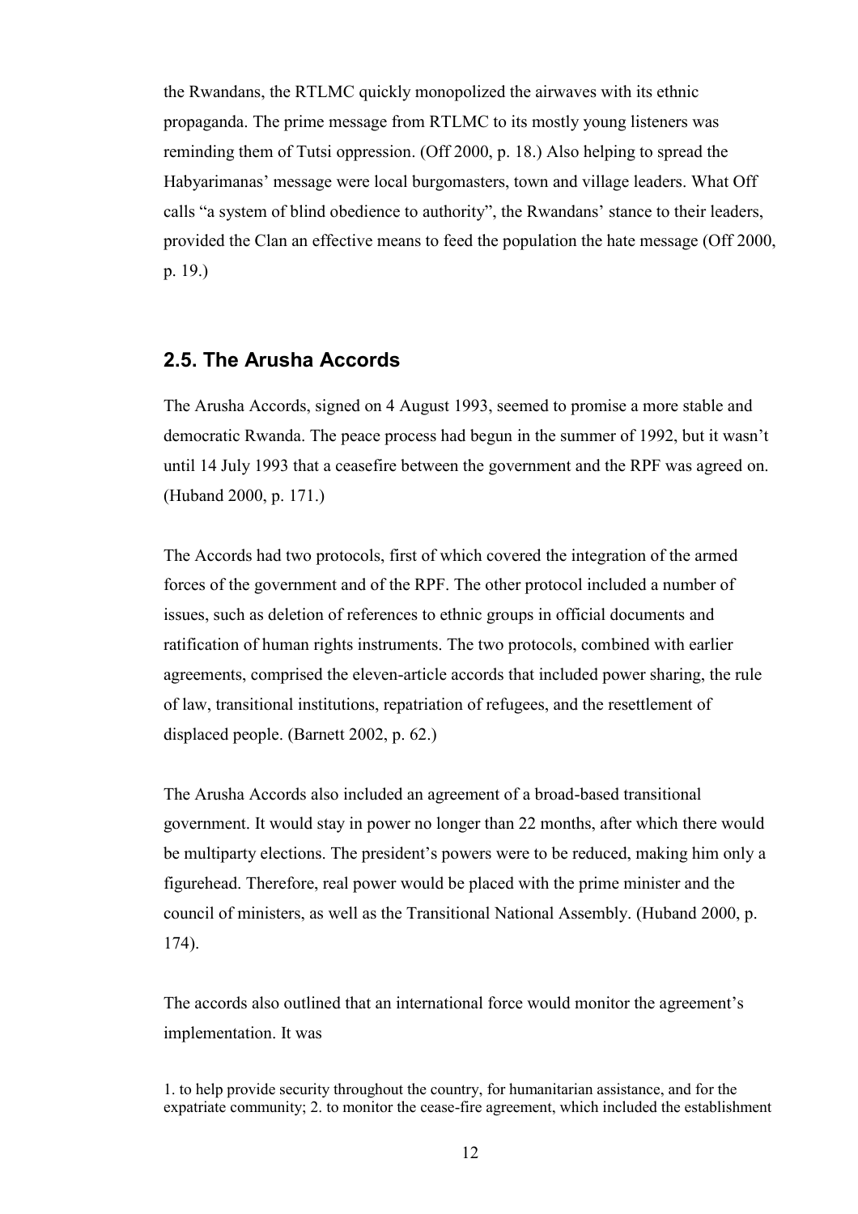the Rwandans, the RTLMC quickly monopolized the airwaves with its ethnic propaganda. The prime message from RTLMC to its mostly young listeners was reminding them of Tutsi oppression. (Off 2000, p. 18.) Also helping to spread the Habyarimanas' message were local burgomasters, town and village leaders. What Off calls "a system of blind obedience to authority", the Rwandans' stance to their leaders, provided the Clan an effective means to feed the population the hate message (Off 2000, p. 19.)

## 2.5. The Arusha Accords

The Arusha Accords, signed on 4 August 1993, seemed to promise a more stable and democratic Rwanda. The peace process had begun in the summer of 1992, but it wasn't until 14 July 1993 that a ceasefire between the government and the RPF was agreed on. (Huband 2000, p. 171.)

The Accords had two protocols, first of which covered the integration of the armed forces of the government and of the RPF. The other protocol included a number of issues, such as deletion of references to ethnic groups in official documents and ratification of human rights instruments. The two protocols, combined with earlier agreements, comprised the eleven-article accords that included power sharing, the rule of law, transitional institutions, repatriation of refugees, and the resettlement of displaced people. (Barnett 2002, p. 62.)

The Arusha Accords also included an agreement of a broad-based transitional government. It would stay in power no longer than 22 months, after which there would be multiparty elections. The president's powers were to be reduced, making him only a figurehead. Therefore, real power would be placed with the prime minister and the council of ministers, as well as the Transitional National Assembly. (Huband 2000, p. 174).

The accords also outlined that an international force would monitor the agreement's implementation. It was

> 1. to help provide security throughout the country, for humanitarian assistance, and for the expatriate community; 2. to monitor the cease-fire agreement, which included the establishment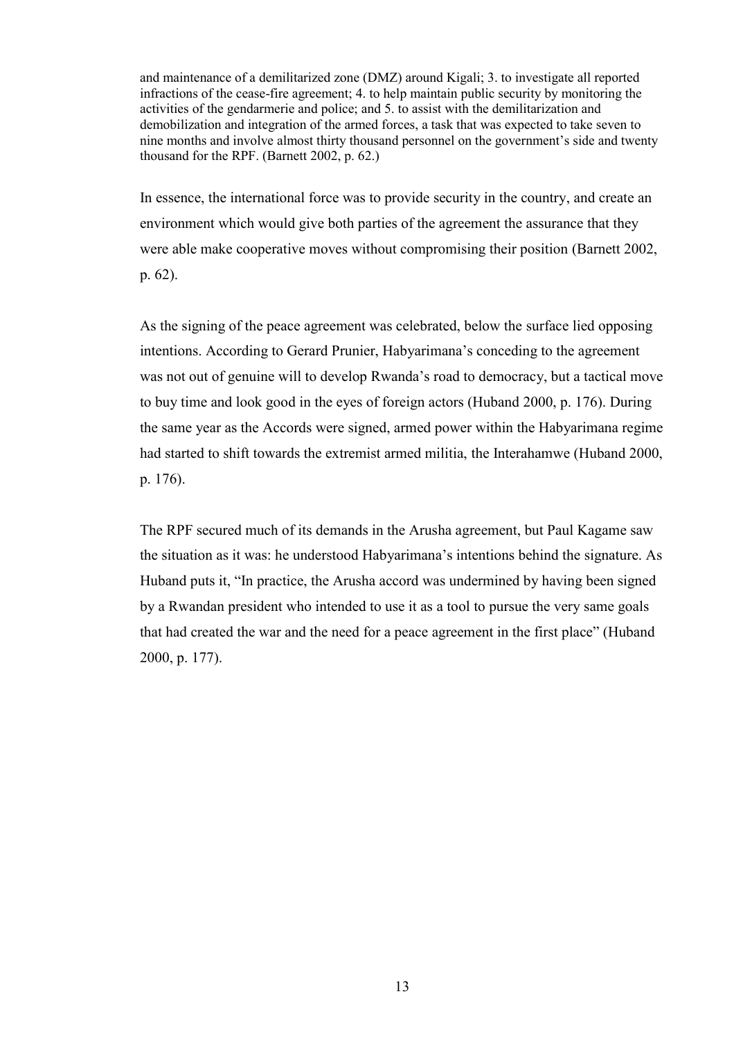> and maintenance of a demilitarized zone (DMZ) around Kigali; 3. to investigate all reported infractions of the cease-fire agreement; 4. to help maintain public security by monitoring the activities of the gendarmerie and police; and 5. to assist with the demilitarization and demobilization and integration of the armed forces, a task that was expected to take seven to nine months and involve almost thirty thousand personnel on the government's side and twenty thousand for the RPF. (Barnett 2002, p. 62.)

In essence, the international force was to provide security in the country, and create an environment which would give both parties of the agreement the assurance that they were able make cooperative moves without compromising their position (Barnett 2002, p. 62).

As the signing of the peace agreement was celebrated, below the surface lied opposing intentions. According to Gerard Prunier, Habyarimana's conceding to the agreement was not out of genuine will to develop Rwanda's road to democracy, but a tactical move to buy time and look good in the eyes of foreign actors (Huband 2000, p. 176). During the same year as the Accords were signed, armed power within the Habyarimana regime had started to shift towards the extremist armed militia, the Interahamwe (Huband 2000, p. 176).

The RPF secured much of its demands in the Arusha agreement, but Paul Kagame saw the situation as it was: he understood Habyarimana's intentions behind the signature. As Huband puts it, "In practice, the Arusha accord was undermined by having been signed by a Rwandan president who intended to use it as a tool to pursue the very same goals that had created the war and the need for a peace agreement in the first place" (Huband 2000, p. 177).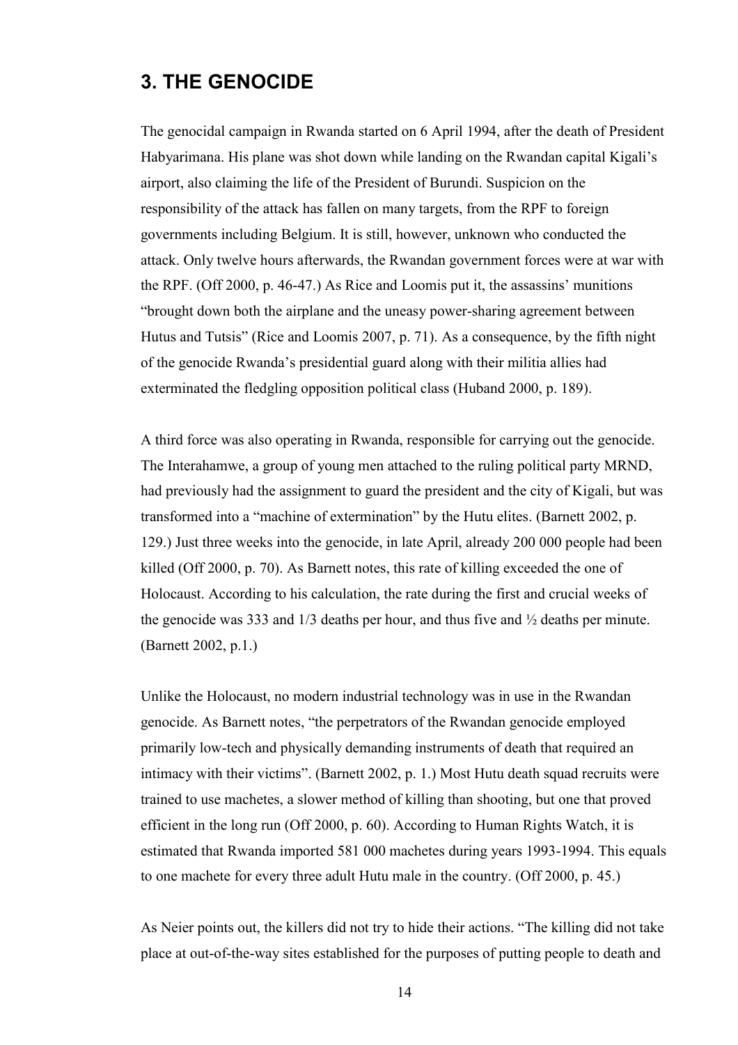## 3. THE GENOCIDE

The genocidal campaign in Rwanda started on 6 April 1994, after the death of President Habyarimana. His plane was shot down while landing on the Rwandan capital Kigali's airport, also claiming the life of the President of Burundi. Suspicion on the responsibility of the attack has fallen on many targets, from the RPF to foreign governments including Belgium. It is still, however, unknown who conducted the attack. Only twelve hours afterwards, the Rwandan government forces were at war with the RPF. (Off 2000, p. 46-47.) As Rice and Loomis put it, the assassins' munitions "brought down both the airplane and the uneasy power-sharing agreement between Hutus and Tutsis" (Rice and Loomis 2007, p. 71). As a consequence, by the fifth night of the genocide Rwanda's presidential guard along with their militia allies had exterminated the fledgling opposition political class (Huband 2000, p. 189).

A third force was also operating in Rwanda, responsible for carrying out the genocide. The Interahamwe, a group of young men attached to the ruling political party MRND, had previously had the assignment to guard the president and the city of Kigali, but was transformed into a "machine of extermination" by the Hutu elites. (Barnett 2002, p. 129.) Just three weeks into the genocide, in late April, already 200 000 people had been killed (Off 2000, p. 70). As Barnett notes, this rate of killing exceeded the one of Holocaust. According to his calculation, the rate during the first and crucial weeks of the genocide was 333 and 1/3 deaths per hour, and thus five and ½ deaths per minute. (Barnett 2002, p.1.)

Unlike the Holocaust, no modern industrial technology was in use in the Rwandan genocide. As Barnett notes, "the perpetrators of the Rwandan genocide employed primarily low-tech and physically demanding instruments of death that required an intimacy with their victims". (Barnett 2002, p. 1.) Most Hutu death squad recruits were trained to use machetes, a slower method of killing than shooting, but one that proved efficient in the long run (Off 2000, p. 60). According to Human Rights Watch, it is estimated that Rwanda imported 581 000 machetes during years 1993-1994. This equals to one machete for every three adult Hutu male in the country. (Off 2000, p. 45.)

As Neier points out, the killers did not try to hide their actions. "The killing did not take place at out-of-the-way sites established for the purposes of putting people to death and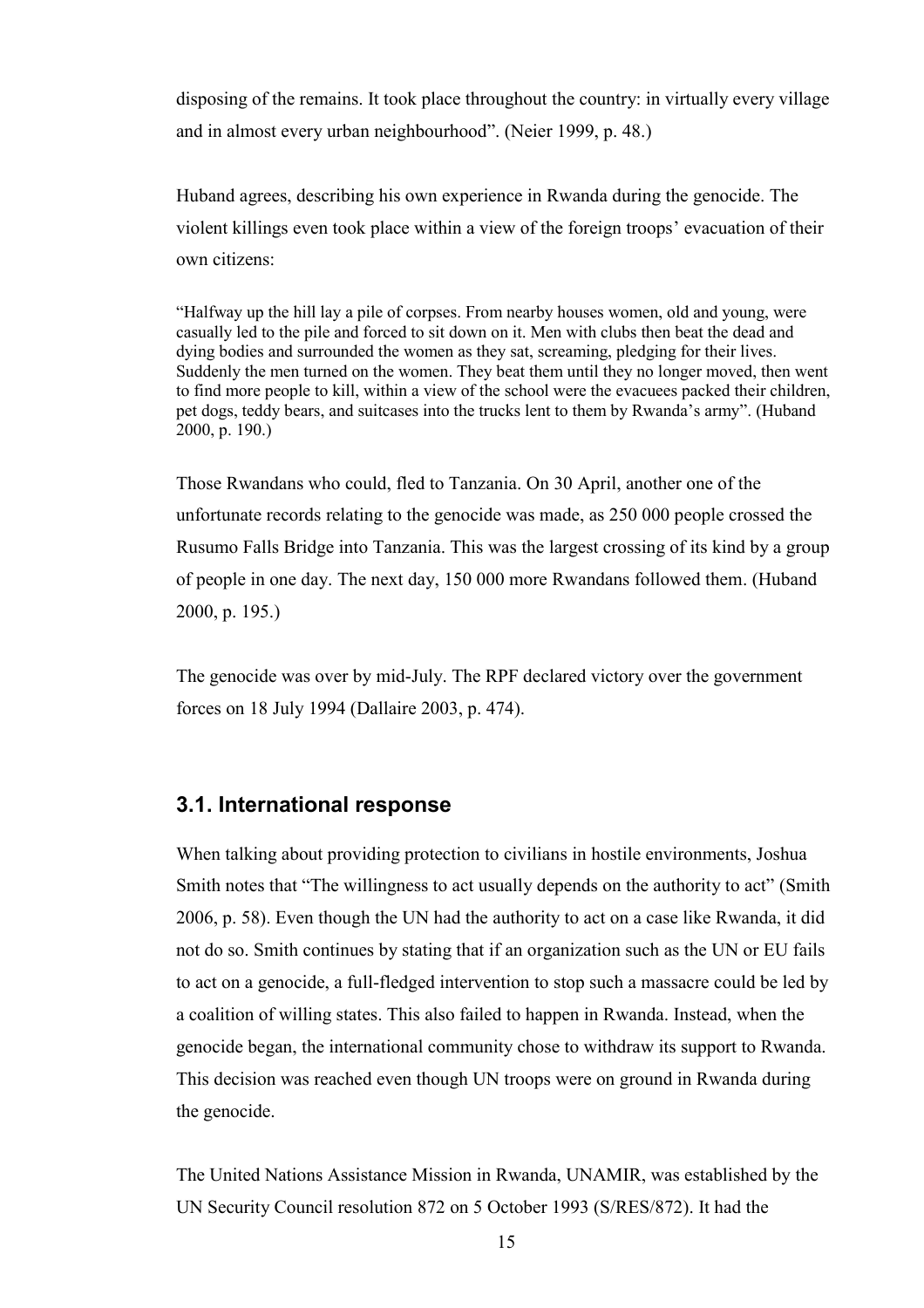disposing of the remains. It took place throughout the country: in virtually every village and in almost every urban neighbourhood". (Neier 1999, p. 48.)

Huband agrees, describing his own experience in Rwanda during the genocide. The violent killings even took place within a view of the foreign troops' evacuation of their own citizens:

> "Halfway up the hill lay a pile of corpses. From nearby houses women, old and young, were casually led to the pile and forced to sit down on it. Men with clubs then beat the dead and dying bodies and surrounded the women as they sat, screaming, pledging for their lives. Suddenly the men turned on the women. They beat them until they no longer moved, then went to find more people to kill, within a view of the school were the evacuees packed their children, pet dogs, teddy bears, and suitcases into the trucks lent to them by Rwanda's army". (Huband 2000, p. 190.)

Those Rwandans who could, fled to Tanzania. On 30 April, another one of the unfortunate records relating to the genocide was made, as 250 000 people crossed the Rusumo Falls Bridge into Tanzania. This was the largest crossing of its kind by a group of people in one day. The next day, 150 000 more Rwandans followed them. (Huband 2000, p. 195.)

The genocide was over by mid-July. The RPF declared victory over the government forces on 18 July 1994 (Dallaire 2003, p. 474).

## 3.1. International response

When talking about providing protection to civilians in hostile environments, Joshua Smith notes that "The willingness to act usually depends on the authority to act" (Smith 2006, p. 58). Even though the UN had the authority to act on a case like Rwanda, it did not do so. Smith continues by stating that if an organization such as the UN or EU fails to act on a genocide, a full-fledged intervention to stop such a massacre could be led by a coalition of willing states. This also failed to happen in Rwanda. Instead, when the genocide began, the international community chose to withdraw its support to Rwanda. This decision was reached even though UN troops were on ground in Rwanda during the genocide.

The United Nations Assistance Mission in Rwanda, UNAMIR, was established by the UN Security Council resolution 872 on 5 October 1993 (S/RES/872). It had the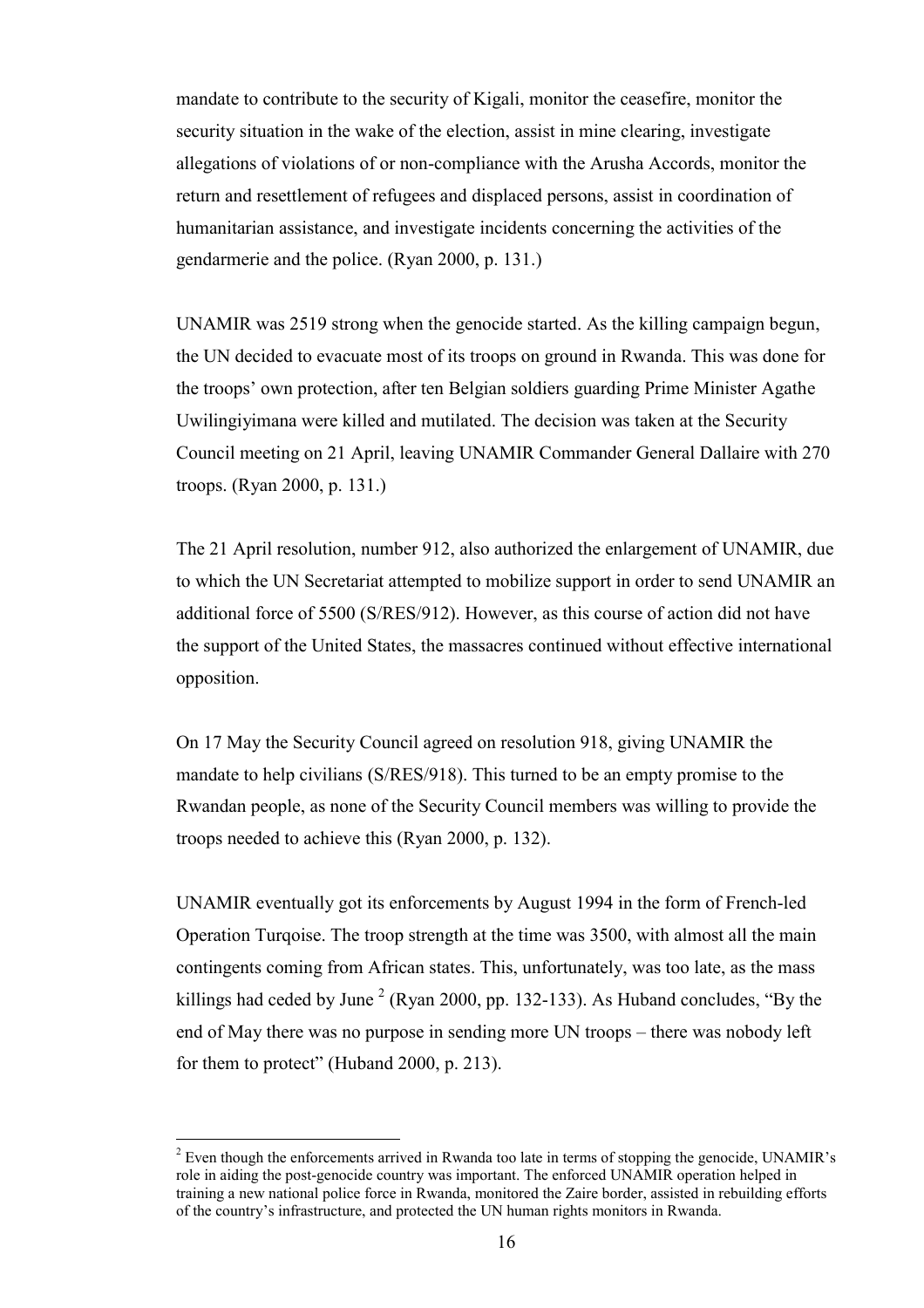mandate to contribute to the security of Kigali, monitor the ceasefire, monitor the security situation in the wake of the election, assist in mine clearing, investigate allegations of violations of or non-compliance with the Arusha Accords, monitor the return and resettlement of refugees and displaced persons, assist in coordination of humanitarian assistance, and investigate incidents concerning the activities of the gendarmerie and the police. (Ryan 2000, p. 131.)

UNAMIR was 2519 strong when the genocide started. As the killing campaign begun, the UN decided to evacuate most of its troops on ground in Rwanda. This was done for the troops' own protection, after ten Belgian soldiers guarding Prime Minister Agathe Uwilingiyimana were killed and mutilated. The decision was taken at the Security Council meeting on 21 April, leaving UNAMIR Commander General Dallaire with 270 troops. (Ryan 2000, p. 131.)

The 21 April resolution, number 912, also authorized the enlargement of UNAMIR, due to which the UN Secretariat attempted to mobilize support in order to send UNAMIR an additional force of 5500 (S/RES/912). However, as this course of action did not have the support of the United States, the massacres continued without effective international opposition.

On 17 May the Security Council agreed on resolution 918, giving UNAMIR the mandate to help civilians (S/RES/918). This turned to be an empty promise to the Rwandan people, as none of the Security Council members was willing to provide the troops needed to achieve this (Ryan 2000, p. 132).

UNAMIR eventually got its enforcements by August 1994 in the form of French-led Operation Turqoise. The troop strength at the time was 3500, with almost all the main contingents coming from African states. This, unfortunately, was too late, as the mass killings had ceded by June [2] (Ryan 2000, pp. 132-133). As Huband concludes, "By the end of May there was no purpose in sending more UN troops – there was nobody left for them to protect" (Huband 2000, p. 213).

[2] Even though the enforcements arrived in Rwanda too late in terms of stopping the genocide, UNAMIR's role in aiding the post-genocide country was important. The enforced UNAMIR operation helped in training a new national police force in Rwanda, monitored the Zaire border, assisted in rebuilding efforts of the country's infrastructure, and protected the UN human rights monitors in Rwanda.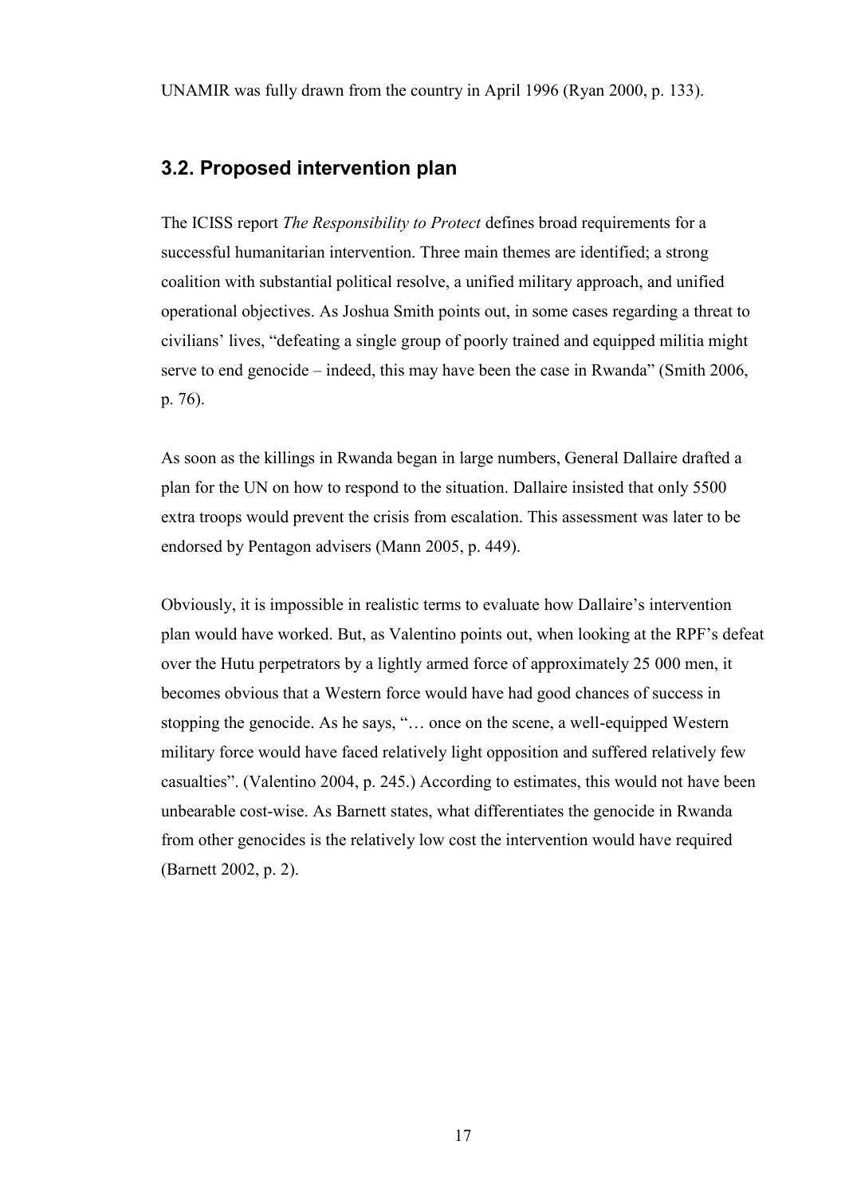UNAMIR was fully drawn from the country in April 1996 (Ryan 2000, p. 133).

## 3.2. Proposed intervention plan

The ICISS report *The Responsibility to Protect* defines broad requirements for a successful humanitarian intervention. Three main themes are identified; a strong coalition with substantial political resolve, a unified military approach, and unified operational objectives. As Joshua Smith points out, in some cases regarding a threat to civilians' lives, "defeating a single group of poorly trained and equipped militia might serve to end genocide – indeed, this may have been the case in Rwanda" (Smith 2006, p. 76).

As soon as the killings in Rwanda began in large numbers, General Dallaire drafted a plan for the UN on how to respond to the situation. Dallaire insisted that only 5500 extra troops would prevent the crisis from escalation. This assessment was later to be endorsed by Pentagon advisers (Mann 2005, p. 449).

Obviously, it is impossible in realistic terms to evaluate how Dallaire's intervention plan would have worked. But, as Valentino points out, when looking at the RPF's defeat over the Hutu perpetrators by a lightly armed force of approximately 25 000 men, it becomes obvious that a Western force would have had good chances of success in stopping the genocide. As he says, "… once on the scene, a well-equipped Western military force would have faced relatively light opposition and suffered relatively few casualties". (Valentino 2004, p. 245.) According to estimates, this would not have been unbearable cost-wise. As Barnett states, what differentiates the genocide in Rwanda from other genocides is the relatively low cost the intervention would have required (Barnett 2002, p. 2).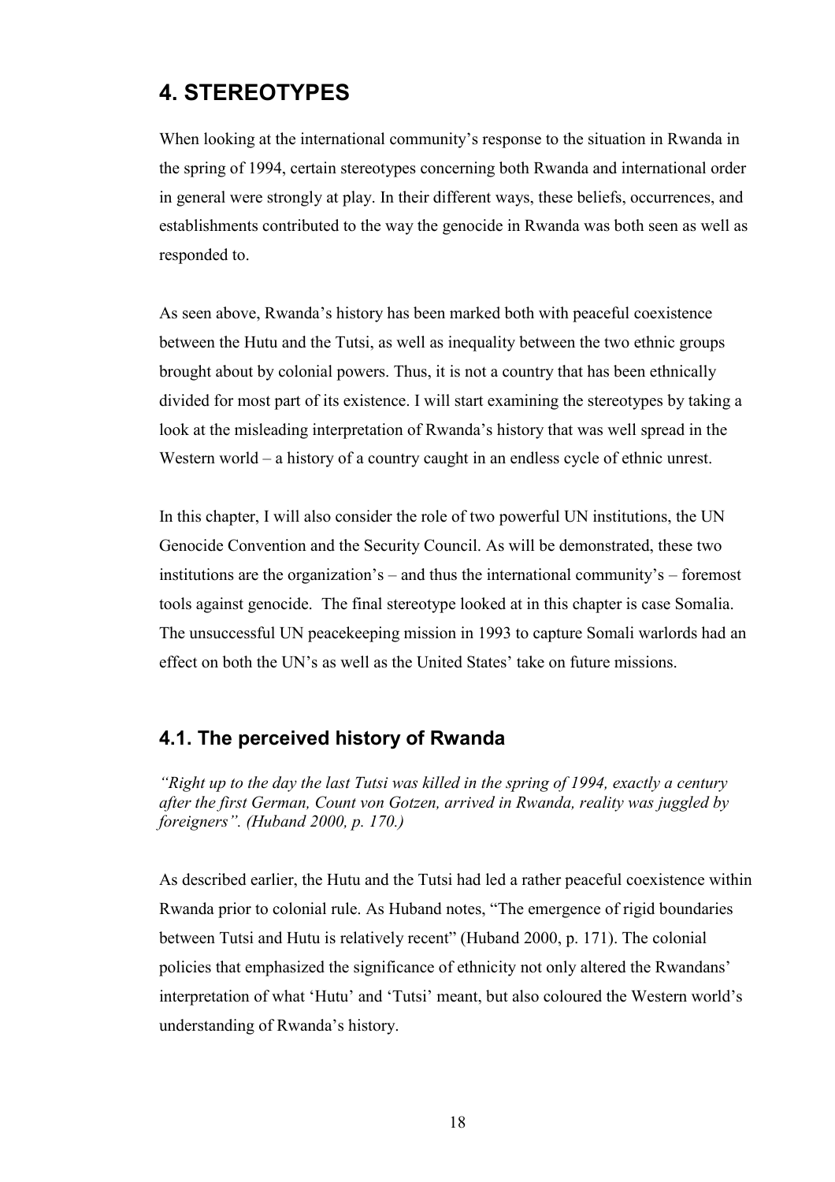# 4. STEREOTYPES

When looking at the international community's response to the situation in Rwanda in the spring of 1994, certain stereotypes concerning both Rwanda and international order in general were strongly at play. In their different ways, these beliefs, occurrences, and establishments contributed to the way the genocide in Rwanda was both seen as well as responded to.

As seen above, Rwanda's history has been marked both with peaceful coexistence between the Hutu and the Tutsi, as well as inequality between the two ethnic groups brought about by colonial powers. Thus, it is not a country that has been ethnically divided for most part of its existence. I will start examining the stereotypes by taking a look at the misleading interpretation of Rwanda's history that was well spread in the Western world – a history of a country caught in an endless cycle of ethnic unrest.

In this chapter, I will also consider the role of two powerful UN institutions, the UN Genocide Convention and the Security Council. As will be demonstrated, these two institutions are the organization's – and thus the international community's – foremost tools against genocide. The final stereotype looked at in this chapter is case Somalia. The unsuccessful UN peacekeeping mission in 1993 to capture Somali warlords had an effect on both the UN's as well as the United States' take on future missions.

## 4.1. The perceived history of Rwanda

*"Right up to the day the last Tutsi was killed in the spring of 1994, exactly a century after the first German, Count von Gotzen, arrived in Rwanda, reality was juggled by foreigners". (Huband 2000, p. 170.)*

As described earlier, the Hutu and the Tutsi had led a rather peaceful coexistence within Rwanda prior to colonial rule. As Huband notes, "The emergence of rigid boundaries between Tutsi and Hutu is relatively recent" (Huband 2000, p. 171). The colonial policies that emphasized the significance of ethnicity not only altered the Rwandans' interpretation of what 'Hutu' and 'Tutsi' meant, but also coloured the Western world's understanding of Rwanda's history.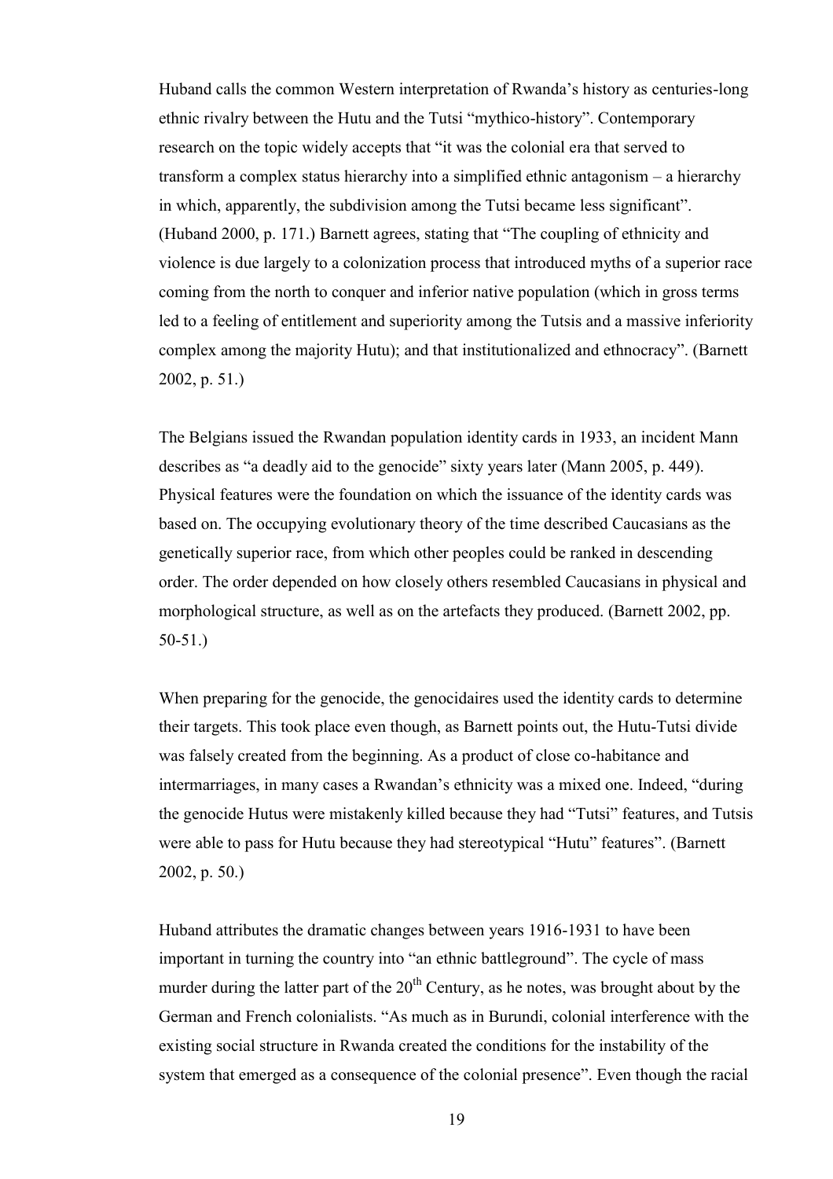Huband calls the common Western interpretation of Rwanda's history as centuries-long ethnic rivalry between the Hutu and the Tutsi "mythico-history". Contemporary research on the topic widely accepts that "it was the colonial era that served to transform a complex status hierarchy into a simplified ethnic antagonism – a hierarchy in which, apparently, the subdivision among the Tutsi became less significant". (Huband 2000, p. 171.) Barnett agrees, stating that "The coupling of ethnicity and violence is due largely to a colonization process that introduced myths of a superior race coming from the north to conquer and inferior native population (which in gross terms led to a feeling of entitlement and superiority among the Tutsis and a massive inferiority complex among the majority Hutu); and that institutionalized and ethnocracy". (Barnett 2002, p. 51.)

The Belgians issued the Rwandan population identity cards in 1933, an incident Mann describes as "a deadly aid to the genocide" sixty years later (Mann 2005, p. 449). Physical features were the foundation on which the issuance of the identity cards was based on. The occupying evolutionary theory of the time described Caucasians as the genetically superior race, from which other peoples could be ranked in descending order. The order depended on how closely others resembled Caucasians in physical and morphological structure, as well as on the artefacts they produced. (Barnett 2002, pp. 50-51.)

When preparing for the genocide, the genocidaires used the identity cards to determine their targets. This took place even though, as Barnett points out, the Hutu-Tutsi divide was falsely created from the beginning. As a product of close co-habitance and intermarriages, in many cases a Rwandan's ethnicity was a mixed one. Indeed, "during the genocide Hutus were mistakenly killed because they had "Tutsi" features, and Tutsis were able to pass for Hutu because they had stereotypical "Hutu" features". (Barnett 2002, p. 50.)

Huband attributes the dramatic changes between years 1916-1931 to have been important in turning the country into "an ethnic battleground". The cycle of mass murder during the latter part of the 20th Century, as he notes, was brought about by the German and French colonialists. "As much as in Burundi, colonial interference with the existing social structure in Rwanda created the conditions for the instability of the system that emerged as a consequence of the colonial presence". Even though the racial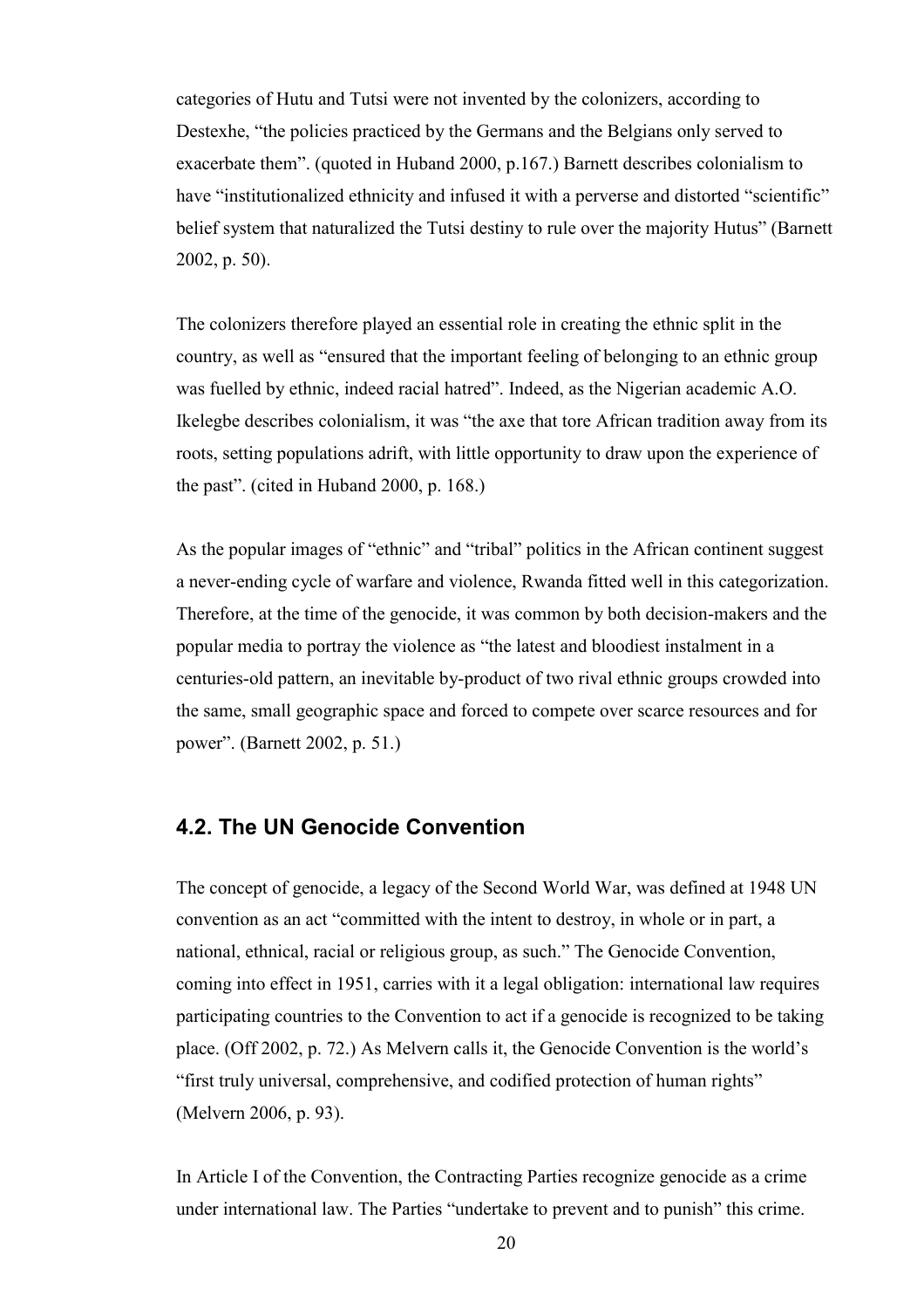categories of Hutu and Tutsi were not invented by the colonizers, according to Destexhe, "the policies practiced by the Germans and the Belgians only served to exacerbate them". (quoted in Huband 2000, p.167.) Barnett describes colonialism to have "institutionalized ethnicity and infused it with a perverse and distorted "scientific" belief system that naturalized the Tutsi destiny to rule over the majority Hutus" (Barnett 2002, p. 50).

The colonizers therefore played an essential role in creating the ethnic split in the country, as well as "ensured that the important feeling of belonging to an ethnic group was fuelled by ethnic, indeed racial hatred". Indeed, as the Nigerian academic A.O. Ikelegbe describes colonialism, it was "the axe that tore African tradition away from its roots, setting populations adrift, with little opportunity to draw upon the experience of the past". (cited in Huband 2000, p. 168.)

As the popular images of "ethnic" and "tribal" politics in the African continent suggest a never-ending cycle of warfare and violence, Rwanda fitted well in this categorization. Therefore, at the time of the genocide, it was common by both decision-makers and the popular media to portray the violence as "the latest and bloodiest instalment in a centuries-old pattern, an inevitable by-product of two rival ethnic groups crowded into the same, small geographic space and forced to compete over scarce resources and for power". (Barnett 2002, p. 51.)

## 4.2. The UN Genocide Convention

The concept of genocide, a legacy of the Second World War, was defined at 1948 UN convention as an act "committed with the intent to destroy, in whole or in part, a national, ethnical, racial or religious group, as such." The Genocide Convention, coming into effect in 1951, carries with it a legal obligation: international law requires participating countries to the Convention to act if a genocide is recognized to be taking place. (Off 2002, p. 72.) As Melvern calls it, the Genocide Convention is the world's "first truly universal, comprehensive, and codified protection of human rights" (Melvern 2006, p. 93).

In Article I of the Convention, the Contracting Parties recognize genocide as a crime under international law. The Parties "undertake to prevent and to punish" this crime.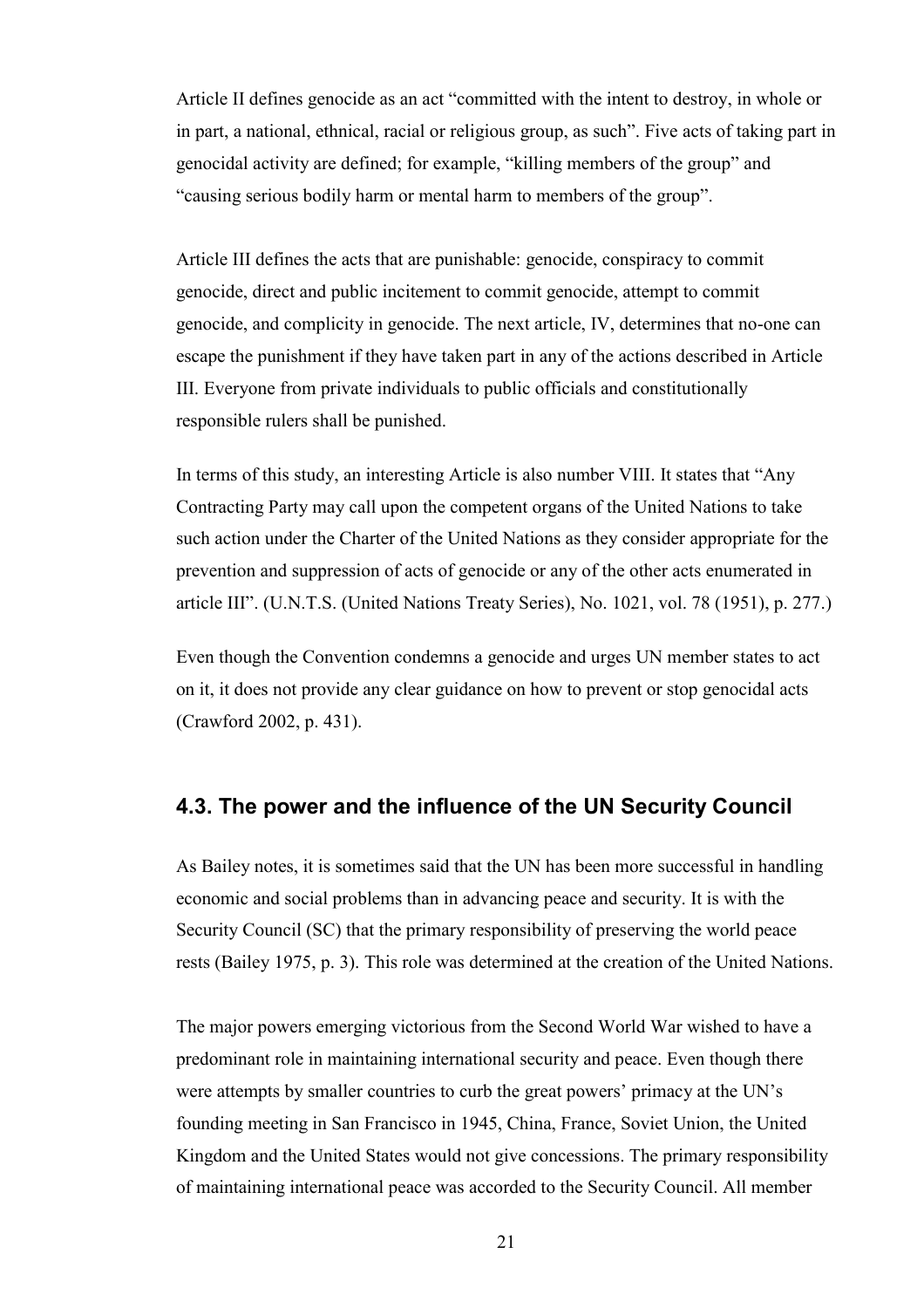Article II defines genocide as an act "committed with the intent to destroy, in whole or in part, a national, ethnical, racial or religious group, as such". Five acts of taking part in genocidal activity are defined; for example, "killing members of the group" and "causing serious bodily harm or mental harm to members of the group".

Article III defines the acts that are punishable: genocide, conspiracy to commit genocide, direct and public incitement to commit genocide, attempt to commit genocide, and complicity in genocide. The next article, IV, determines that no-one can escape the punishment if they have taken part in any of the actions described in Article III. Everyone from private individuals to public officials and constitutionally responsible rulers shall be punished.

In terms of this study, an interesting Article is also number VIII. It states that "Any Contracting Party may call upon the competent organs of the United Nations to take such action under the Charter of the United Nations as they consider appropriate for the prevention and suppression of acts of genocide or any of the other acts enumerated in article III". (U.N.T.S. (United Nations Treaty Series), No. 1021, vol. 78 (1951), p. 277.)

Even though the Convention condemns a genocide and urges UN member states to act on it, it does not provide any clear guidance on how to prevent or stop genocidal acts (Crawford 2002, p. 431).

## 4.3. The power and the influence of the UN Security Council

As Bailey notes, it is sometimes said that the UN has been more successful in handling economic and social problems than in advancing peace and security. It is with the Security Council (SC) that the primary responsibility of preserving the world peace rests (Bailey 1975, p. 3). This role was determined at the creation of the United Nations.

The major powers emerging victorious from the Second World War wished to have a predominant role in maintaining international security and peace. Even though there were attempts by smaller countries to curb the great powers' primacy at the UN's founding meeting in San Francisco in 1945, China, France, Soviet Union, the United Kingdom and the United States would not give concessions. The primary responsibility of maintaining international peace was accorded to the Security Council. All member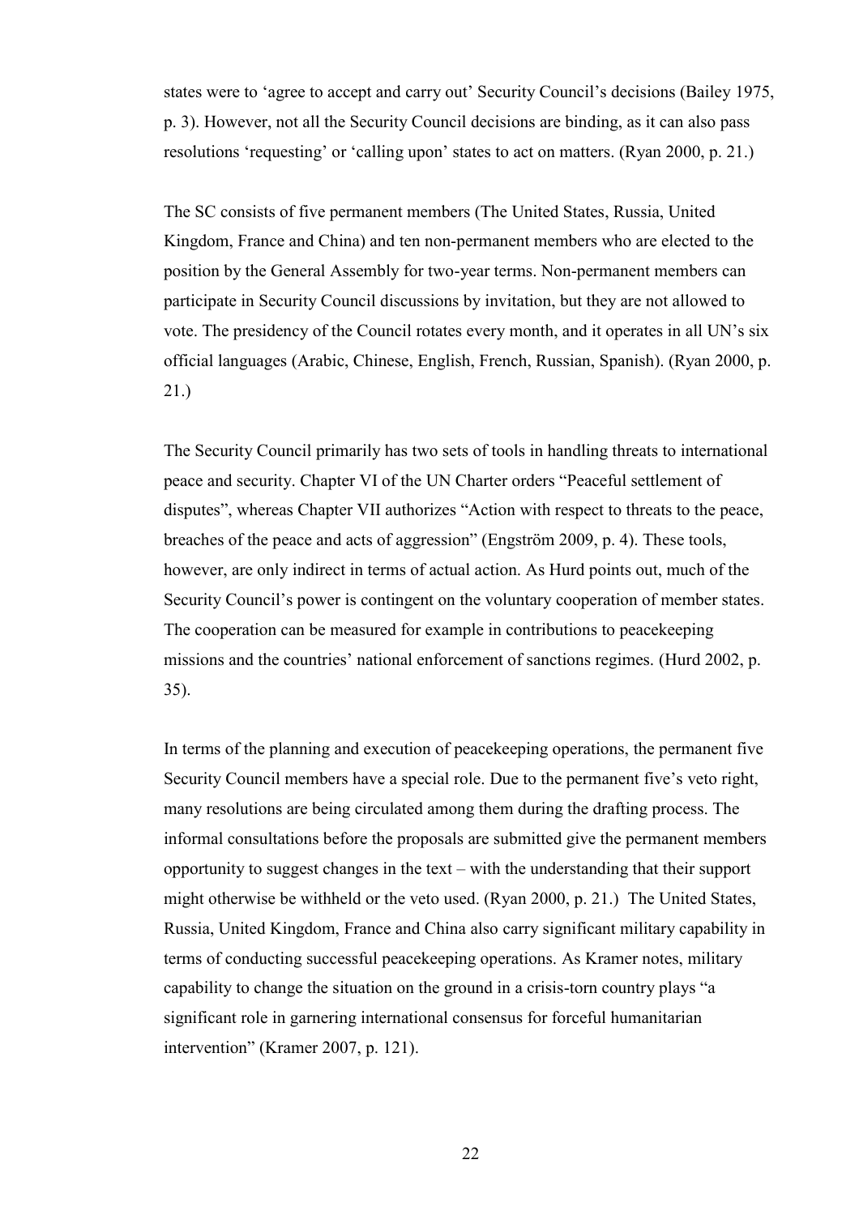states were to 'agree to accept and carry out' Security Council's decisions (Bailey 1975, p. 3). However, not all the Security Council decisions are binding, as it can also pass resolutions 'requesting' or 'calling upon' states to act on matters. (Ryan 2000, p. 21.)

The SC consists of five permanent members (The United States, Russia, United Kingdom, France and China) and ten non-permanent members who are elected to the position by the General Assembly for two-year terms. Non-permanent members can participate in Security Council discussions by invitation, but they are not allowed to vote. The presidency of the Council rotates every month, and it operates in all UN's six official languages (Arabic, Chinese, English, French, Russian, Spanish). (Ryan 2000, p. 21.)

The Security Council primarily has two sets of tools in handling threats to international peace and security. Chapter VI of the UN Charter orders "Peaceful settlement of disputes", whereas Chapter VII authorizes "Action with respect to threats to the peace, breaches of the peace and acts of aggression" (Engström 2009, p. 4). These tools, however, are only indirect in terms of actual action. As Hurd points out, much of the Security Council's power is contingent on the voluntary cooperation of member states. The cooperation can be measured for example in contributions to peacekeeping missions and the countries' national enforcement of sanctions regimes. (Hurd 2002, p. 35).

In terms of the planning and execution of peacekeeping operations, the permanent five Security Council members have a special role. Due to the permanent five's veto right, many resolutions are being circulated among them during the drafting process. The informal consultations before the proposals are submitted give the permanent members opportunity to suggest changes in the text – with the understanding that their support might otherwise be withheld or the veto used. (Ryan 2000, p. 21.) The United States, Russia, United Kingdom, France and China also carry significant military capability in terms of conducting successful peacekeeping operations. As Kramer notes, military capability to change the situation on the ground in a crisis-torn country plays "a significant role in garnering international consensus for forceful humanitarian intervention" (Kramer 2007, p. 121).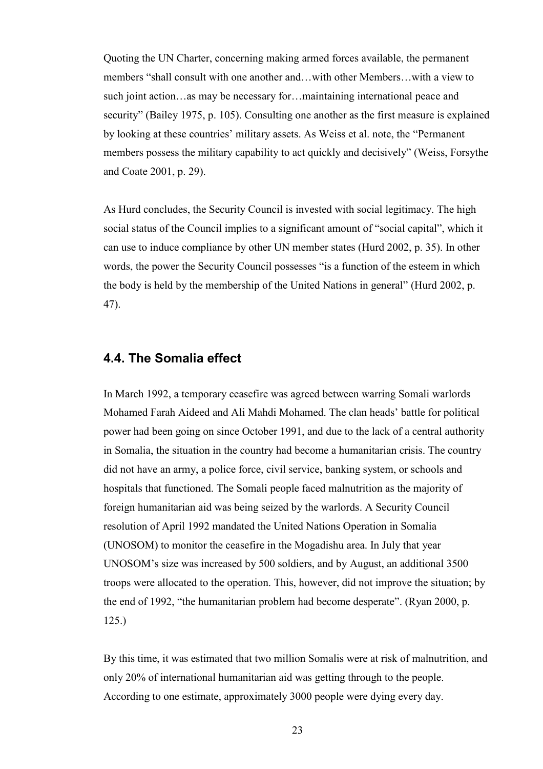Quoting the UN Charter, concerning making armed forces available, the permanent members "shall consult with one another and…with other Members…with a view to such joint action…as may be necessary for…maintaining international peace and security" (Bailey 1975, p. 105). Consulting one another as the first measure is explained by looking at these countries' military assets. As Weiss et al. note, the "Permanent members possess the military capability to act quickly and decisively" (Weiss, Forsythe and Coate 2001, p. 29).

As Hurd concludes, the Security Council is invested with social legitimacy. The high social status of the Council implies to a significant amount of "social capital", which it can use to induce compliance by other UN member states (Hurd 2002, p. 35). In other words, the power the Security Council possesses "is a function of the esteem in which the body is held by the membership of the United Nations in general" (Hurd 2002, p. 47).

## 4.4. The Somalia effect

In March 1992, a temporary ceasefire was agreed between warring Somali warlords Mohamed Farah Aideed and Ali Mahdi Mohamed. The clan heads' battle for political power had been going on since October 1991, and due to the lack of a central authority in Somalia, the situation in the country had become a humanitarian crisis. The country did not have an army, a police force, civil service, banking system, or schools and hospitals that functioned. The Somali people faced malnutrition as the majority of foreign humanitarian aid was being seized by the warlords. A Security Council resolution of April 1992 mandated the United Nations Operation in Somalia (UNOSOM) to monitor the ceasefire in the Mogadishu area. In July that year UNOSOM's size was increased by 500 soldiers, and by August, an additional 3500 troops were allocated to the operation. This, however, did not improve the situation; by the end of 1992, "the humanitarian problem had become desperate". (Ryan 2000, p. 125.)

By this time, it was estimated that two million Somalis were at risk of malnutrition, and only 20% of international humanitarian aid was getting through to the people. According to one estimate, approximately 3000 people were dying every day.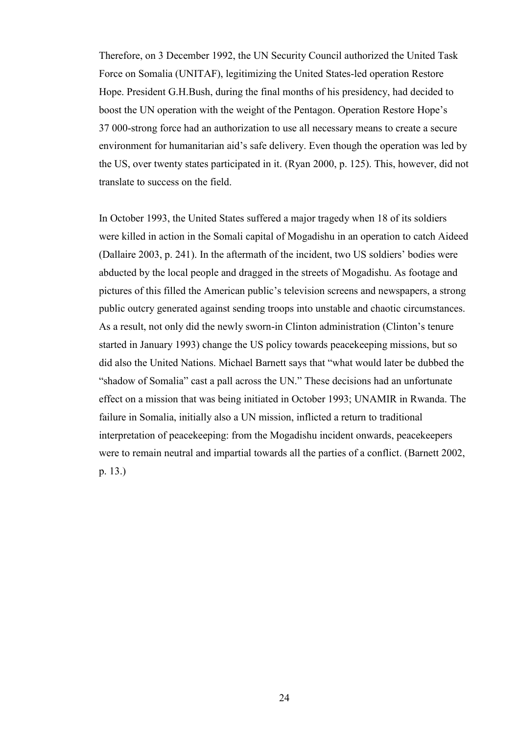Therefore, on 3 December 1992, the UN Security Council authorized the United Task Force on Somalia (UNITAF), legitimizing the United States-led operation Restore Hope. President G.H.Bush, during the final months of his presidency, had decided to boost the UN operation with the weight of the Pentagon. Operation Restore Hope's 37 000-strong force had an authorization to use all necessary means to create a secure environment for humanitarian aid's safe delivery. Even though the operation was led by the US, over twenty states participated in it. (Ryan 2000, p. 125). This, however, did not translate to success on the field.

In October 1993, the United States suffered a major tragedy when 18 of its soldiers were killed in action in the Somali capital of Mogadishu in an operation to catch Aideed (Dallaire 2003, p. 241). In the aftermath of the incident, two US soldiers' bodies were abducted by the local people and dragged in the streets of Mogadishu. As footage and pictures of this filled the American public's television screens and newspapers, a strong public outcry generated against sending troops into unstable and chaotic circumstances. As a result, not only did the newly sworn-in Clinton administration (Clinton's tenure started in January 1993) change the US policy towards peacekeeping missions, but so did also the United Nations. Michael Barnett says that "what would later be dubbed the "shadow of Somalia" cast a pall across the UN." These decisions had an unfortunate effect on a mission that was being initiated in October 1993; UNAMIR in Rwanda. The failure in Somalia, initially also a UN mission, inflicted a return to traditional interpretation of peacekeeping: from the Mogadishu incident onwards, peacekeepers were to remain neutral and impartial towards all the parties of a conflict. (Barnett 2002, p. 13.)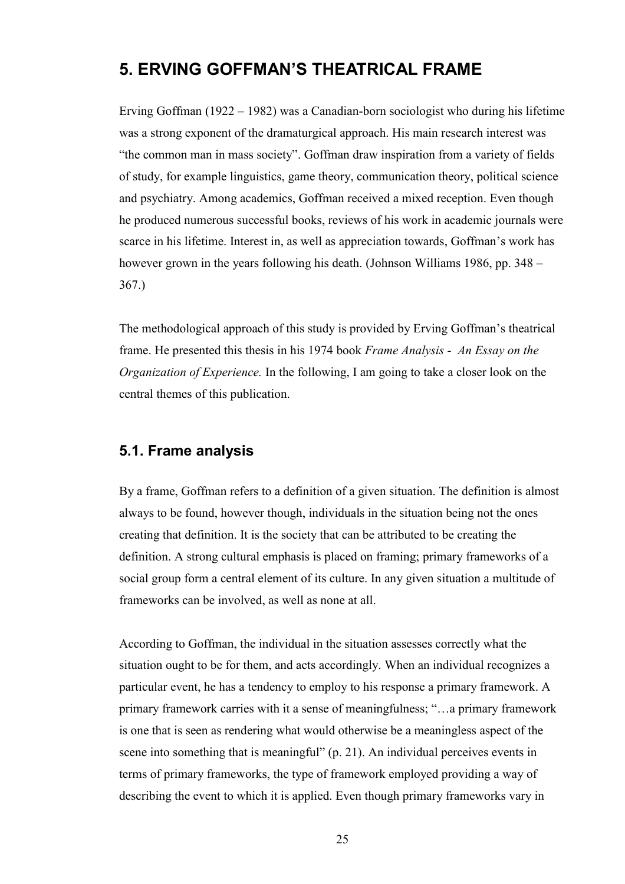# 5. ERVING GOFFMAN'S THEATRICAL FRAME

Erving Goffman (1922 – 1982) was a Canadian-born sociologist who during his lifetime was a strong exponent of the dramaturgical approach. His main research interest was "the common man in mass society". Goffman draw inspiration from a variety of fields of study, for example linguistics, game theory, communication theory, political science and psychiatry. Among academics, Goffman received a mixed reception. Even though he produced numerous successful books, reviews of his work in academic journals were scarce in his lifetime. Interest in, as well as appreciation towards, Goffman's work has however grown in the years following his death. (Johnson Williams 1986, pp. 348 – 367.)

The methodological approach of this study is provided by Erving Goffman's theatrical frame. He presented this thesis in his 1974 book *Frame Analysis - An Essay on the Organization of Experience.* In the following, I am going to take a closer look on the central themes of this publication.

## 5.1. Frame analysis

By a frame, Goffman refers to a definition of a given situation. The definition is almost always to be found, however though, individuals in the situation being not the ones creating that definition. It is the society that can be attributed to be creating the definition. A strong cultural emphasis is placed on framing; primary frameworks of a social group form a central element of its culture. In any given situation a multitude of frameworks can be involved, as well as none at all.

According to Goffman, the individual in the situation assesses correctly what the situation ought to be for them, and acts accordingly. When an individual recognizes a particular event, he has a tendency to employ to his response a primary framework. A primary framework carries with it a sense of meaningfulness; "…a primary framework is one that is seen as rendering what would otherwise be a meaningless aspect of the scene into something that is meaningful" (p. 21). An individual perceives events in terms of primary frameworks, the type of framework employed providing a way of describing the event to which it is applied. Even though primary frameworks vary in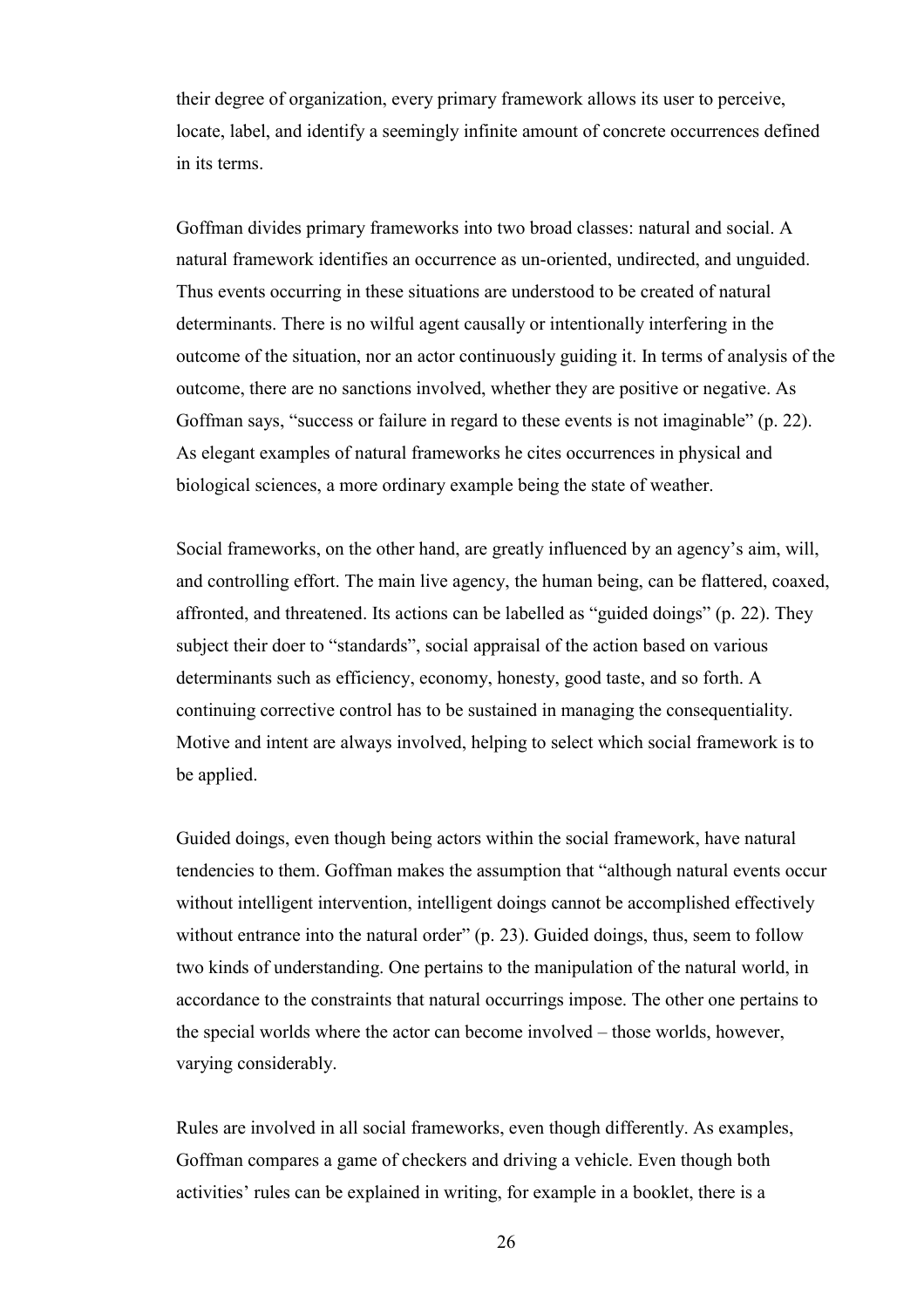their degree of organization, every primary framework allows its user to perceive, locate, label, and identify a seemingly infinite amount of concrete occurrences defined in its terms.

Goffman divides primary frameworks into two broad classes: natural and social. A natural framework identifies an occurrence as un-oriented, undirected, and unguided. Thus events occurring in these situations are understood to be created of natural determinants. There is no wilful agent causally or intentionally interfering in the outcome of the situation, nor an actor continuously guiding it. In terms of analysis of the outcome, there are no sanctions involved, whether they are positive or negative. As Goffman says, "success or failure in regard to these events is not imaginable" (p. 22). As elegant examples of natural frameworks he cites occurrences in physical and biological sciences, a more ordinary example being the state of weather.

Social frameworks, on the other hand, are greatly influenced by an agency's aim, will, and controlling effort. The main live agency, the human being, can be flattered, coaxed, affronted, and threatened. Its actions can be labelled as "guided doings" (p. 22). They subject their doer to "standards", social appraisal of the action based on various determinants such as efficiency, economy, honesty, good taste, and so forth. A continuing corrective control has to be sustained in managing the consequentiality. Motive and intent are always involved, helping to select which social framework is to be applied.

Guided doings, even though being actors within the social framework, have natural tendencies to them. Goffman makes the assumption that "although natural events occur without intelligent intervention, intelligent doings cannot be accomplished effectively without entrance into the natural order" (p. 23). Guided doings, thus, seem to follow two kinds of understanding. One pertains to the manipulation of the natural world, in accordance to the constraints that natural occurrings impose. The other one pertains to the special worlds where the actor can become involved – those worlds, however, varying considerably.

Rules are involved in all social frameworks, even though differently. As examples, Goffman compares a game of checkers and driving a vehicle. Even though both activities' rules can be explained in writing, for example in a booklet, there is a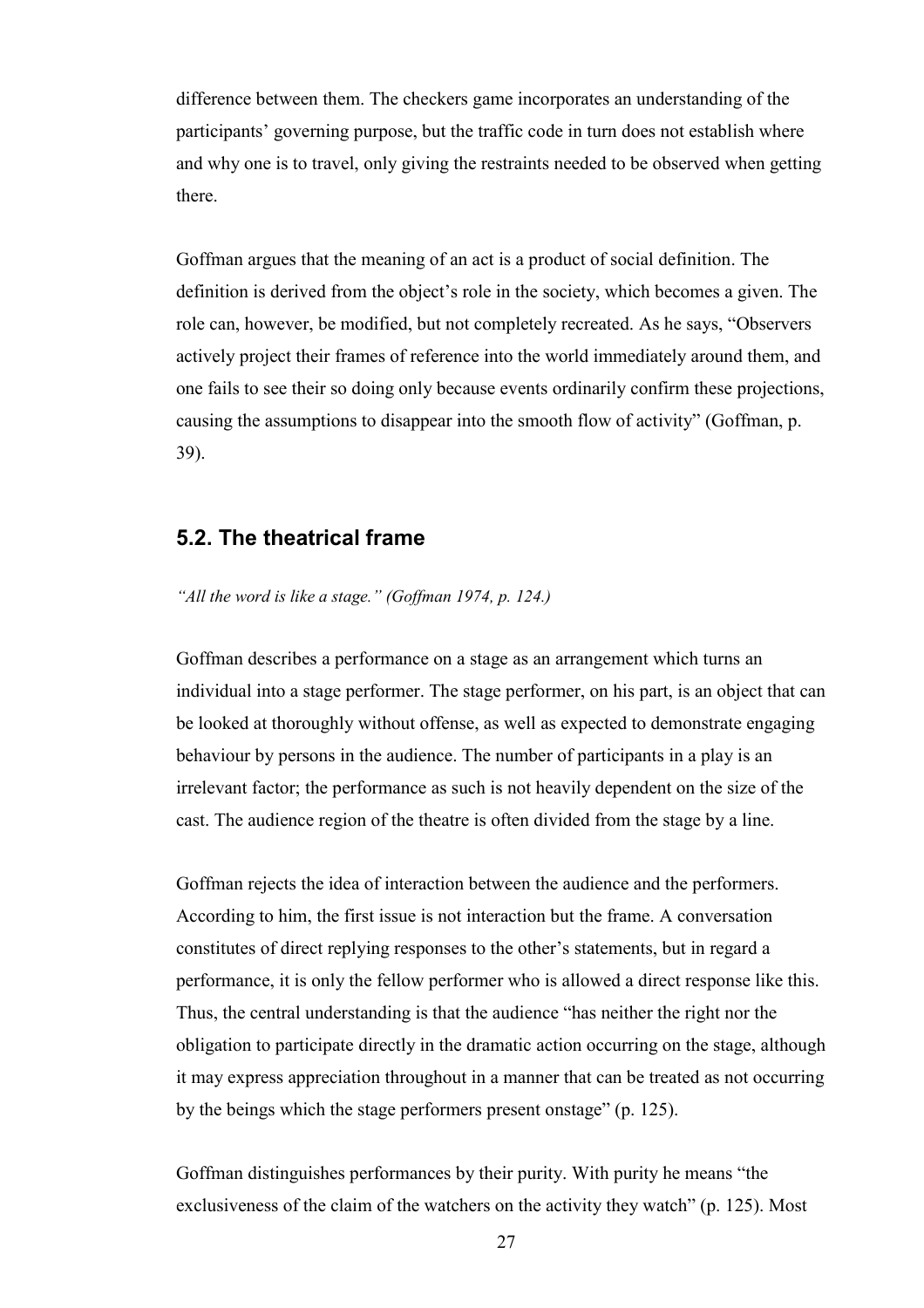difference between them. The checkers game incorporates an understanding of the participants' governing purpose, but the traffic code in turn does not establish where and why one is to travel, only giving the restraints needed to be observed when getting there.

Goffman argues that the meaning of an act is a product of social definition. The definition is derived from the object's role in the society, which becomes a given. The role can, however, be modified, but not completely recreated. As he says, "Observers actively project their frames of reference into the world immediately around them, and one fails to see their so doing only because events ordinarily confirm these projections, causing the assumptions to disappear into the smooth flow of activity" (Goffman, p. 39).

## 5.2. The theatrical frame

*"All the word is like a stage." (Goffman 1974, p. 124.)*

Goffman describes a performance on a stage as an arrangement which turns an individual into a stage performer. The stage performer, on his part, is an object that can be looked at thoroughly without offense, as well as expected to demonstrate engaging behaviour by persons in the audience. The number of participants in a play is an irrelevant factor; the performance as such is not heavily dependent on the size of the cast. The audience region of the theatre is often divided from the stage by a line.

Goffman rejects the idea of interaction between the audience and the performers. According to him, the first issue is not interaction but the frame. A conversation constitutes of direct replying responses to the other's statements, but in regard a performance, it is only the fellow performer who is allowed a direct response like this. Thus, the central understanding is that the audience "has neither the right nor the obligation to participate directly in the dramatic action occurring on the stage, although it may express appreciation throughout in a manner that can be treated as not occurring by the beings which the stage performers present onstage" (p. 125).

Goffman distinguishes performances by their purity. With purity he means "the exclusiveness of the claim of the watchers on the activity they watch" (p. 125). Most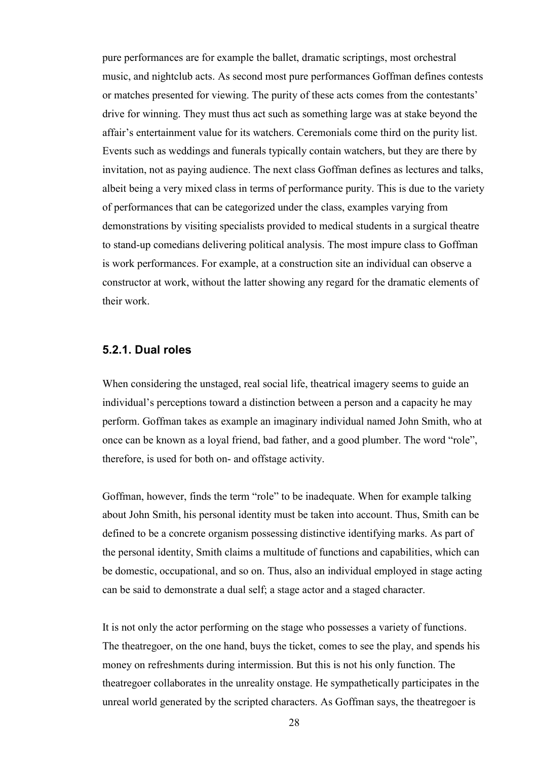pure performances are for example the ballet, dramatic scriptings, most orchestral music, and nightclub acts. As second most pure performances Goffman defines contests or matches presented for viewing. The purity of these acts comes from the contestants' drive for winning. They must thus act such as something large was at stake beyond the affair's entertainment value for its watchers. Ceremonials come third on the purity list. Events such as weddings and funerals typically contain watchers, but they are there by invitation, not as paying audience. The next class Goffman defines as lectures and talks, albeit being a very mixed class in terms of performance purity. This is due to the variety of performances that can be categorized under the class, examples varying from demonstrations by visiting specialists provided to medical students in a surgical theatre to stand-up comedians delivering political analysis. The most impure class to Goffman is work performances. For example, at a construction site an individual can observe a constructor at work, without the latter showing any regard for the dramatic elements of their work.

### 5.2.1. Dual roles

When considering the unstaged, real social life, theatrical imagery seems to guide an individual's perceptions toward a distinction between a person and a capacity he may perform. Goffman takes as example an imaginary individual named John Smith, who at once can be known as a loyal friend, bad father, and a good plumber. The word "role", therefore, is used for both on- and offstage activity.

Goffman, however, finds the term "role" to be inadequate. When for example talking about John Smith, his personal identity must be taken into account. Thus, Smith can be defined to be a concrete organism possessing distinctive identifying marks. As part of the personal identity, Smith claims a multitude of functions and capabilities, which can be domestic, occupational, and so on. Thus, also an individual employed in stage acting can be said to demonstrate a dual self; a stage actor and a staged character.

It is not only the actor performing on the stage who possesses a variety of functions. The theatregoer, on the one hand, buys the ticket, comes to see the play, and spends his money on refreshments during intermission. But this is not his only function. The theatregoer collaborates in the unreality onstage. He sympathetically participates in the unreal world generated by the scripted characters. As Goffman says, the theatregoer is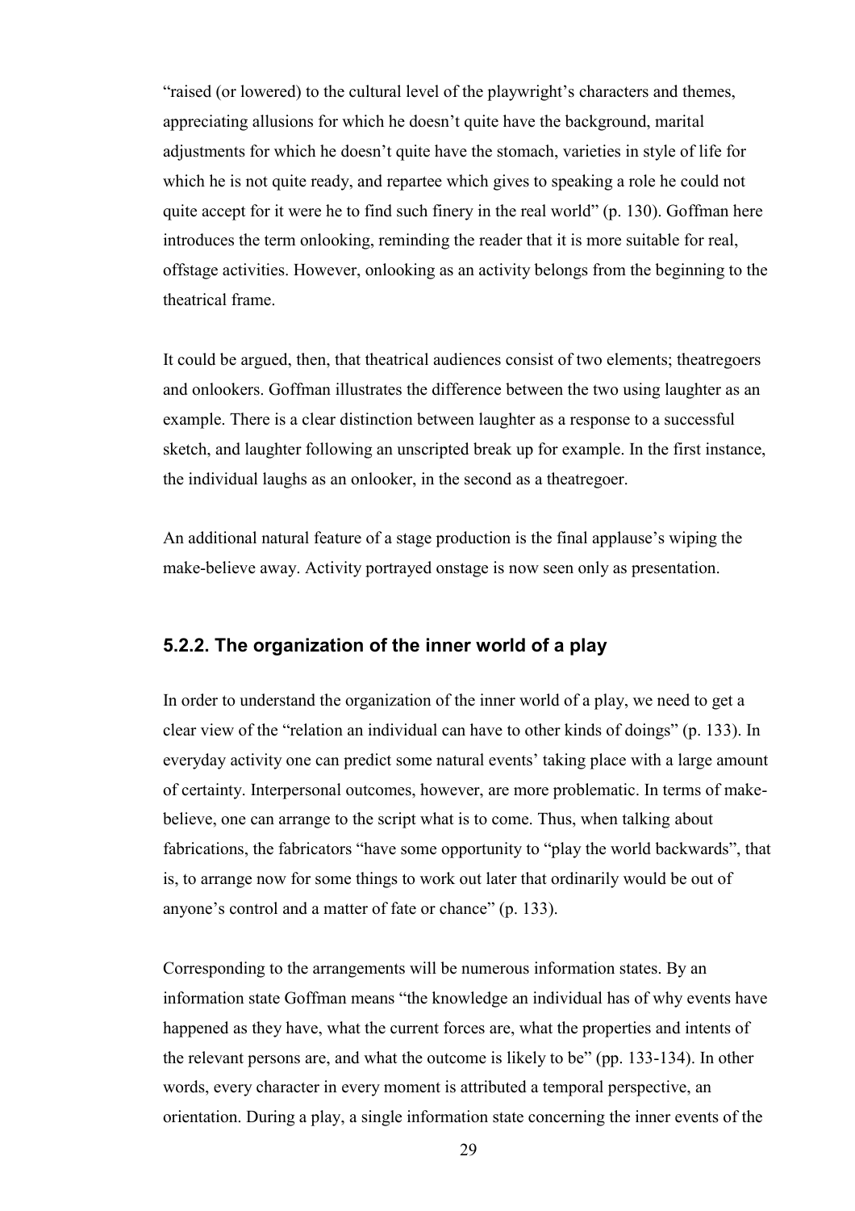"raised (or lowered) to the cultural level of the playwright's characters and themes, appreciating allusions for which he doesn't quite have the background, marital adjustments for which he doesn't quite have the stomach, varieties in style of life for which he is not quite ready, and repartee which gives to speaking a role he could not quite accept for it were he to find such finery in the real world" (p. 130). Goffman here introduces the term onlooking, reminding the reader that it is more suitable for real, offstage activities. However, onlooking as an activity belongs from the beginning to the theatrical frame.

It could be argued, then, that theatrical audiences consist of two elements; theatregoers and onlookers. Goffman illustrates the difference between the two using laughter as an example. There is a clear distinction between laughter as a response to a successful sketch, and laughter following an unscripted break up for example. In the first instance, the individual laughs as an onlooker, in the second as a theatregoer.

An additional natural feature of a stage production is the final applause's wiping the make-believe away. Activity portrayed onstage is now seen only as presentation.

### 5.2.2. The organization of the inner world of a play

In order to understand the organization of the inner world of a play, we need to get a clear view of the "relation an individual can have to other kinds of doings" (p. 133). In everyday activity one can predict some natural events' taking place with a large amount of certainty. Interpersonal outcomes, however, are more problematic. In terms of make-believe, one can arrange to the script what is to come. Thus, when talking about fabrications, the fabricators "have some opportunity to "play the world backwards", that is, to arrange now for some things to work out later that ordinarily would be out of anyone's control and a matter of fate or chance" (p. 133).

Corresponding to the arrangements will be numerous information states. By an information state Goffman means "the knowledge an individual has of why events have happened as they have, what the current forces are, what the properties and intents of the relevant persons are, and what the outcome is likely to be" (pp. 133-134). In other words, every character in every moment is attributed a temporal perspective, an orientation. During a play, a single information state concerning the inner events of the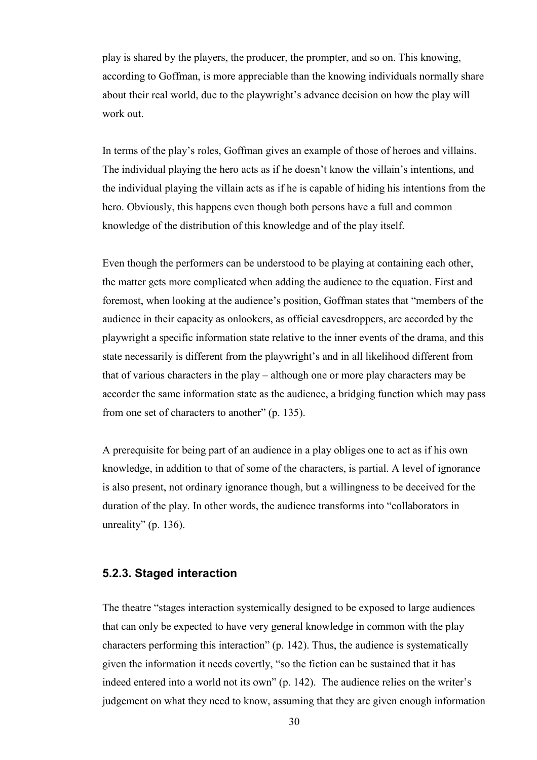play is shared by the players, the producer, the prompter, and so on. This knowing, according to Goffman, is more appreciable than the knowing individuals normally share about their real world, due to the playwright's advance decision on how the play will work out.

In terms of the play's roles, Goffman gives an example of those of heroes and villains. The individual playing the hero acts as if he doesn't know the villain's intentions, and the individual playing the villain acts as if he is capable of hiding his intentions from the hero. Obviously, this happens even though both persons have a full and common knowledge of the distribution of this knowledge and of the play itself.

Even though the performers can be understood to be playing at containing each other, the matter gets more complicated when adding the audience to the equation. First and foremost, when looking at the audience's position, Goffman states that "members of the audience in their capacity as onlookers, as official eavesdroppers, are accorded by the playwright a specific information state relative to the inner events of the drama, and this state necessarily is different from the playwright's and in all likelihood different from that of various characters in the play – although one or more play characters may be accorder the same information state as the audience, a bridging function which may pass from one set of characters to another" (p. 135).

A prerequisite for being part of an audience in a play obliges one to act as if his own knowledge, in addition to that of some of the characters, is partial. A level of ignorance is also present, not ordinary ignorance though, but a willingness to be deceived for the duration of the play. In other words, the audience transforms into "collaborators in unreality" (p. 136).

### 5.2.3. Staged interaction

The theatre "stages interaction systemically designed to be exposed to large audiences that can only be expected to have very general knowledge in common with the play characters performing this interaction" (p. 142). Thus, the audience is systematically given the information it needs covertly, "so the fiction can be sustained that it has indeed entered into a world not its own" (p. 142). The audience relies on the writer's judgement on what they need to know, assuming that they are given enough information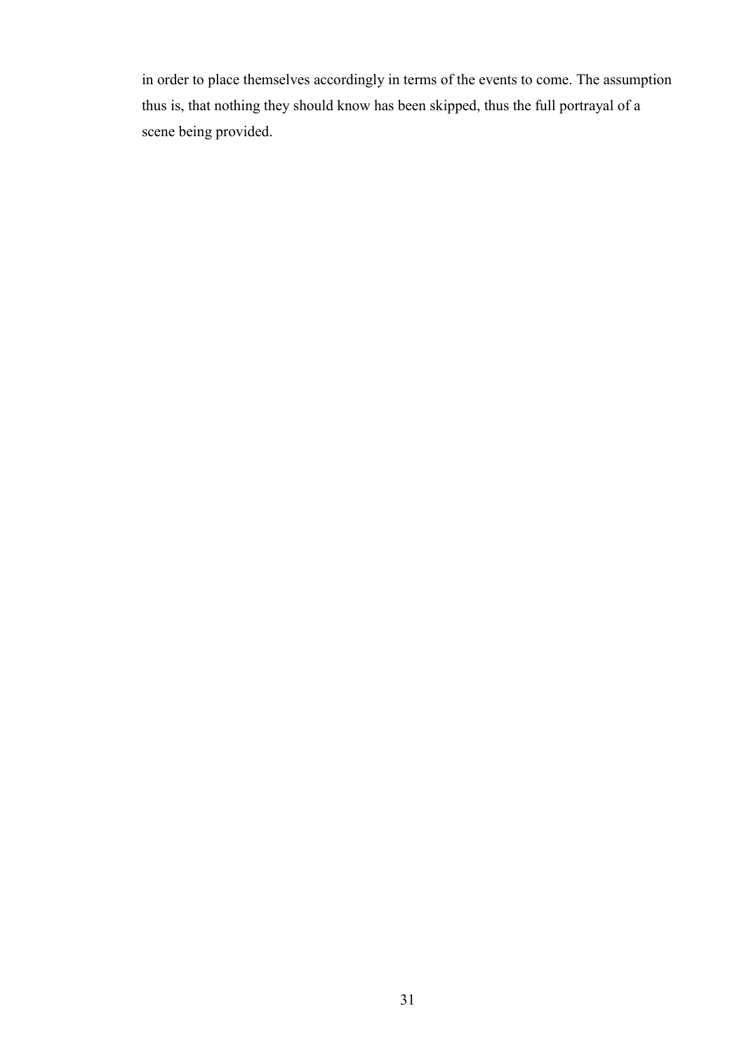in order to place themselves accordingly in terms of the events to come. The assumption thus is, that nothing they should know has been skipped, thus the full portrayal of a scene being provided.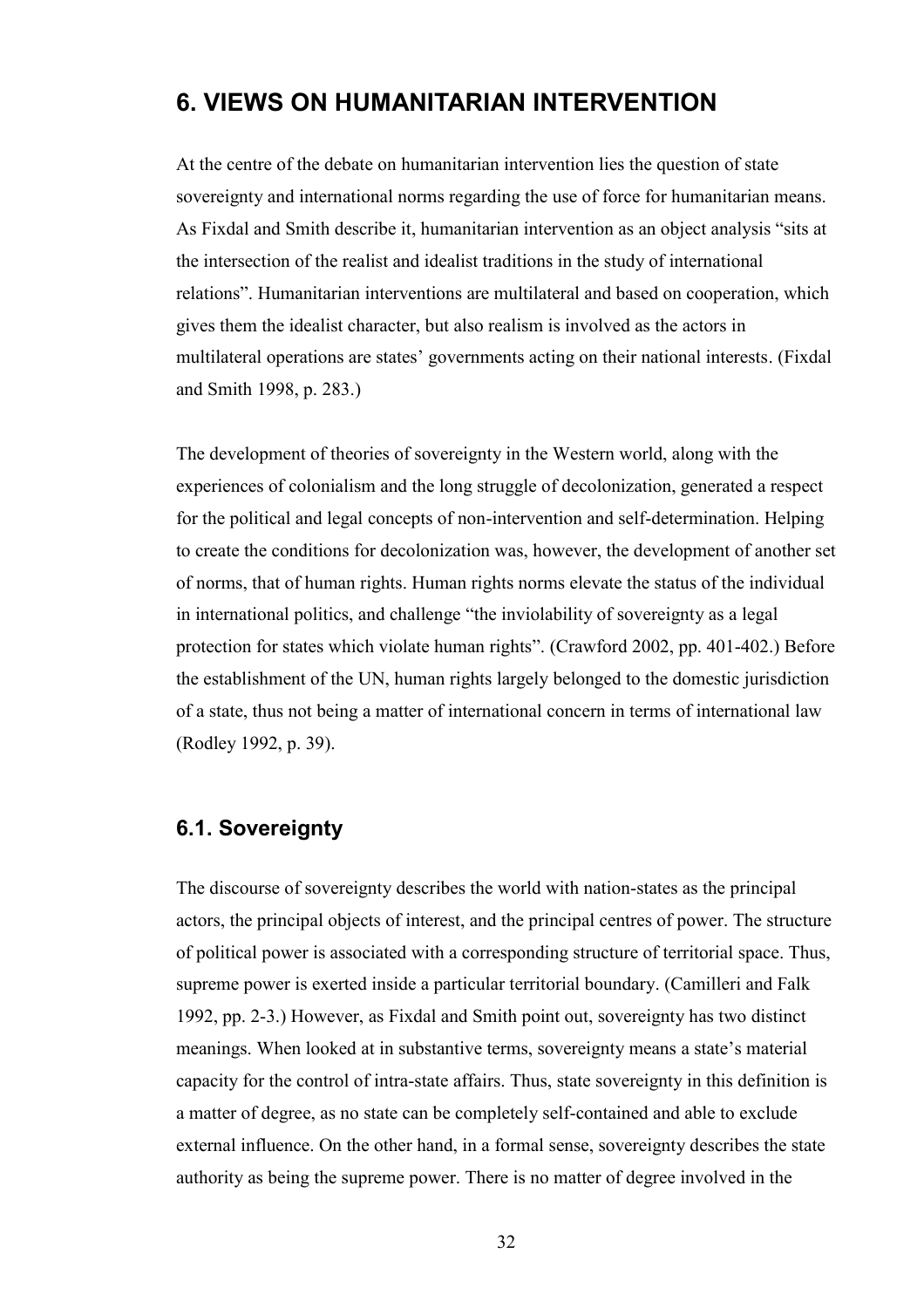# 6. VIEWS ON HUMANITARIAN INTERVENTION

At the centre of the debate on humanitarian intervention lies the question of state sovereignty and international norms regarding the use of force for humanitarian means. As Fixdal and Smith describe it, humanitarian intervention as an object analysis "sits at the intersection of the realist and idealist traditions in the study of international relations". Humanitarian interventions are multilateral and based on cooperation, which gives them the idealist character, but also realism is involved as the actors in multilateral operations are states' governments acting on their national interests. (Fixdal and Smith 1998, p. 283.)

The development of theories of sovereignty in the Western world, along with the experiences of colonialism and the long struggle of decolonization, generated a respect for the political and legal concepts of non-intervention and self-determination. Helping to create the conditions for decolonization was, however, the development of another set of norms, that of human rights. Human rights norms elevate the status of the individual in international politics, and challenge "the inviolability of sovereignty as a legal protection for states which violate human rights". (Crawford 2002, pp. 401-402.) Before the establishment of the UN, human rights largely belonged to the domestic jurisdiction of a state, thus not being a matter of international concern in terms of international law (Rodley 1992, p. 39).

## 6.1. Sovereignty

The discourse of sovereignty describes the world with nation-states as the principal actors, the principal objects of interest, and the principal centres of power. The structure of political power is associated with a corresponding structure of territorial space. Thus, supreme power is exerted inside a particular territorial boundary. (Camilleri and Falk 1992, pp. 2-3.) However, as Fixdal and Smith point out, sovereignty has two distinct meanings. When looked at in substantive terms, sovereignty means a state's material capacity for the control of intra-state affairs. Thus, state sovereignty in this definition is a matter of degree, as no state can be completely self-contained and able to exclude external influence. On the other hand, in a formal sense, sovereignty describes the state authority as being the supreme power. There is no matter of degree involved in the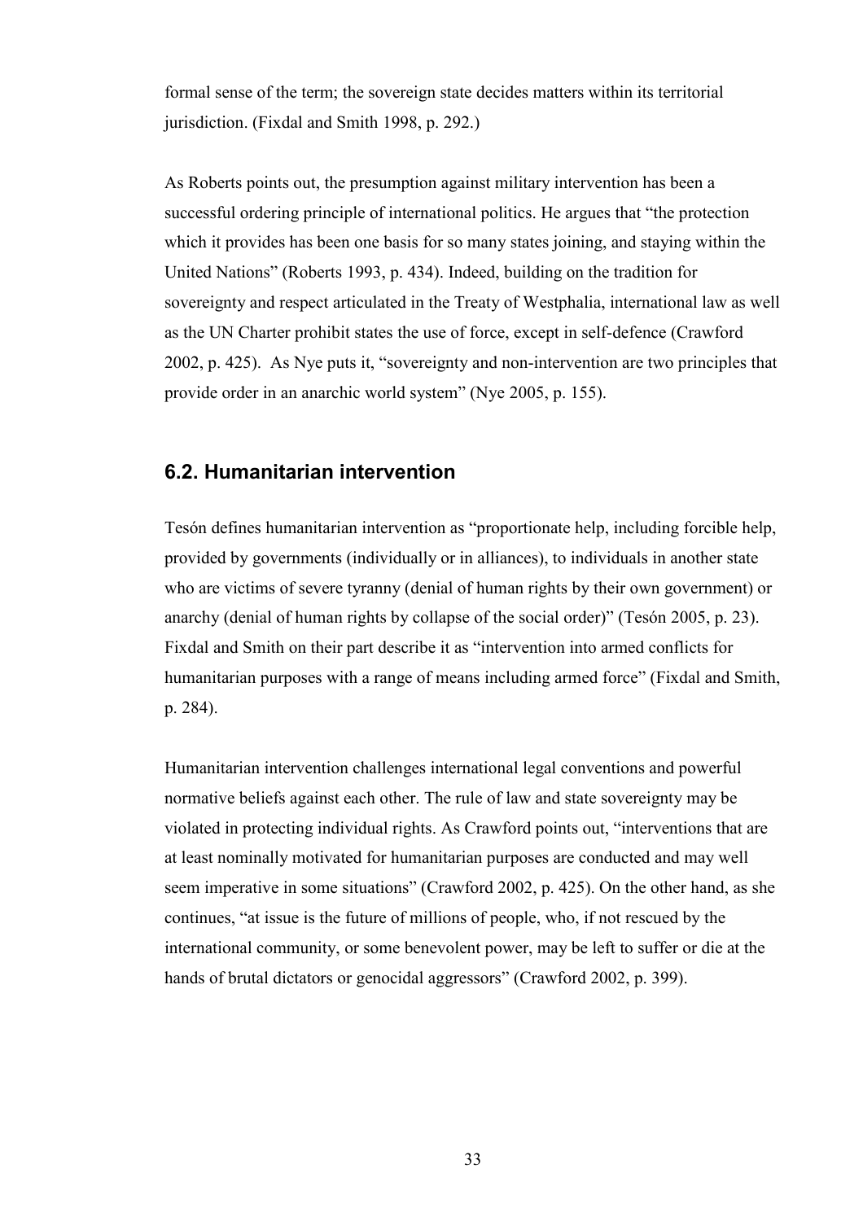formal sense of the term; the sovereign state decides matters within its territorial jurisdiction. (Fixdal and Smith 1998, p. 292.)

As Roberts points out, the presumption against military intervention has been a successful ordering principle of international politics. He argues that "the protection which it provides has been one basis for so many states joining, and staying within the United Nations" (Roberts 1993, p. 434). Indeed, building on the tradition for sovereignty and respect articulated in the Treaty of Westphalia, international law as well as the UN Charter prohibit states the use of force, except in self-defence (Crawford 2002, p. 425). As Nye puts it, "sovereignty and non-intervention are two principles that provide order in an anarchic world system" (Nye 2005, p. 155).

## 6.2. Humanitarian intervention

Tesón defines humanitarian intervention as "proportionate help, including forcible help, provided by governments (individually or in alliances), to individuals in another state who are victims of severe tyranny (denial of human rights by their own government) or anarchy (denial of human rights by collapse of the social order)" (Tesón 2005, p. 23). Fixdal and Smith on their part describe it as "intervention into armed conflicts for humanitarian purposes with a range of means including armed force" (Fixdal and Smith, p. 284).

Humanitarian intervention challenges international legal conventions and powerful normative beliefs against each other. The rule of law and state sovereignty may be violated in protecting individual rights. As Crawford points out, "interventions that are at least nominally motivated for humanitarian purposes are conducted and may well seem imperative in some situations" (Crawford 2002, p. 425). On the other hand, as she continues, "at issue is the future of millions of people, who, if not rescued by the international community, or some benevolent power, may be left to suffer or die at the hands of brutal dictators or genocidal aggressors" (Crawford 2002, p. 399).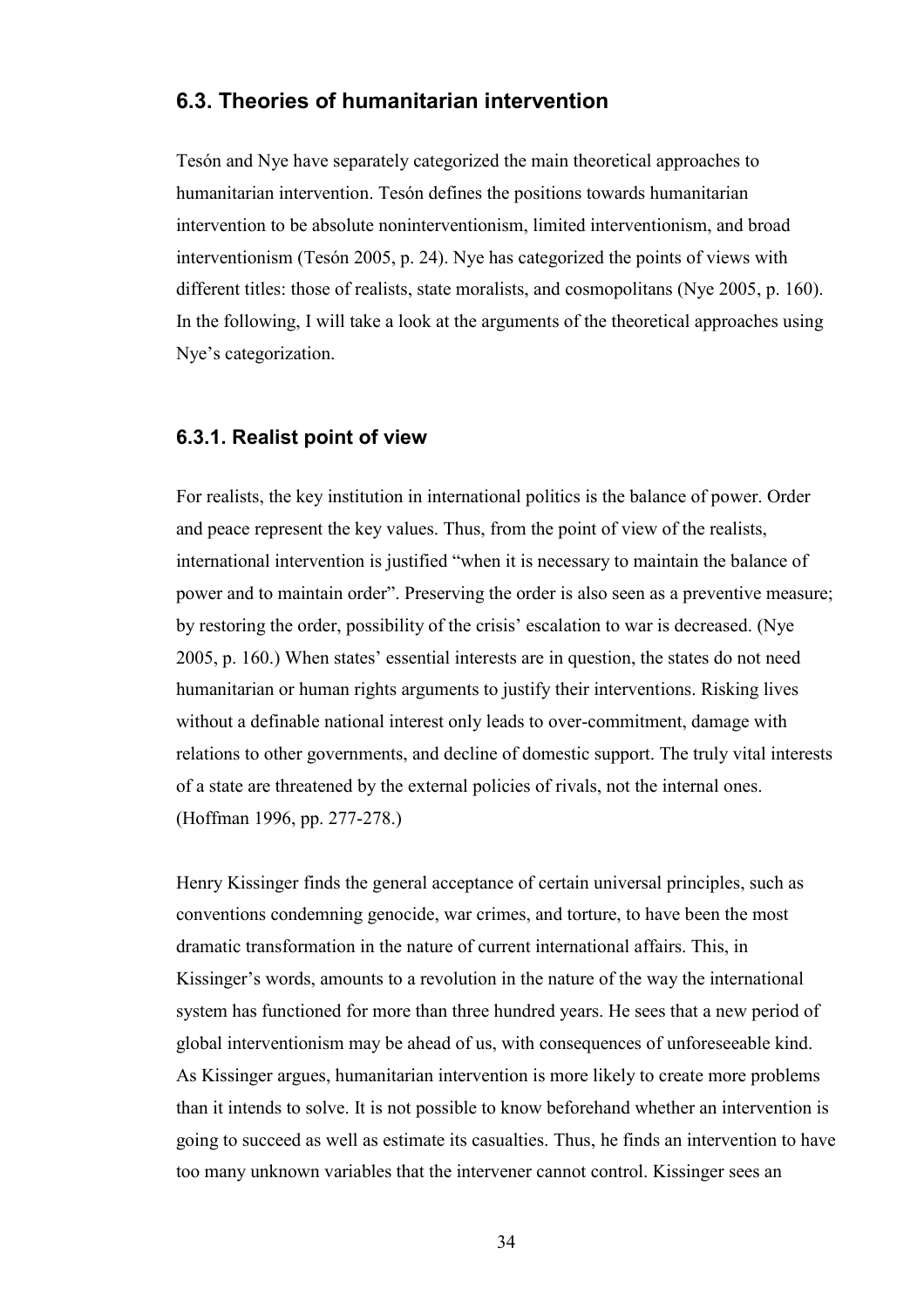## 6.3. Theories of humanitarian intervention

Tesón and Nye have separately categorized the main theoretical approaches to humanitarian intervention. Tesón defines the positions towards humanitarian intervention to be absolute noninterventionism, limited interventionism, and broad interventionism (Tesón 2005, p. 24). Nye has categorized the points of views with different titles: those of realists, state moralists, and cosmopolitans (Nye 2005, p. 160). In the following, I will take a look at the arguments of the theoretical approaches using Nye's categorization.

### 6.3.1. Realist point of view

For realists, the key institution in international politics is the balance of power. Order and peace represent the key values. Thus, from the point of view of the realists, international intervention is justified "when it is necessary to maintain the balance of power and to maintain order". Preserving the order is also seen as a preventive measure; by restoring the order, possibility of the crisis' escalation to war is decreased. (Nye 2005, p. 160.) When states' essential interests are in question, the states do not need humanitarian or human rights arguments to justify their interventions. Risking lives without a definable national interest only leads to over-commitment, damage with relations to other governments, and decline of domestic support. The truly vital interests of a state are threatened by the external policies of rivals, not the internal ones. (Hoffman 1996, pp. 277-278.)

Henry Kissinger finds the general acceptance of certain universal principles, such as conventions condemning genocide, war crimes, and torture, to have been the most dramatic transformation in the nature of current international affairs. This, in Kissinger's words, amounts to a revolution in the nature of the way the international system has functioned for more than three hundred years. He sees that a new period of global interventionism may be ahead of us, with consequences of unforeseeable kind. As Kissinger argues, humanitarian intervention is more likely to create more problems than it intends to solve. It is not possible to know beforehand whether an intervention is going to succeed as well as estimate its casualties. Thus, he finds an intervention to have too many unknown variables that the intervener cannot control. Kissinger sees an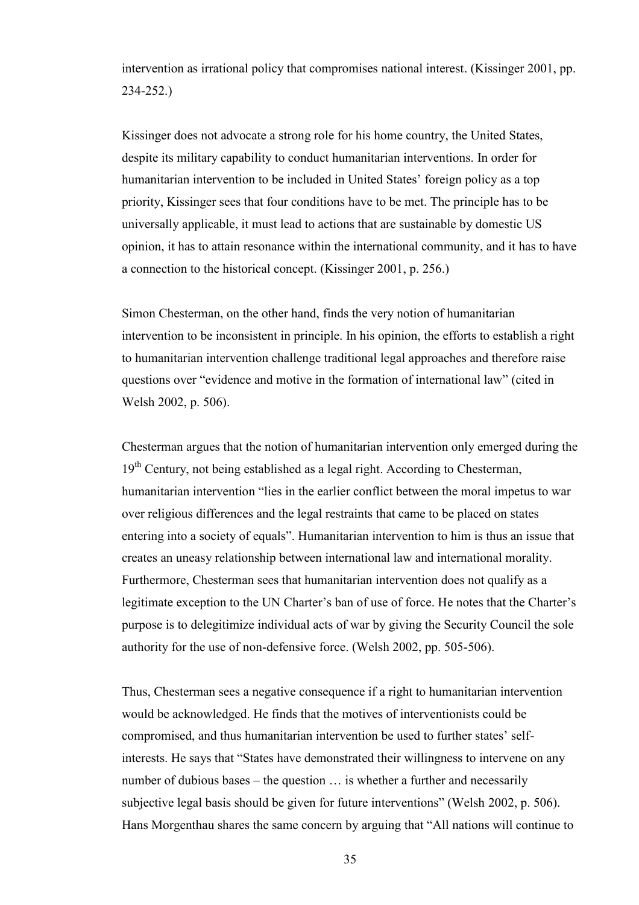intervention as irrational policy that compromises national interest. (Kissinger 2001, pp. 234-252.)

Kissinger does not advocate a strong role for his home country, the United States, despite its military capability to conduct humanitarian interventions. In order for humanitarian intervention to be included in United States' foreign policy as a top priority, Kissinger sees that four conditions have to be met. The principle has to be universally applicable, it must lead to actions that are sustainable by domestic US opinion, it has to attain resonance within the international community, and it has to have a connection to the historical concept. (Kissinger 2001, p. 256.)

Simon Chesterman, on the other hand, finds the very notion of humanitarian intervention to be inconsistent in principle. In his opinion, the efforts to establish a right to humanitarian intervention challenge traditional legal approaches and therefore raise questions over "evidence and motive in the formation of international law" (cited in Welsh 2002, p. 506).

Chesterman argues that the notion of humanitarian intervention only emerged during the 19th Century, not being established as a legal right. According to Chesterman, humanitarian intervention "lies in the earlier conflict between the moral impetus to war over religious differences and the legal restraints that came to be placed on states entering into a society of equals". Humanitarian intervention to him is thus an issue that creates an uneasy relationship between international law and international morality. Furthermore, Chesterman sees that humanitarian intervention does not qualify as a legitimate exception to the UN Charter's ban of use of force. He notes that the Charter's purpose is to delegitimize individual acts of war by giving the Security Council the sole authority for the use of non-defensive force. (Welsh 2002, pp. 505-506).

Thus, Chesterman sees a negative consequence if a right to humanitarian intervention would be acknowledged. He finds that the motives of interventionists could be compromised, and thus humanitarian intervention be used to further states' self-interests. He says that "States have demonstrated their willingness to intervene on any number of dubious bases – the question … is whether a further and necessarily subjective legal basis should be given for future interventions" (Welsh 2002, p. 506). Hans Morgenthau shares the same concern by arguing that "All nations will continue to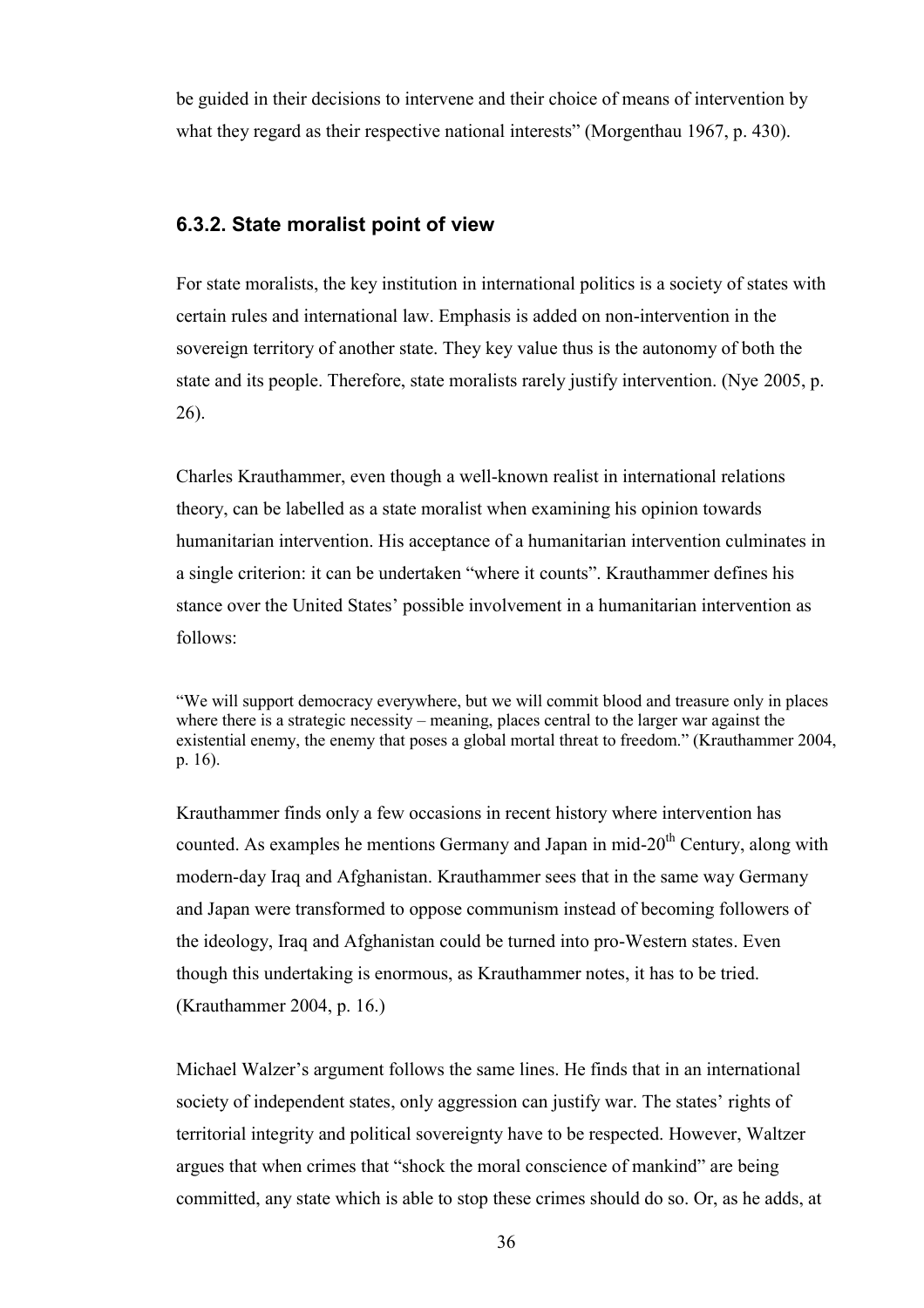be guided in their decisions to intervene and their choice of means of intervention by what they regard as their respective national interests" (Morgenthau 1967, p. 430).

### 6.3.2. State moralist point of view

For state moralists, the key institution in international politics is a society of states with certain rules and international law. Emphasis is added on non-intervention in the sovereign territory of another state. They key value thus is the autonomy of both the state and its people. Therefore, state moralists rarely justify intervention. (Nye 2005, p. 26).

Charles Krauthammer, even though a well-known realist in international relations theory, can be labelled as a state moralist when examining his opinion towards humanitarian intervention. His acceptance of a humanitarian intervention culminates in a single criterion: it can be undertaken "where it counts". Krauthammer defines his stance over the United States' possible involvement in a humanitarian intervention as follows:

> "We will support democracy everywhere, but we will commit blood and treasure only in places where there is a strategic necessity – meaning, places central to the larger war against the existential enemy, the enemy that poses a global mortal threat to freedom." (Krauthammer 2004, p. 16).

Krauthammer finds only a few occasions in recent history where intervention has counted. As examples he mentions Germany and Japan in mid-20th Century, along with modern-day Iraq and Afghanistan. Krauthammer sees that in the same way Germany and Japan were transformed to oppose communism instead of becoming followers of the ideology, Iraq and Afghanistan could be turned into pro-Western states. Even though this undertaking is enormous, as Krauthammer notes, it has to be tried. (Krauthammer 2004, p. 16.)

Michael Walzer's argument follows the same lines. He finds that in an international society of independent states, only aggression can justify war. The states' rights of territorial integrity and political sovereignty have to be respected. However, Waltzer argues that when crimes that "shock the moral conscience of mankind" are being committed, any state which is able to stop these crimes should do so. Or, as he adds, at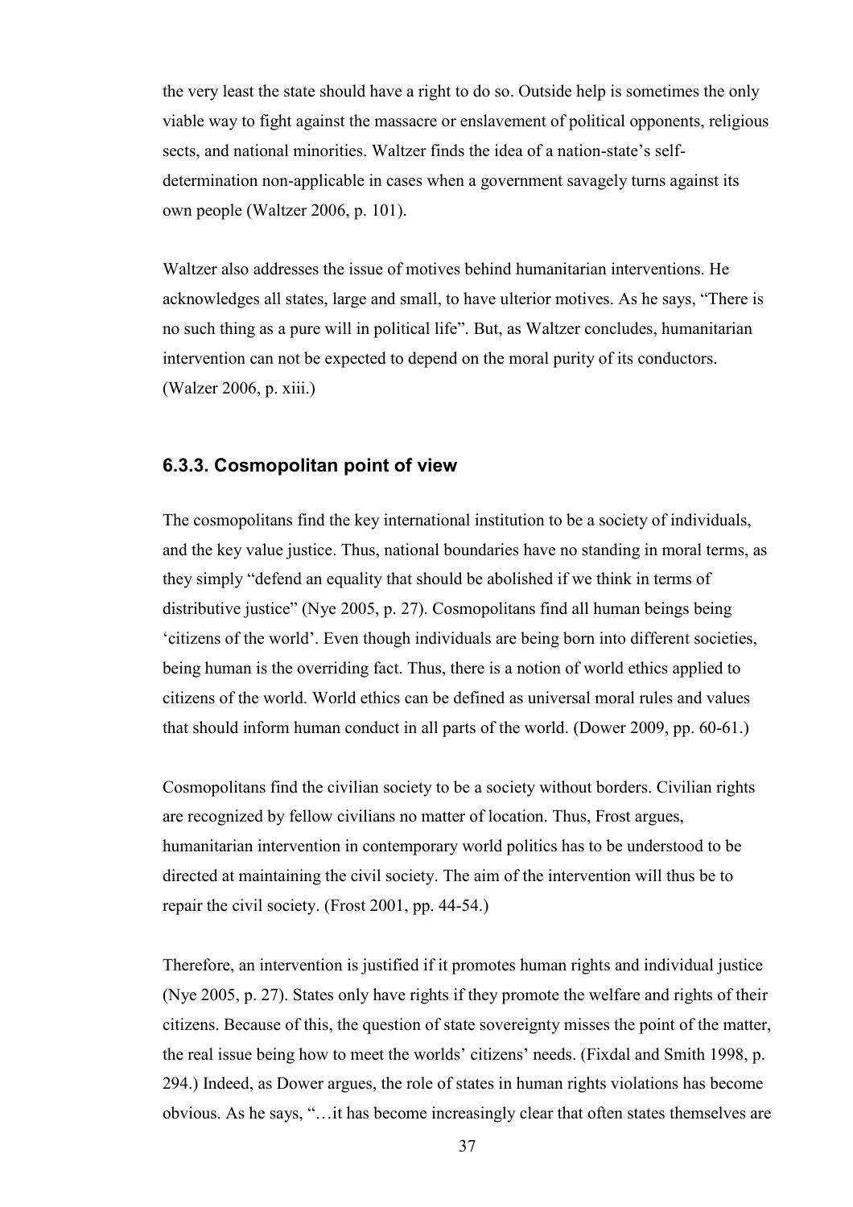the very least the state should have a right to do so. Outside help is sometimes the only viable way to fight against the massacre or enslavement of political opponents, religious sects, and national minorities. Waltzer finds the idea of a nation-state's self-determination non-applicable in cases when a government savagely turns against its own people (Waltzer 2006, p. 101).

Waltzer also addresses the issue of motives behind humanitarian interventions. He acknowledges all states, large and small, to have ulterior motives. As he says, "There is no such thing as a pure will in political life". But, as Waltzer concludes, humanitarian intervention can not be expected to depend on the moral purity of its conductors. (Walzer 2006, p. xiii.)

### 6.3.3. Cosmopolitan point of view

The cosmopolitans find the key international institution to be a society of individuals, and the key value justice. Thus, national boundaries have no standing in moral terms, as they simply "defend an equality that should be abolished if we think in terms of distributive justice" (Nye 2005, p. 27). Cosmopolitans find all human beings being 'citizens of the world'. Even though individuals are being born into different societies, being human is the overriding fact. Thus, there is a notion of world ethics applied to citizens of the world. World ethics can be defined as universal moral rules and values that should inform human conduct in all parts of the world. (Dower 2009, pp. 60-61.)

Cosmopolitans find the civilian society to be a society without borders. Civilian rights are recognized by fellow civilians no matter of location. Thus, Frost argues, humanitarian intervention in contemporary world politics has to be understood to be directed at maintaining the civil society. The aim of the intervention will thus be to repair the civil society. (Frost 2001, pp. 44-54.)

Therefore, an intervention is justified if it promotes human rights and individual justice (Nye 2005, p. 27). States only have rights if they promote the welfare and rights of their citizens. Because of this, the question of state sovereignty misses the point of the matter, the real issue being how to meet the worlds' citizens' needs. (Fixdal and Smith 1998, p. 294.) Indeed, as Dower argues, the role of states in human rights violations has become obvious. As he says, "…it has become increasingly clear that often states themselves are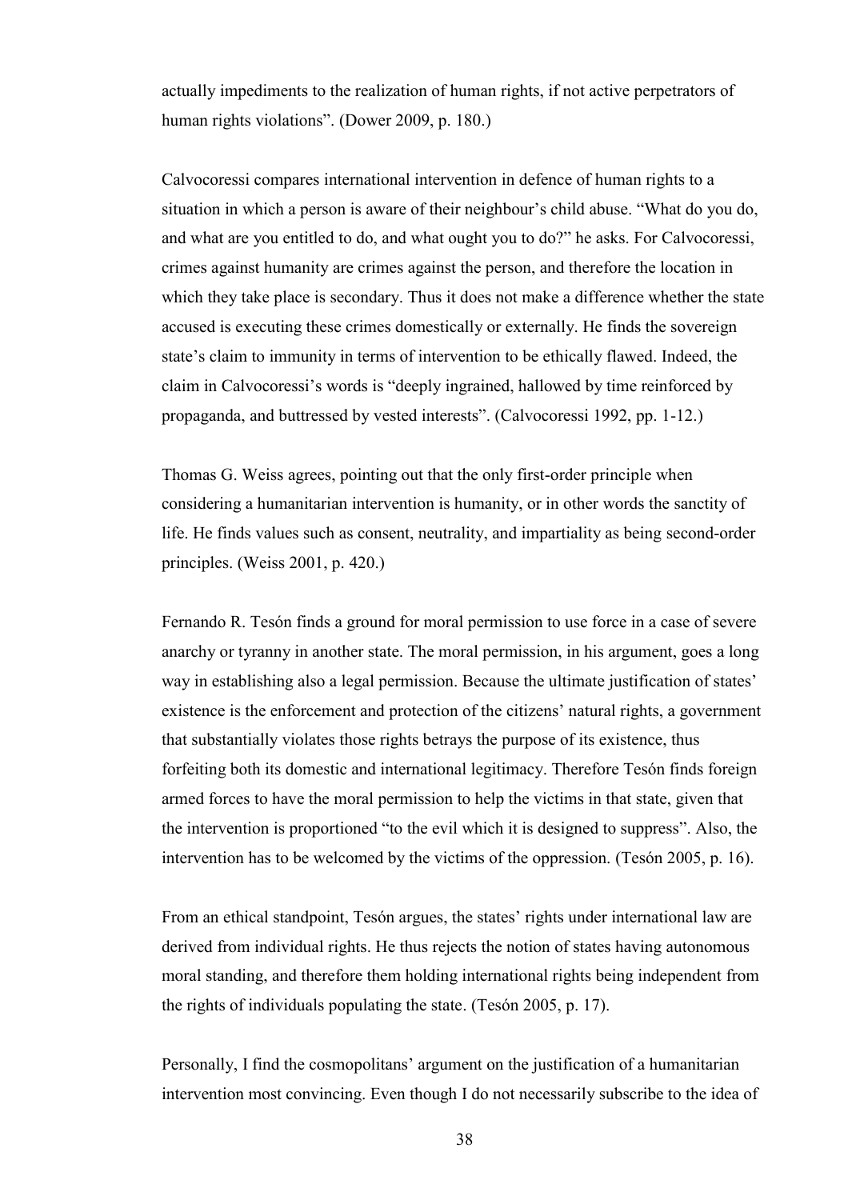actually impediments to the realization of human rights, if not active perpetrators of human rights violations". (Dower 2009, p. 180.)

Calvocoressi compares international intervention in defence of human rights to a situation in which a person is aware of their neighbour's child abuse. "What do you do, and what are you entitled to do, and what ought you to do?" he asks. For Calvocoressi, crimes against humanity are crimes against the person, and therefore the location in which they take place is secondary. Thus it does not make a difference whether the state accused is executing these crimes domestically or externally. He finds the sovereign state's claim to immunity in terms of intervention to be ethically flawed. Indeed, the claim in Calvocoressi's words is "deeply ingrained, hallowed by time reinforced by propaganda, and buttressed by vested interests". (Calvocoressi 1992, pp. 1-12.)

Thomas G. Weiss agrees, pointing out that the only first-order principle when considering a humanitarian intervention is humanity, or in other words the sanctity of life. He finds values such as consent, neutrality, and impartiality as being second-order principles. (Weiss 2001, p. 420.)

Fernando R. Tesón finds a ground for moral permission to use force in a case of severe anarchy or tyranny in another state. The moral permission, in his argument, goes a long way in establishing also a legal permission. Because the ultimate justification of states' existence is the enforcement and protection of the citizens' natural rights, a government that substantially violates those rights betrays the purpose of its existence, thus forfeiting both its domestic and international legitimacy. Therefore Tesón finds foreign armed forces to have the moral permission to help the victims in that state, given that the intervention is proportioned "to the evil which it is designed to suppress". Also, the intervention has to be welcomed by the victims of the oppression. (Tesón 2005, p. 16).

From an ethical standpoint, Tesón argues, the states' rights under international law are derived from individual rights. He thus rejects the notion of states having autonomous moral standing, and therefore them holding international rights being independent from the rights of individuals populating the state. (Tesón 2005, p. 17).

Personally, I find the cosmopolitans' argument on the justification of a humanitarian intervention most convincing. Even though I do not necessarily subscribe to the idea of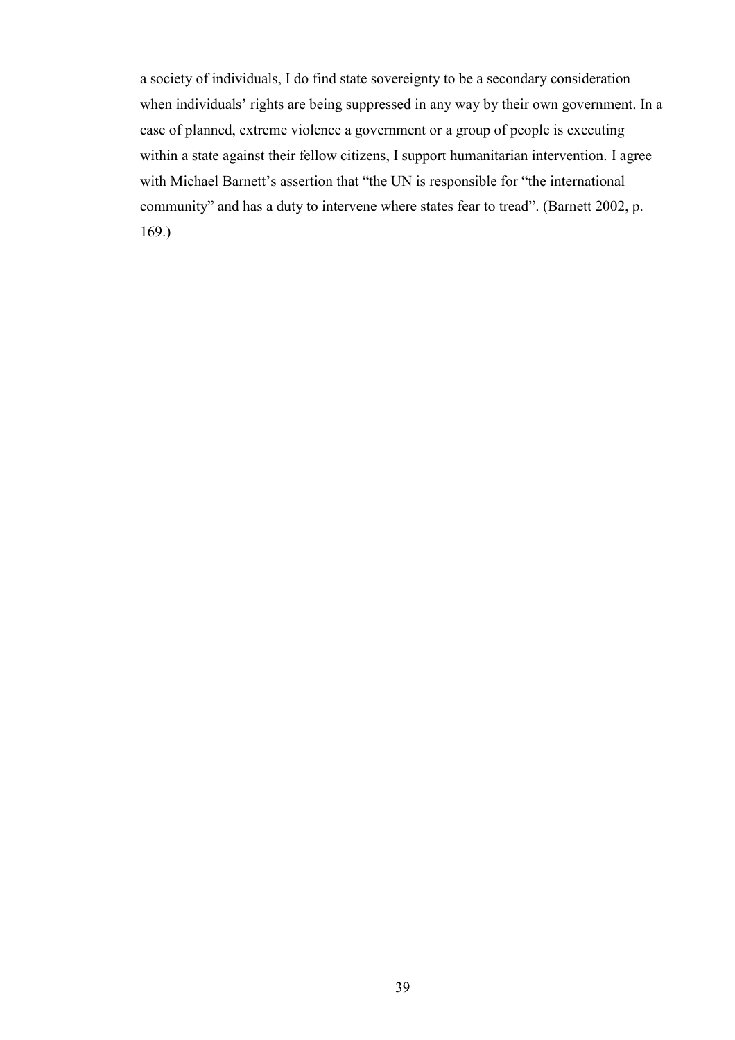a society of individuals, I do find state sovereignty to be a secondary consideration when individuals' rights are being suppressed in any way by their own government. In a case of planned, extreme violence a government or a group of people is executing within a state against their fellow citizens, I support humanitarian intervention. I agree with Michael Barnett's assertion that "the UN is responsible for "the international community" and has a duty to intervene where states fear to tread". (Barnett 2002, p. 169.)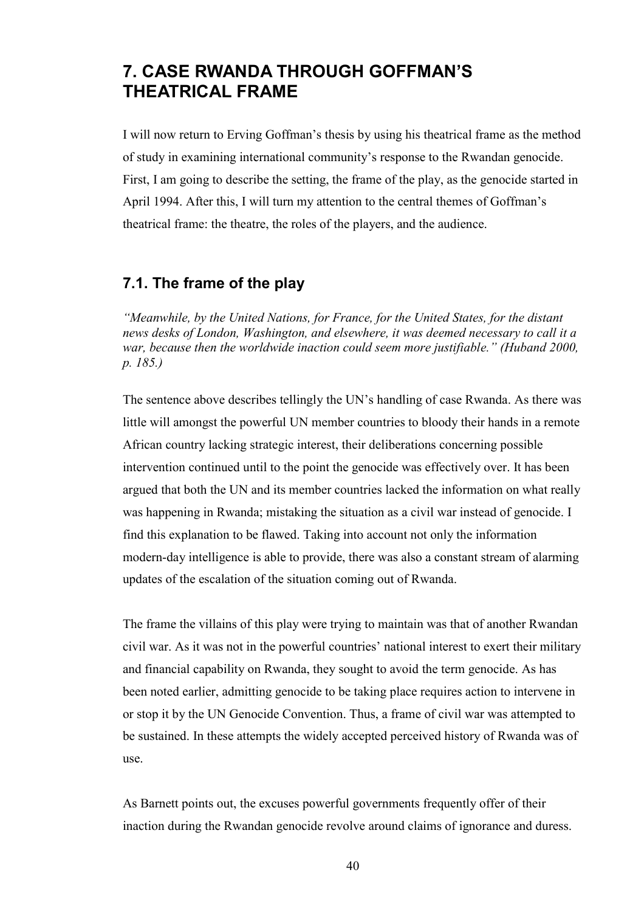# 7. CASE RWANDA THROUGH GOFFMAN'S THEATRICAL FRAME

I will now return to Erving Goffman's thesis by using his theatrical frame as the method of study in examining international community's response to the Rwandan genocide. First, I am going to describe the setting, the frame of the play, as the genocide started in April 1994. After this, I will turn my attention to the central themes of Goffman's theatrical frame: the theatre, the roles of the players, and the audience.

## 7.1. The frame of the play

*"Meanwhile, by the United Nations, for France, for the United States, for the distant news desks of London, Washington, and elsewhere, it was deemed necessary to call it a war, because then the worldwide inaction could seem more justifiable." (Huband 2000, p. 185.)*

The sentence above describes tellingly the UN's handling of case Rwanda. As there was little will amongst the powerful UN member countries to bloody their hands in a remote African country lacking strategic interest, their deliberations concerning possible intervention continued until to the point the genocide was effectively over. It has been argued that both the UN and its member countries lacked the information on what really was happening in Rwanda; mistaking the situation as a civil war instead of genocide. I find this explanation to be flawed. Taking into account not only the information modern-day intelligence is able to provide, there was also a constant stream of alarming updates of the escalation of the situation coming out of Rwanda.

The frame the villains of this play were trying to maintain was that of another Rwandan civil war. As it was not in the powerful countries' national interest to exert their military and financial capability on Rwanda, they sought to avoid the term genocide. As has been noted earlier, admitting genocide to be taking place requires action to intervene in or stop it by the UN Genocide Convention. Thus, a frame of civil war was attempted to be sustained. In these attempts the widely accepted perceived history of Rwanda was of use.

As Barnett points out, the excuses powerful governments frequently offer of their inaction during the Rwandan genocide revolve around claims of ignorance and duress.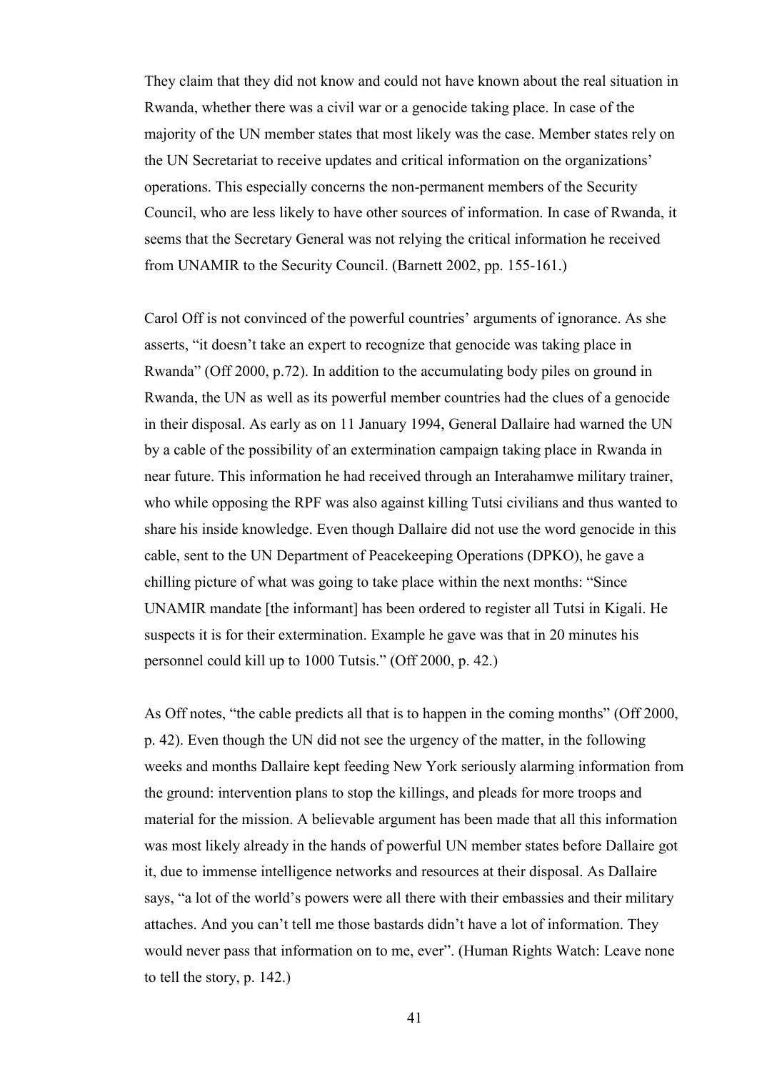They claim that they did not know and could not have known about the real situation in Rwanda, whether there was a civil war or a genocide taking place. In case of the majority of the UN member states that most likely was the case. Member states rely on the UN Secretariat to receive updates and critical information on the organizations' operations. This especially concerns the non-permanent members of the Security Council, who are less likely to have other sources of information. In case of Rwanda, it seems that the Secretary General was not relying the critical information he received from UNAMIR to the Security Council. (Barnett 2002, pp. 155-161.)

Carol Off is not convinced of the powerful countries' arguments of ignorance. As she asserts, "it doesn't take an expert to recognize that genocide was taking place in Rwanda" (Off 2000, p.72). In addition to the accumulating body piles on ground in Rwanda, the UN as well as its powerful member countries had the clues of a genocide in their disposal. As early as on 11 January 1994, General Dallaire had warned the UN by a cable of the possibility of an extermination campaign taking place in Rwanda in near future. This information he had received through an Interahamwe military trainer, who while opposing the RPF was also against killing Tutsi civilians and thus wanted to share his inside knowledge. Even though Dallaire did not use the word genocide in this cable, sent to the UN Department of Peacekeeping Operations (DPKO), he gave a chilling picture of what was going to take place within the next months: "Since UNAMIR mandate [the informant] has been ordered to register all Tutsi in Kigali. He suspects it is for their extermination. Example he gave was that in 20 minutes his personnel could kill up to 1000 Tutsis." (Off 2000, p. 42.)

As Off notes, "the cable predicts all that is to happen in the coming months" (Off 2000, p. 42). Even though the UN did not see the urgency of the matter, in the following weeks and months Dallaire kept feeding New York seriously alarming information from the ground: intervention plans to stop the killings, and pleads for more troops and material for the mission. A believable argument has been made that all this information was most likely already in the hands of powerful UN member states before Dallaire got it, due to immense intelligence networks and resources at their disposal. As Dallaire says, "a lot of the world's powers were all there with their embassies and their military attaches. And you can't tell me those bastards didn't have a lot of information. They would never pass that information on to me, ever". (Human Rights Watch: Leave none to tell the story, p. 142.)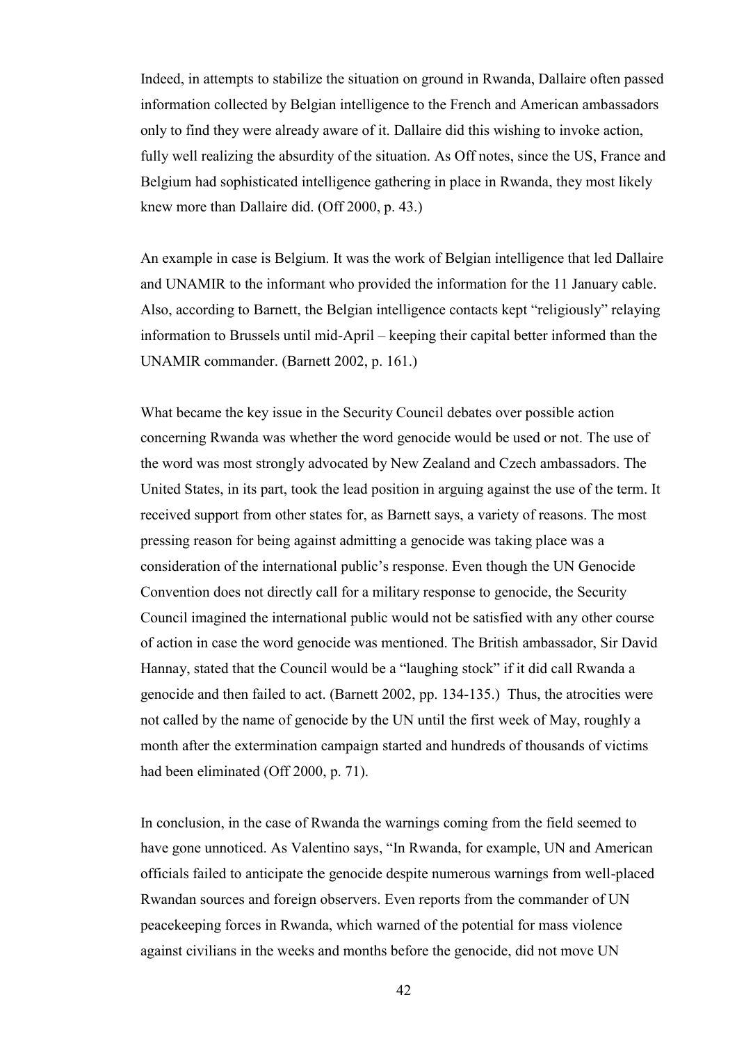Indeed, in attempts to stabilize the situation on ground in Rwanda, Dallaire often passed information collected by Belgian intelligence to the French and American ambassadors only to find they were already aware of it. Dallaire did this wishing to invoke action, fully well realizing the absurdity of the situation. As Off notes, since the US, France and Belgium had sophisticated intelligence gathering in place in Rwanda, they most likely knew more than Dallaire did. (Off 2000, p. 43.)

An example in case is Belgium. It was the work of Belgian intelligence that led Dallaire and UNAMIR to the informant who provided the information for the 11 January cable. Also, according to Barnett, the Belgian intelligence contacts kept "religiously" relaying information to Brussels until mid-April – keeping their capital better informed than the UNAMIR commander. (Barnett 2002, p. 161.)

What became the key issue in the Security Council debates over possible action concerning Rwanda was whether the word genocide would be used or not. The use of the word was most strongly advocated by New Zealand and Czech ambassadors. The United States, in its part, took the lead position in arguing against the use of the term. It received support from other states for, as Barnett says, a variety of reasons. The most pressing reason for being against admitting a genocide was taking place was a consideration of the international public's response. Even though the UN Genocide Convention does not directly call for a military response to genocide, the Security Council imagined the international public would not be satisfied with any other course of action in case the word genocide was mentioned. The British ambassador, Sir David Hannay, stated that the Council would be a "laughing stock" if it did call Rwanda a genocide and then failed to act. (Barnett 2002, pp. 134-135.) Thus, the atrocities were not called by the name of genocide by the UN until the first week of May, roughly a month after the extermination campaign started and hundreds of thousands of victims had been eliminated (Off 2000, p. 71).

In conclusion, in the case of Rwanda the warnings coming from the field seemed to have gone unnoticed. As Valentino says, "In Rwanda, for example, UN and American officials failed to anticipate the genocide despite numerous warnings from well-placed Rwandan sources and foreign observers. Even reports from the commander of UN peacekeeping forces in Rwanda, which warned of the potential for mass violence against civilians in the weeks and months before the genocide, did not move UN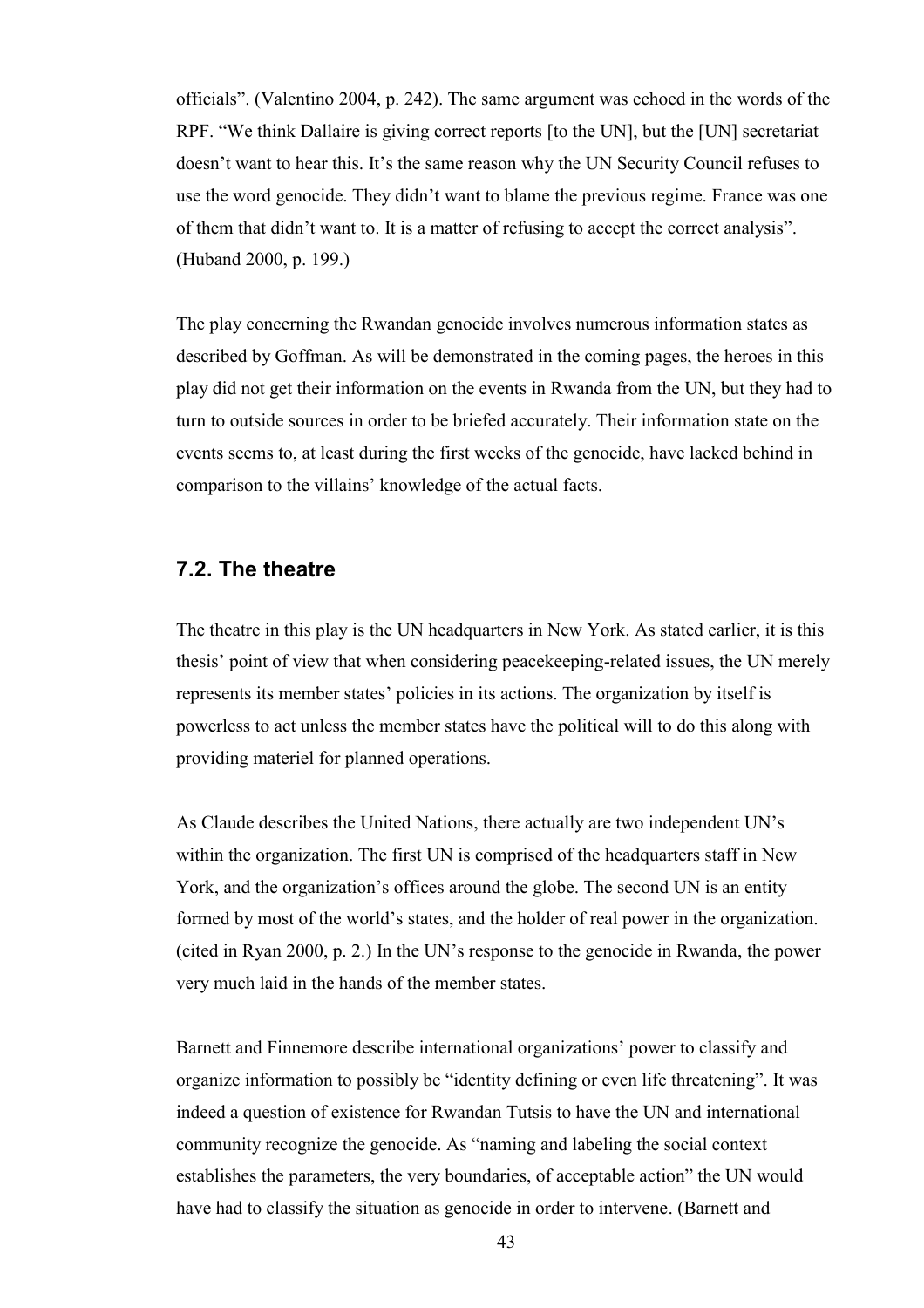officials". (Valentino 2004, p. 242). The same argument was echoed in the words of the RPF. "We think Dallaire is giving correct reports [to the UN], but the [UN] secretariat doesn't want to hear this. It's the same reason why the UN Security Council refuses to use the word genocide. They didn't want to blame the previous regime. France was one of them that didn't want to. It is a matter of refusing to accept the correct analysis". (Huband 2000, p. 199.)

The play concerning the Rwandan genocide involves numerous information states as described by Goffman. As will be demonstrated in the coming pages, the heroes in this play did not get their information on the events in Rwanda from the UN, but they had to turn to outside sources in order to be briefed accurately. Their information state on the events seems to, at least during the first weeks of the genocide, have lacked behind in comparison to the villains' knowledge of the actual facts.

## 7.2. The theatre

The theatre in this play is the UN headquarters in New York. As stated earlier, it is this thesis' point of view that when considering peacekeeping-related issues, the UN merely represents its member states' policies in its actions. The organization by itself is powerless to act unless the member states have the political will to do this along with providing materiel for planned operations.

As Claude describes the United Nations, there actually are two independent UN's within the organization. The first UN is comprised of the headquarters staff in New York, and the organization's offices around the globe. The second UN is an entity formed by most of the world's states, and the holder of real power in the organization. (cited in Ryan 2000, p. 2.) In the UN's response to the genocide in Rwanda, the power very much laid in the hands of the member states.

Barnett and Finnemore describe international organizations' power to classify and organize information to possibly be "identity defining or even life threatening". It was indeed a question of existence for Rwandan Tutsis to have the UN and international community recognize the genocide. As "naming and labeling the social context establishes the parameters, the very boundaries, of acceptable action" the UN would have had to classify the situation as genocide in order to intervene. (Barnett and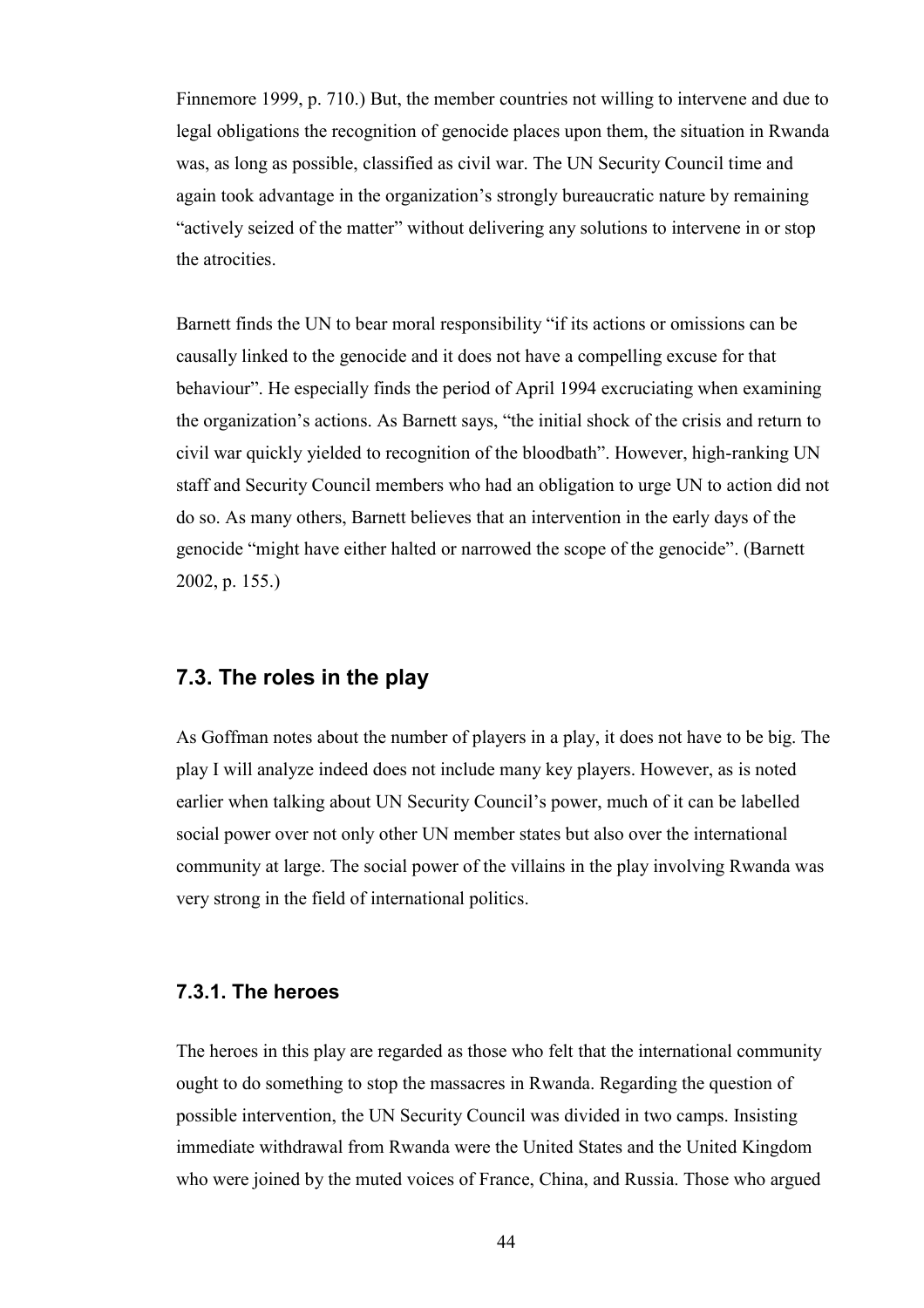Finnemore 1999, p. 710.) But, the member countries not willing to intervene and due to legal obligations the recognition of genocide places upon them, the situation in Rwanda was, as long as possible, classified as civil war. The UN Security Council time and again took advantage in the organization's strongly bureaucratic nature by remaining "actively seized of the matter" without delivering any solutions to intervene in or stop the atrocities.

Barnett finds the UN to bear moral responsibility "if its actions or omissions can be causally linked to the genocide and it does not have a compelling excuse for that behaviour". He especially finds the period of April 1994 excruciating when examining the organization's actions. As Barnett says, "the initial shock of the crisis and return to civil war quickly yielded to recognition of the bloodbath". However, high-ranking UN staff and Security Council members who had an obligation to urge UN to action did not do so. As many others, Barnett believes that an intervention in the early days of the genocide "might have either halted or narrowed the scope of the genocide". (Barnett 2002, p. 155.)

## 7.3. The roles in the play

As Goffman notes about the number of players in a play, it does not have to be big. The play I will analyze indeed does not include many key players. However, as is noted earlier when talking about UN Security Council's power, much of it can be labelled social power over not only other UN member states but also over the international community at large. The social power of the villains in the play involving Rwanda was very strong in the field of international politics.

### 7.3.1. The heroes

The heroes in this play are regarded as those who felt that the international community ought to do something to stop the massacres in Rwanda. Regarding the question of possible intervention, the UN Security Council was divided in two camps. Insisting immediate withdrawal from Rwanda were the United States and the United Kingdom who were joined by the muted voices of France, China, and Russia. Those who argued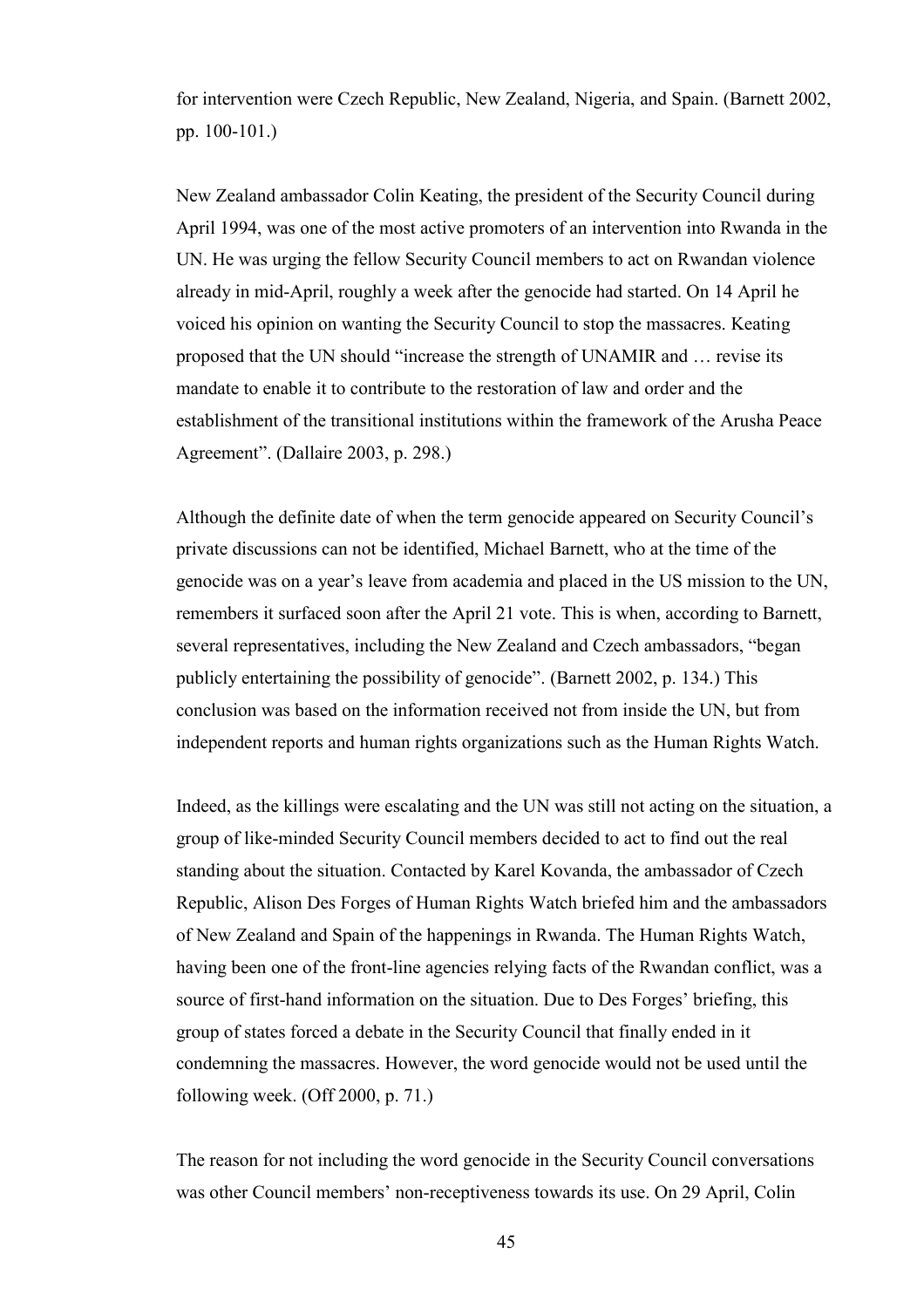for intervention were Czech Republic, New Zealand, Nigeria, and Spain. (Barnett 2002, pp. 100-101.)

New Zealand ambassador Colin Keating, the president of the Security Council during April 1994, was one of the most active promoters of an intervention into Rwanda in the UN. He was urging the fellow Security Council members to act on Rwandan violence already in mid-April, roughly a week after the genocide had started. On 14 April he voiced his opinion on wanting the Security Council to stop the massacres. Keating proposed that the UN should "increase the strength of UNAMIR and … revise its mandate to enable it to contribute to the restoration of law and order and the establishment of the transitional institutions within the framework of the Arusha Peace Agreement". (Dallaire 2003, p. 298.)

Although the definite date of when the term genocide appeared on Security Council's private discussions can not be identified, Michael Barnett, who at the time of the genocide was on a year's leave from academia and placed in the US mission to the UN, remembers it surfaced soon after the April 21 vote. This is when, according to Barnett, several representatives, including the New Zealand and Czech ambassadors, "began publicly entertaining the possibility of genocide". (Barnett 2002, p. 134.) This conclusion was based on the information received not from inside the UN, but from independent reports and human rights organizations such as the Human Rights Watch.

Indeed, as the killings were escalating and the UN was still not acting on the situation, a group of like-minded Security Council members decided to act to find out the real standing about the situation. Contacted by Karel Kovanda, the ambassador of Czech Republic, Alison Des Forges of Human Rights Watch briefed him and the ambassadors of New Zealand and Spain of the happenings in Rwanda. The Human Rights Watch, having been one of the front-line agencies relying facts of the Rwandan conflict, was a source of first-hand information on the situation. Due to Des Forges' briefing, this group of states forced a debate in the Security Council that finally ended in it condemning the massacres. However, the word genocide would not be used until the following week. (Off 2000, p. 71.)

The reason for not including the word genocide in the Security Council conversations was other Council members' non-receptiveness towards its use. On 29 April, Colin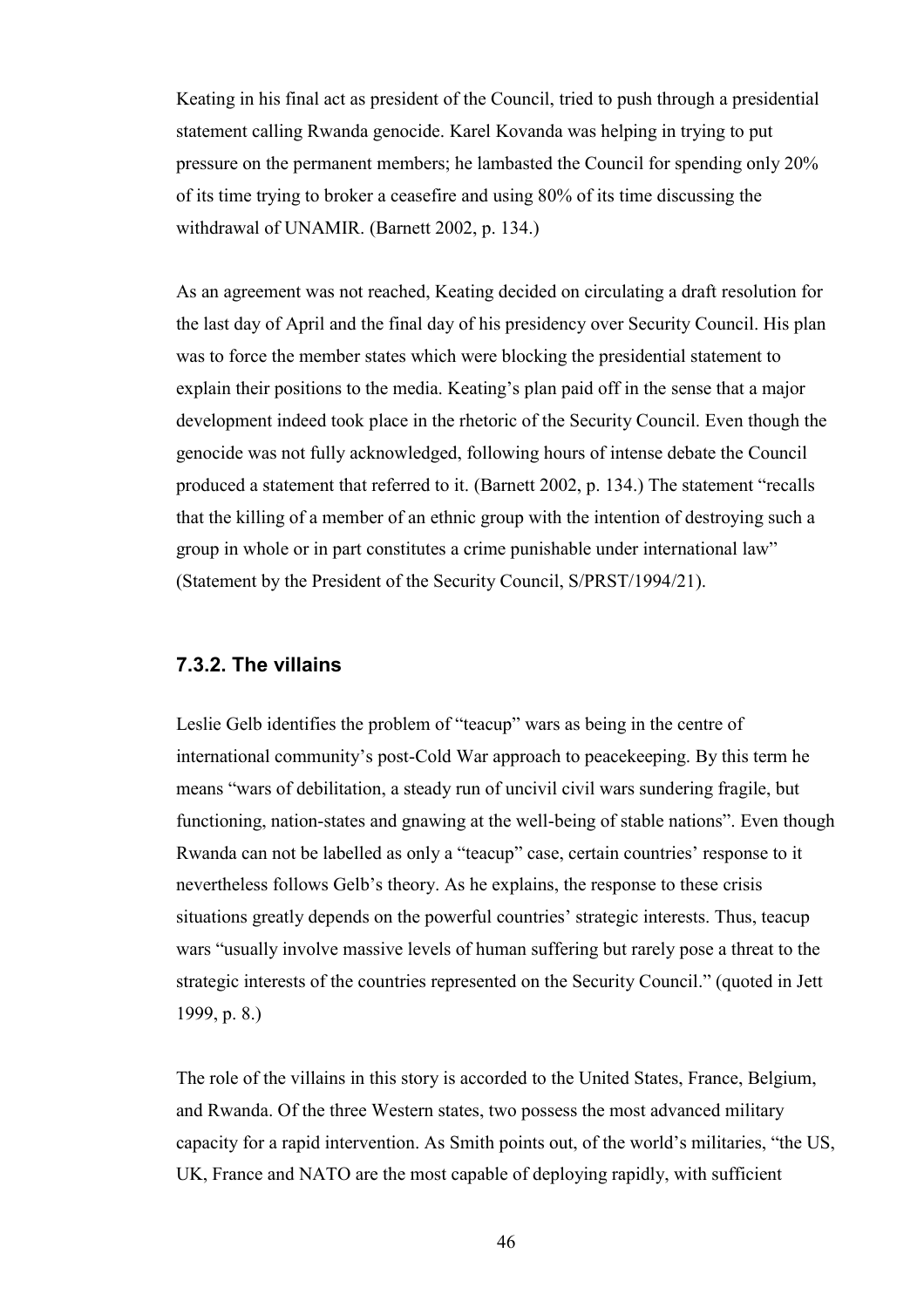Keating in his final act as president of the Council, tried to push through a presidential statement calling Rwanda genocide. Karel Kovanda was helping in trying to put pressure on the permanent members; he lambasted the Council for spending only 20% of its time trying to broker a ceasefire and using 80% of its time discussing the withdrawal of UNAMIR. (Barnett 2002, p. 134.)

As an agreement was not reached, Keating decided on circulating a draft resolution for the last day of April and the final day of his presidency over Security Council. His plan was to force the member states which were blocking the presidential statement to explain their positions to the media. Keating's plan paid off in the sense that a major development indeed took place in the rhetoric of the Security Council. Even though the genocide was not fully acknowledged, following hours of intense debate the Council produced a statement that referred to it. (Barnett 2002, p. 134.) The statement "recalls that the killing of a member of an ethnic group with the intention of destroying such a group in whole or in part constitutes a crime punishable under international law" (Statement by the President of the Security Council, S/PRST/1994/21).

### 7.3.2. The villains

Leslie Gelb identifies the problem of "teacup" wars as being in the centre of international community's post-Cold War approach to peacekeeping. By this term he means "wars of debilitation, a steady run of uncivil civil wars sundering fragile, but functioning, nation-states and gnawing at the well-being of stable nations". Even though Rwanda can not be labelled as only a "teacup" case, certain countries' response to it nevertheless follows Gelb's theory. As he explains, the response to these crisis situations greatly depends on the powerful countries' strategic interests. Thus, teacup wars "usually involve massive levels of human suffering but rarely pose a threat to the strategic interests of the countries represented on the Security Council." (quoted in Jett 1999, p. 8.)

The role of the villains in this story is accorded to the United States, France, Belgium, and Rwanda. Of the three Western states, two possess the most advanced military capacity for a rapid intervention. As Smith points out, of the world's militaries, "the US, UK, France and NATO are the most capable of deploying rapidly, with sufficient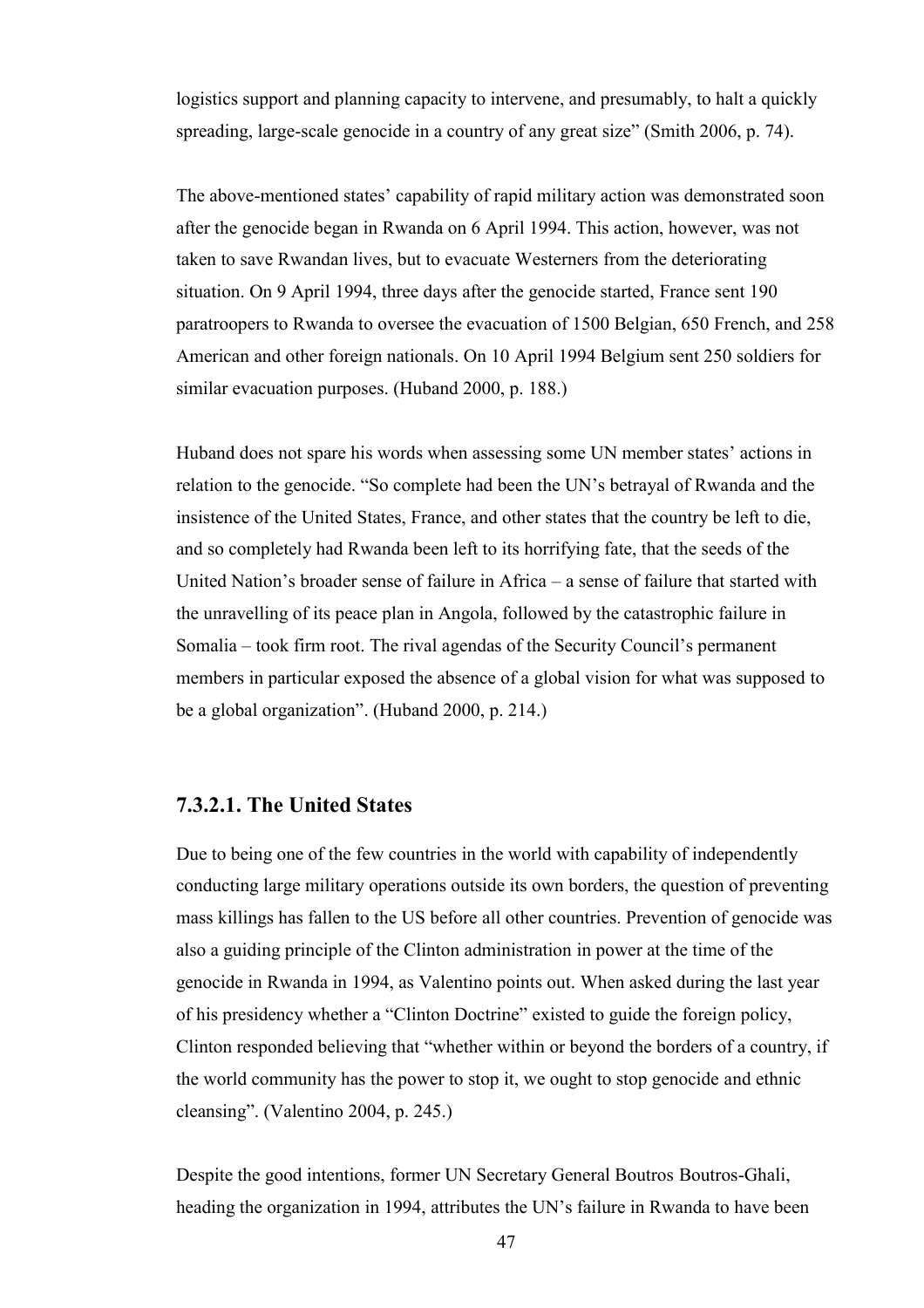logistics support and planning capacity to intervene, and presumably, to halt a quickly spreading, large-scale genocide in a country of any great size" (Smith 2006, p. 74).

The above-mentioned states' capability of rapid military action was demonstrated soon after the genocide began in Rwanda on 6 April 1994. This action, however, was not taken to save Rwandan lives, but to evacuate Westerners from the deteriorating situation. On 9 April 1994, three days after the genocide started, France sent 190 paratroopers to Rwanda to oversee the evacuation of 1500 Belgian, 650 French, and 258 American and other foreign nationals. On 10 April 1994 Belgium sent 250 soldiers for similar evacuation purposes. (Huband 2000, p. 188.)

Huband does not spare his words when assessing some UN member states' actions in relation to the genocide. "So complete had been the UN's betrayal of Rwanda and the insistence of the United States, France, and other states that the country be left to die, and so completely had Rwanda been left to its horrifying fate, that the seeds of the United Nation's broader sense of failure in Africa – a sense of failure that started with the unravelling of its peace plan in Angola, followed by the catastrophic failure in Somalia – took firm root. The rival agendas of the Security Council's permanent members in particular exposed the absence of a global vision for what was supposed to be a global organization". (Huband 2000, p. 214.)

### 7.3.2.1. The United States

Due to being one of the few countries in the world with capability of independently conducting large military operations outside its own borders, the question of preventing mass killings has fallen to the US before all other countries. Prevention of genocide was also a guiding principle of the Clinton administration in power at the time of the genocide in Rwanda in 1994, as Valentino points out. When asked during the last year of his presidency whether a "Clinton Doctrine" existed to guide the foreign policy, Clinton responded believing that "whether within or beyond the borders of a country, if the world community has the power to stop it, we ought to stop genocide and ethnic cleansing". (Valentino 2004, p. 245.)

Despite the good intentions, former UN Secretary General Boutros Boutros-Ghali, heading the organization in 1994, attributes the UN's failure in Rwanda to have been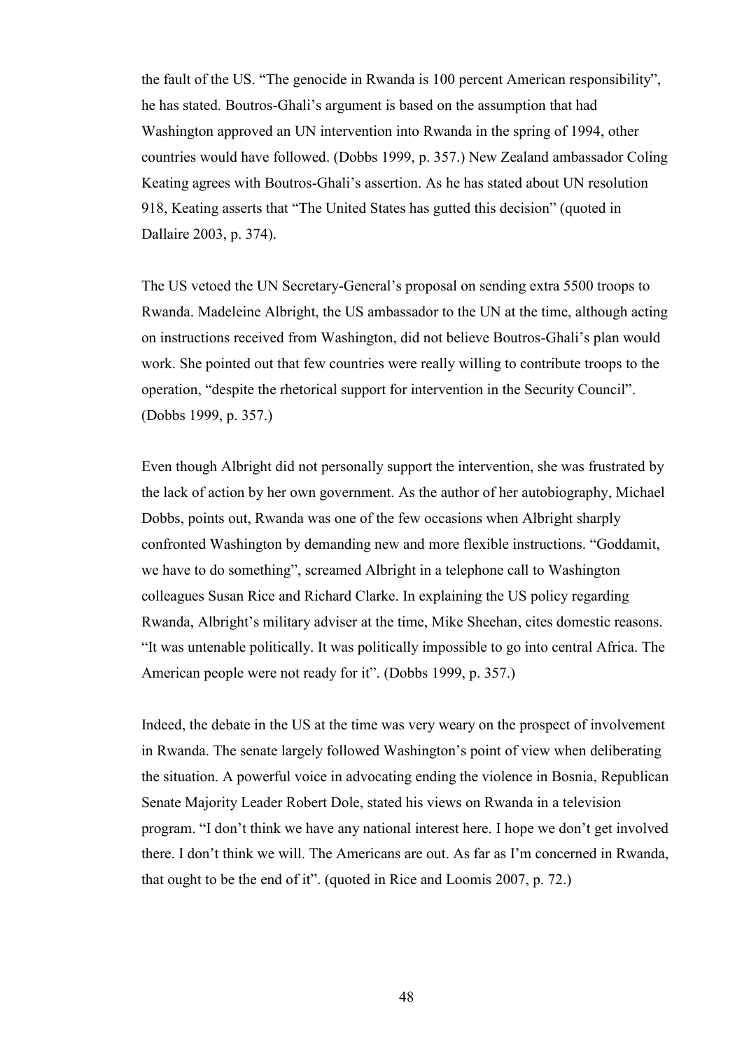the fault of the US. "The genocide in Rwanda is 100 percent American responsibility", he has stated. Boutros-Ghali's argument is based on the assumption that had Washington approved an UN intervention into Rwanda in the spring of 1994, other countries would have followed. (Dobbs 1999, p. 357.) New Zealand ambassador Coling Keating agrees with Boutros-Ghali's assertion. As he has stated about UN resolution 918, Keating asserts that "The United States has gutted this decision" (quoted in Dallaire 2003, p. 374).

The US vetoed the UN Secretary-General's proposal on sending extra 5500 troops to Rwanda. Madeleine Albright, the US ambassador to the UN at the time, although acting on instructions received from Washington, did not believe Boutros-Ghali's plan would work. She pointed out that few countries were really willing to contribute troops to the operation, "despite the rhetorical support for intervention in the Security Council". (Dobbs 1999, p. 357.)

Even though Albright did not personally support the intervention, she was frustrated by the lack of action by her own government. As the author of her autobiography, Michael Dobbs, points out, Rwanda was one of the few occasions when Albright sharply confronted Washington by demanding new and more flexible instructions. "Goddamit, we have to do something", screamed Albright in a telephone call to Washington colleagues Susan Rice and Richard Clarke. In explaining the US policy regarding Rwanda, Albright's military adviser at the time, Mike Sheehan, cites domestic reasons. "It was untenable politically. It was politically impossible to go into central Africa. The American people were not ready for it". (Dobbs 1999, p. 357.)

Indeed, the debate in the US at the time was very weary on the prospect of involvement in Rwanda. The senate largely followed Washington's point of view when deliberating the situation. A powerful voice in advocating ending the violence in Bosnia, Republican Senate Majority Leader Robert Dole, stated his views on Rwanda in a television program. "I don't think we have any national interest here. I hope we don't get involved there. I don't think we will. The Americans are out. As far as I'm concerned in Rwanda, that ought to be the end of it". (quoted in Rice and Loomis 2007, p. 72.)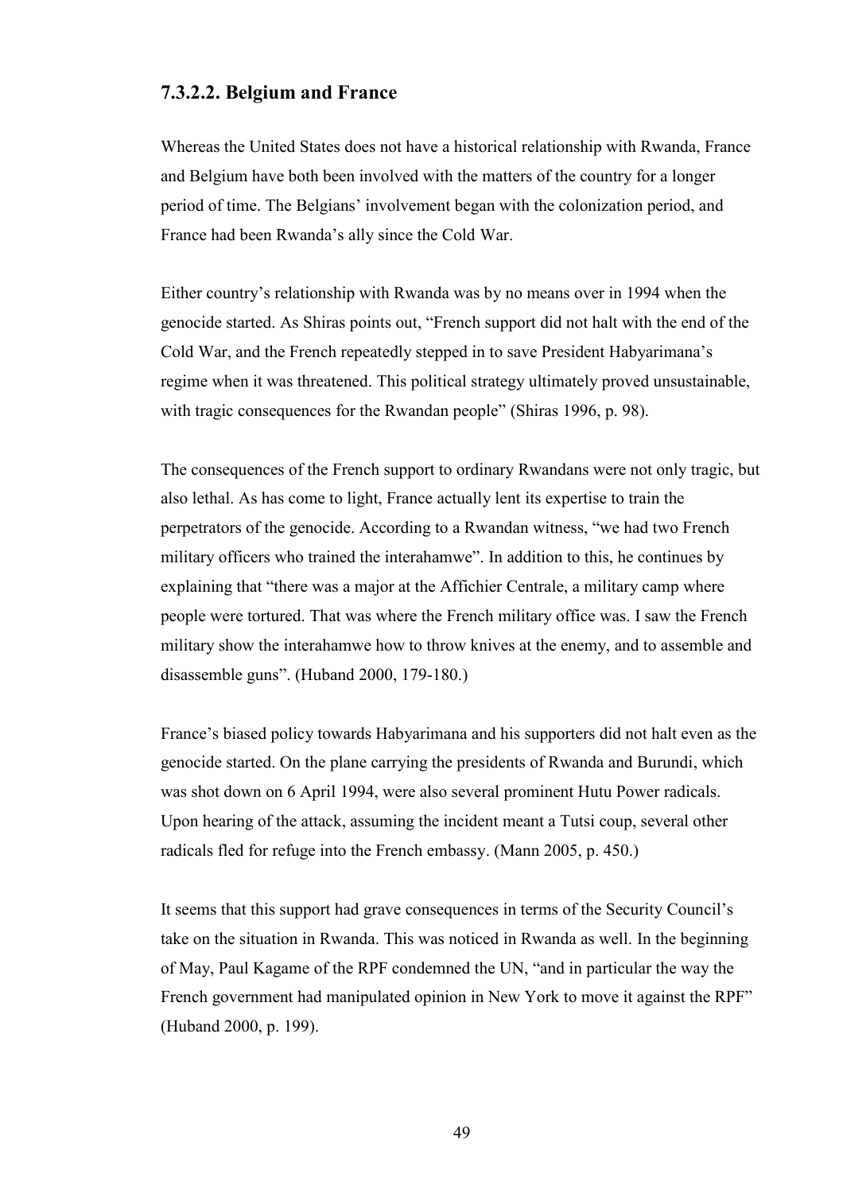### 7.3.2.2. Belgium and France

Whereas the United States does not have a historical relationship with Rwanda, France and Belgium have both been involved with the matters of the country for a longer period of time. The Belgians' involvement began with the colonization period, and France had been Rwanda's ally since the Cold War.

Either country's relationship with Rwanda was by no means over in 1994 when the genocide started. As Shiras points out, "French support did not halt with the end of the Cold War, and the French repeatedly stepped in to save President Habyarimana's regime when it was threatened. This political strategy ultimately proved unsustainable, with tragic consequences for the Rwandan people" (Shiras 1996, p. 98).

The consequences of the French support to ordinary Rwandans were not only tragic, but also lethal. As has come to light, France actually lent its expertise to train the perpetrators of the genocide. According to a Rwandan witness, "we had two French military officers who trained the interahamwe". In addition to this, he continues by explaining that "there was a major at the Affichier Centrale, a military camp where people were tortured. That was where the French military office was. I saw the French military show the interahamwe how to throw knives at the enemy, and to assemble and disassemble guns". (Huband 2000, 179-180.)

France's biased policy towards Habyarimana and his supporters did not halt even as the genocide started. On the plane carrying the presidents of Rwanda and Burundi, which was shot down on 6 April 1994, were also several prominent Hutu Power radicals. Upon hearing of the attack, assuming the incident meant a Tutsi coup, several other radicals fled for refuge into the French embassy. (Mann 2005, p. 450.)

It seems that this support had grave consequences in terms of the Security Council's take on the situation in Rwanda. This was noticed in Rwanda as well. In the beginning of May, Paul Kagame of the RPF condemned the UN, "and in particular the way the French government had manipulated opinion in New York to move it against the RPF" (Huband 2000, p. 199).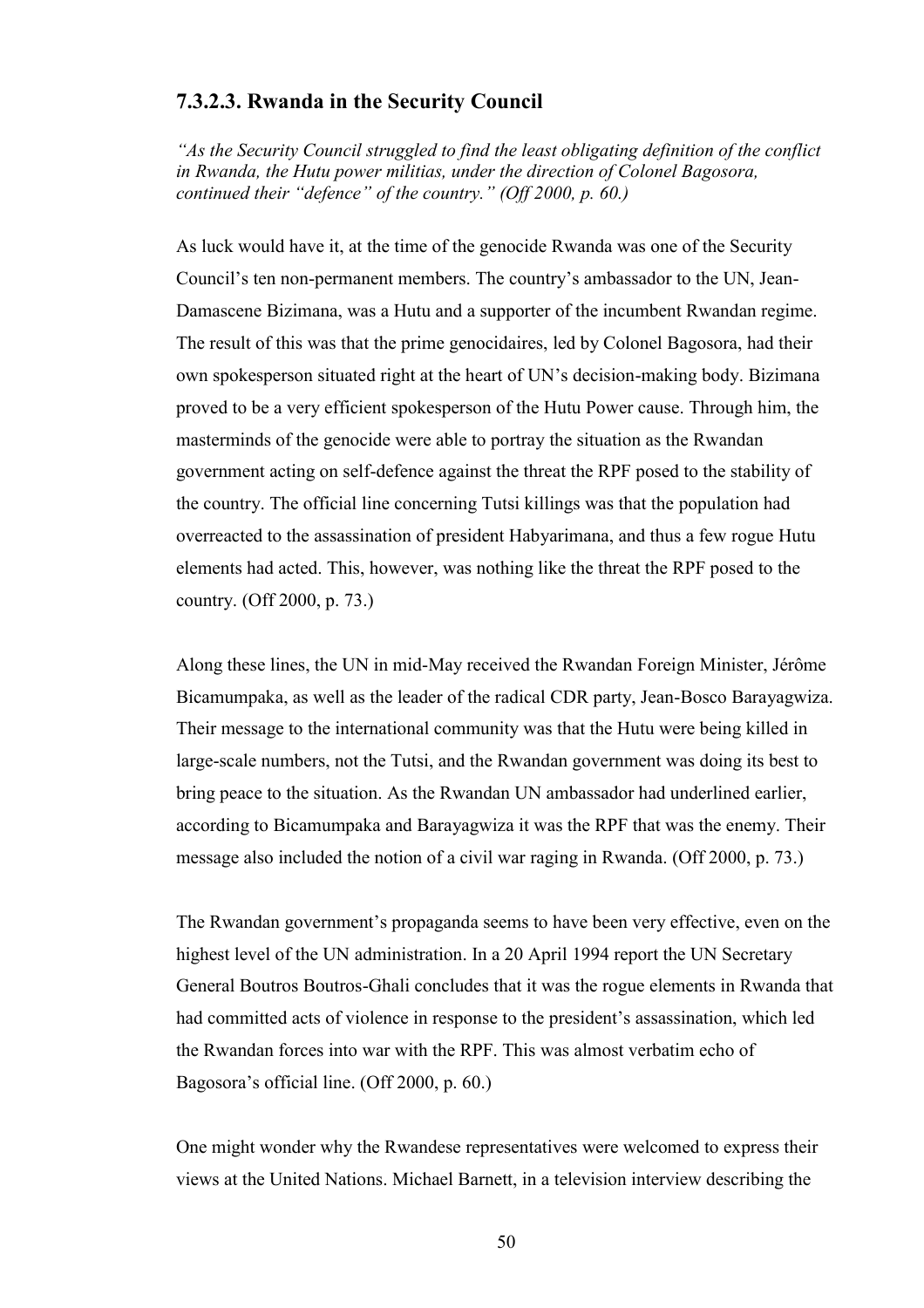### 7.3.2.3. Rwanda in the Security Council

*"As the Security Council struggled to find the least obligating definition of the conflict in Rwanda, the Hutu power militias, under the direction of Colonel Bagosora, continued their "defence" of the country." (Off 2000, p. 60.)*

As luck would have it, at the time of the genocide Rwanda was one of the Security Council's ten non-permanent members. The country's ambassador to the UN, Jean-Damascene Bizimana, was a Hutu and a supporter of the incumbent Rwandan regime. The result of this was that the prime genocidaires, led by Colonel Bagosora, had their own spokesperson situated right at the heart of UN's decision-making body. Bizimana proved to be a very efficient spokesperson of the Hutu Power cause. Through him, the masterminds of the genocide were able to portray the situation as the Rwandan government acting on self-defence against the threat the RPF posed to the stability of the country. The official line concerning Tutsi killings was that the population had overreacted to the assassination of president Habyarimana, and thus a few rogue Hutu elements had acted. This, however, was nothing like the threat the RPF posed to the country. (Off 2000, p. 73.)

Along these lines, the UN in mid-May received the Rwandan Foreign Minister, Jérôme Bicamumpaka, as well as the leader of the radical CDR party, Jean-Bosco Barayagwiza. Their message to the international community was that the Hutu were being killed in large-scale numbers, not the Tutsi, and the Rwandan government was doing its best to bring peace to the situation. As the Rwandan UN ambassador had underlined earlier, according to Bicamumpaka and Barayagwiza it was the RPF that was the enemy. Their message also included the notion of a civil war raging in Rwanda. (Off 2000, p. 73.)

The Rwandan government's propaganda seems to have been very effective, even on the highest level of the UN administration. In a 20 April 1994 report the UN Secretary General Boutros Boutros-Ghali concludes that it was the rogue elements in Rwanda that had committed acts of violence in response to the president's assassination, which led the Rwandan forces into war with the RPF. This was almost verbatim echo of Bagosora's official line. (Off 2000, p. 60.)

One might wonder why the Rwandese representatives were welcomed to express their views at the United Nations. Michael Barnett, in a television interview describing the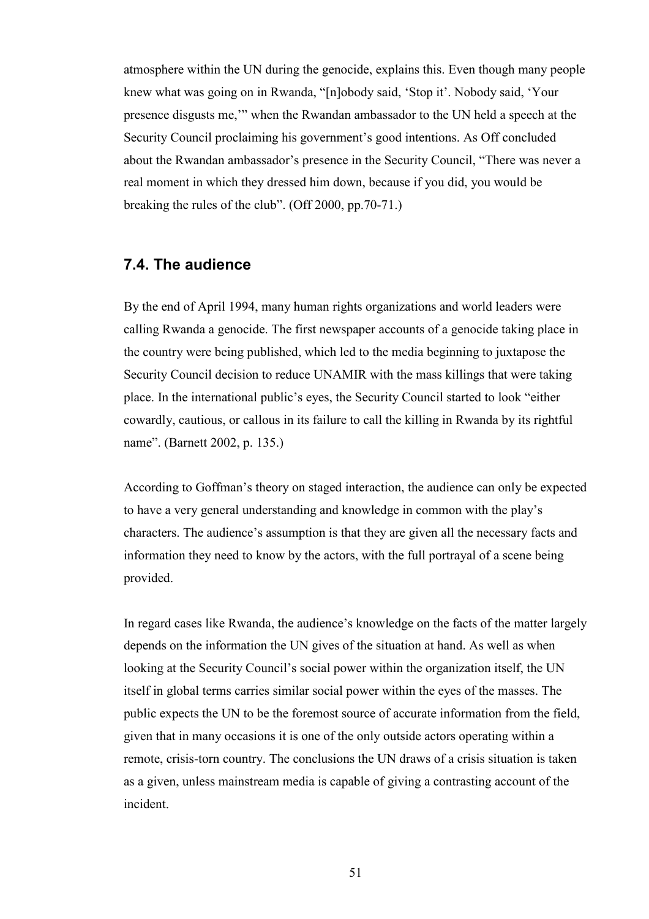atmosphere within the UN during the genocide, explains this. Even though many people knew what was going on in Rwanda, "[n]obody said, 'Stop it'. Nobody said, 'Your presence disgusts me,'" when the Rwandan ambassador to the UN held a speech at the Security Council proclaiming his government's good intentions. As Off concluded about the Rwandan ambassador's presence in the Security Council, "There was never a real moment in which they dressed him down, because if you did, you would be breaking the rules of the club". (Off 2000, pp.70-71.)

## 7.4. The audience

By the end of April 1994, many human rights organizations and world leaders were calling Rwanda a genocide. The first newspaper accounts of a genocide taking place in the country were being published, which led to the media beginning to juxtapose the Security Council decision to reduce UNAMIR with the mass killings that were taking place. In the international public's eyes, the Security Council started to look "either cowardly, cautious, or callous in its failure to call the killing in Rwanda by its rightful name". (Barnett 2002, p. 135.)

According to Goffman's theory on staged interaction, the audience can only be expected to have a very general understanding and knowledge in common with the play's characters. The audience's assumption is that they are given all the necessary facts and information they need to know by the actors, with the full portrayal of a scene being provided.

In regard cases like Rwanda, the audience's knowledge on the facts of the matter largely depends on the information the UN gives of the situation at hand. As well as when looking at the Security Council's social power within the organization itself, the UN itself in global terms carries similar social power within the eyes of the masses. The public expects the UN to be the foremost source of accurate information from the field, given that in many occasions it is one of the only outside actors operating within a remote, crisis-torn country. The conclusions the UN draws of a crisis situation is taken as a given, unless mainstream media is capable of giving a contrasting account of the incident.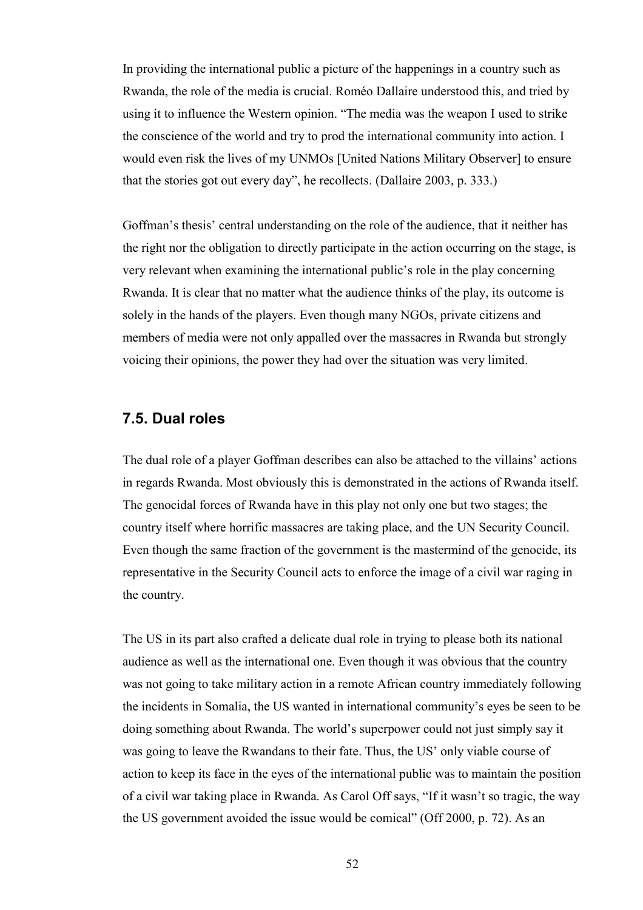In providing the international public a picture of the happenings in a country such as Rwanda, the role of the media is crucial. Roméo Dallaire understood this, and tried by using it to influence the Western opinion. “The media was the weapon I used to strike the conscience of the world and try to prod the international community into action. I would even risk the lives of my UNMOs [United Nations Military Observer] to ensure that the stories got out every day”, he recollects. (Dallaire 2003, p. 333.)

Goffman’s thesis’ central understanding on the role of the audience, that it neither has the right nor the obligation to directly participate in the action occurring on the stage, is very relevant when examining the international public’s role in the play concerning Rwanda. It is clear that no matter what the audience thinks of the play, its outcome is solely in the hands of the players. Even though many NGOs, private citizens and members of media were not only appalled over the massacres in Rwanda but strongly voicing their opinions, the power they had over the situation was very limited.

## 7.5. Dual roles

The dual role of a player Goffman describes can also be attached to the villains’ actions in regards Rwanda. Most obviously this is demonstrated in the actions of Rwanda itself. The genocidal forces of Rwanda have in this play not only one but two stages; the country itself where horrific massacres are taking place, and the UN Security Council. Even though the same fraction of the government is the mastermind of the genocide, its representative in the Security Council acts to enforce the image of a civil war raging in the country.

The US in its part also crafted a delicate dual role in trying to please both its national audience as well as the international one. Even though it was obvious that the country was not going to take military action in a remote African country immediately following the incidents in Somalia, the US wanted in international community’s eyes be seen to be doing something about Rwanda. The world’s superpower could not just simply say it was going to leave the Rwandans to their fate. Thus, the US’ only viable course of action to keep its face in the eyes of the international public was to maintain the position of a civil war taking place in Rwanda. As Carol Off says, “If it wasn’t so tragic, the way the US government avoided the issue would be comical” (Off 2000, p. 72). As an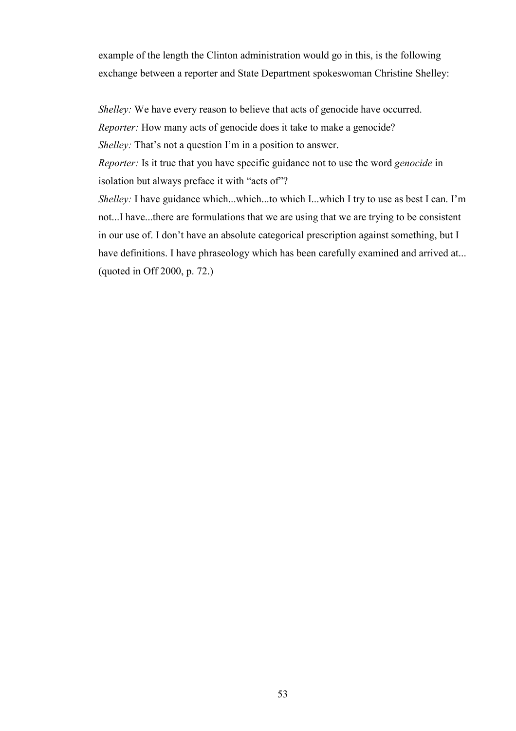example of the length the Clinton administration would go in this, is the following exchange between a reporter and State Department spokeswoman Christine Shelley:

*Shelley:* We have every reason to believe that acts of genocide have occurred.
*Reporter:* How many acts of genocide does it take to make a genocide?
*Shelley:* That's not a question I'm in a position to answer.
*Reporter:* Is it true that you have specific guidance not to use the word *genocide* in isolation but always preface it with "acts of"?
*Shelley:* I have guidance which...which...to which I...which I try to use as best I can. I'm not...I have...there are formulations that we are using that we are trying to be consistent in our use of. I don't have an absolute categorical prescription against something, but I have definitions. I have phraseology which has been carefully examined and arrived at... (quoted in Off 2000, p. 72.)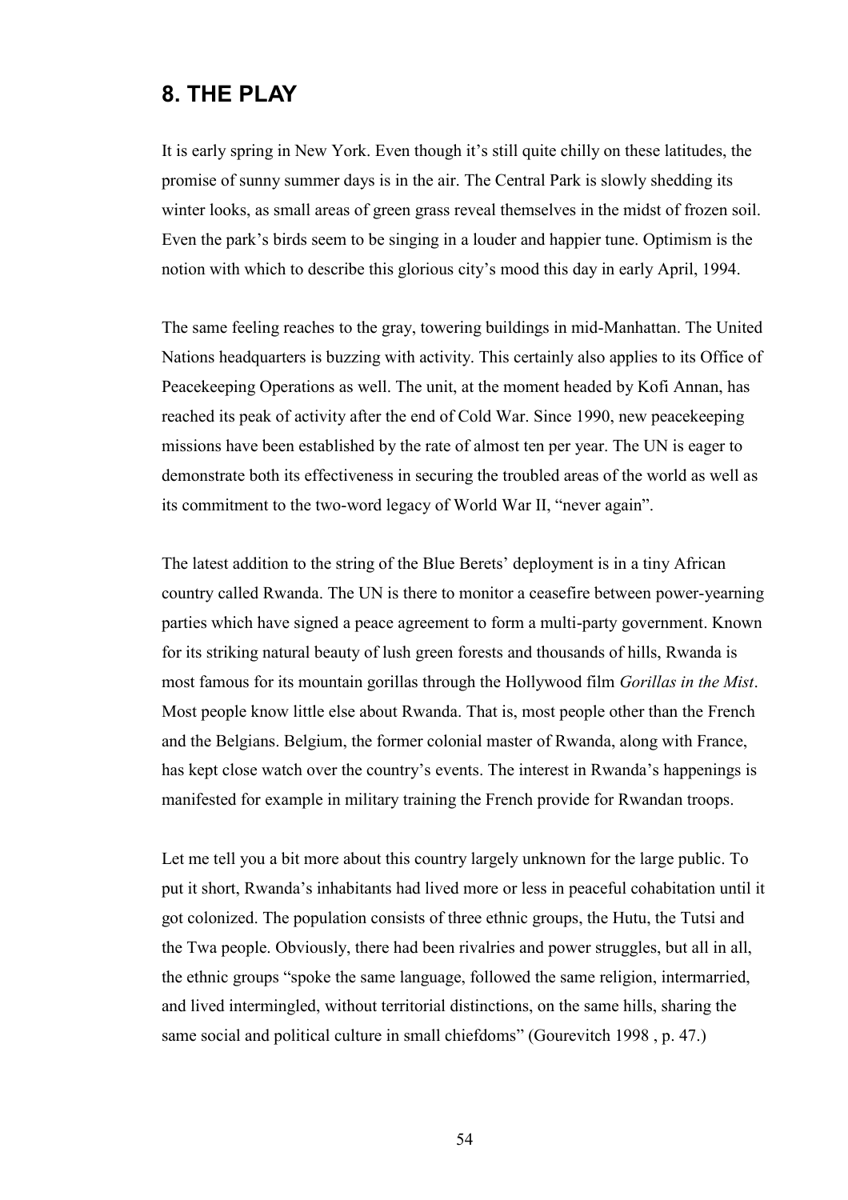## 8. THE PLAY

It is early spring in New York. Even though it's still quite chilly on these latitudes, the promise of sunny summer days is in the air. The Central Park is slowly shedding its winter looks, as small areas of green grass reveal themselves in the midst of frozen soil. Even the park's birds seem to be singing in a louder and happier tune. Optimism is the notion with which to describe this glorious city's mood this day in early April, 1994.

The same feeling reaches to the gray, towering buildings in mid-Manhattan. The United Nations headquarters is buzzing with activity. This certainly also applies to its Office of Peacekeeping Operations as well. The unit, at the moment headed by Kofi Annan, has reached its peak of activity after the end of Cold War. Since 1990, new peacekeeping missions have been established by the rate of almost ten per year. The UN is eager to demonstrate both its effectiveness in securing the troubled areas of the world as well as its commitment to the two-word legacy of World War II, "never again".

The latest addition to the string of the Blue Berets' deployment is in a tiny African country called Rwanda. The UN is there to monitor a ceasefire between power-yearning parties which have signed a peace agreement to form a multi-party government. Known for its striking natural beauty of lush green forests and thousands of hills, Rwanda is most famous for its mountain gorillas through the Hollywood film *Gorillas in the Mist*. Most people know little else about Rwanda. That is, most people other than the French and the Belgians. Belgium, the former colonial master of Rwanda, along with France, has kept close watch over the country's events. The interest in Rwanda's happenings is manifested for example in military training the French provide for Rwandan troops.

Let me tell you a bit more about this country largely unknown for the large public. To put it short, Rwanda's inhabitants had lived more or less in peaceful cohabitation until it got colonized. The population consists of three ethnic groups, the Hutu, the Tutsi and the Twa people. Obviously, there had been rivalries and power struggles, but all in all, the ethnic groups "spoke the same language, followed the same religion, intermarried, and lived intermingled, without territorial distinctions, on the same hills, sharing the same social and political culture in small chiefdoms" (Gourevitch 1998 , p. 47.)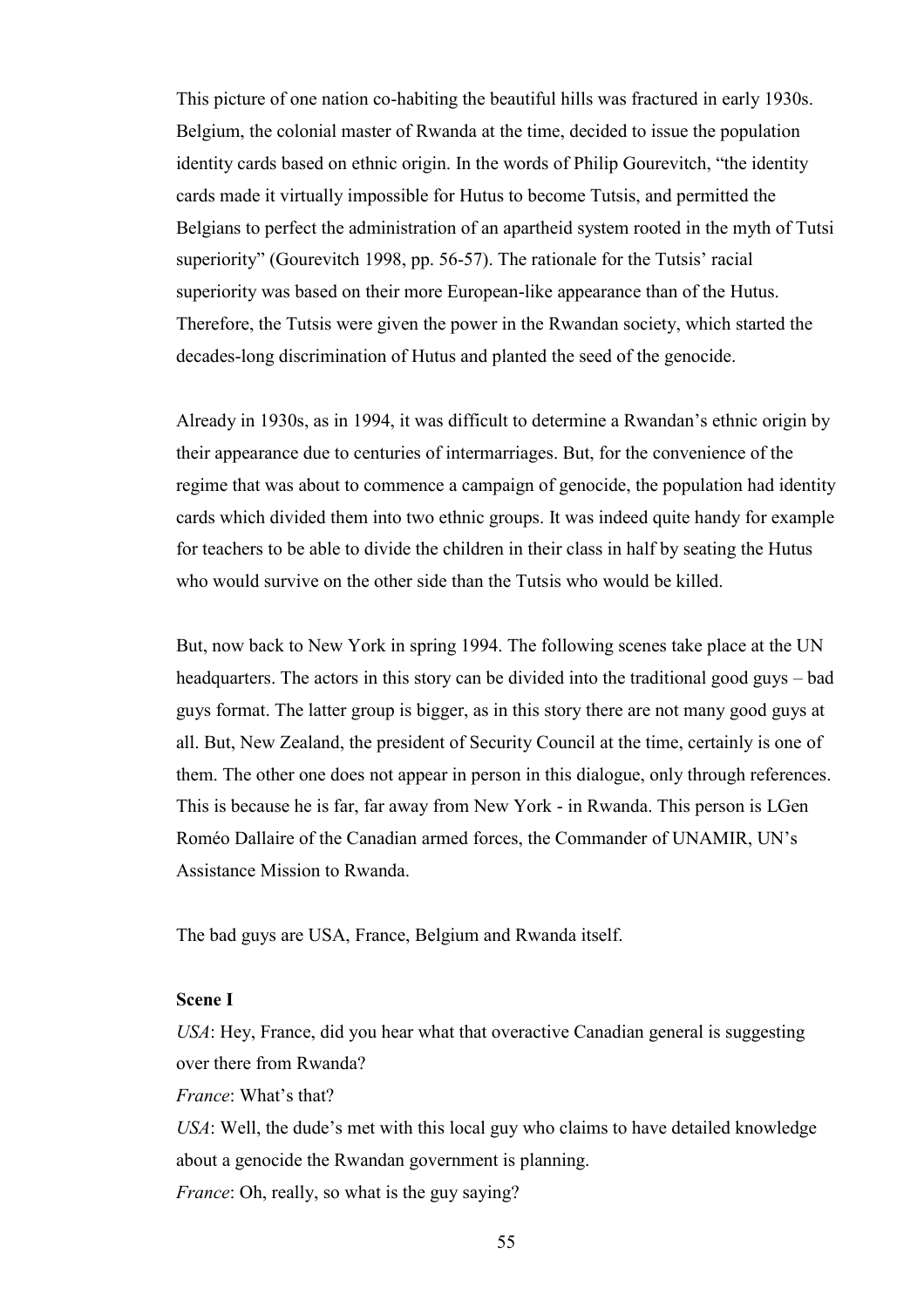This picture of one nation co-habiting the beautiful hills was fractured in early 1930s. Belgium, the colonial master of Rwanda at the time, decided to issue the population identity cards based on ethnic origin. In the words of Philip Gourevitch, "the identity cards made it virtually impossible for Hutus to become Tutsis, and permitted the Belgians to perfect the administration of an apartheid system rooted in the myth of Tutsi superiority" (Gourevitch 1998, pp. 56-57). The rationale for the Tutsis' racial superiority was based on their more European-like appearance than of the Hutus. Therefore, the Tutsis were given the power in the Rwandan society, which started the decades-long discrimination of Hutus and planted the seed of the genocide.

Already in 1930s, as in 1994, it was difficult to determine a Rwandan's ethnic origin by their appearance due to centuries of intermarriages. But, for the convenience of the regime that was about to commence a campaign of genocide, the population had identity cards which divided them into two ethnic groups. It was indeed quite handy for example for teachers to be able to divide the children in their class in half by seating the Hutus who would survive on the other side than the Tutsis who would be killed.

But, now back to New York in spring 1994. The following scenes take place at the UN headquarters. The actors in this story can be divided into the traditional good guys – bad guys format. The latter group is bigger, as in this story there are not many good guys at all. But, New Zealand, the president of Security Council at the time, certainly is one of them. The other one does not appear in person in this dialogue, only through references. This is because he is far, far away from New York - in Rwanda. This person is LGen Roméo Dallaire of the Canadian armed forces, the Commander of UNAMIR, UN's Assistance Mission to Rwanda.

The bad guys are USA, France, Belgium and Rwanda itself.

**Scene I**

*USA*: Hey, France, did you hear what that overactive Canadian general is suggesting over there from Rwanda?

*France*: What's that?

*USA*: Well, the dude's met with this local guy who claims to have detailed knowledge about a genocide the Rwandan government is planning.

*France*: Oh, really, so what is the guy saying?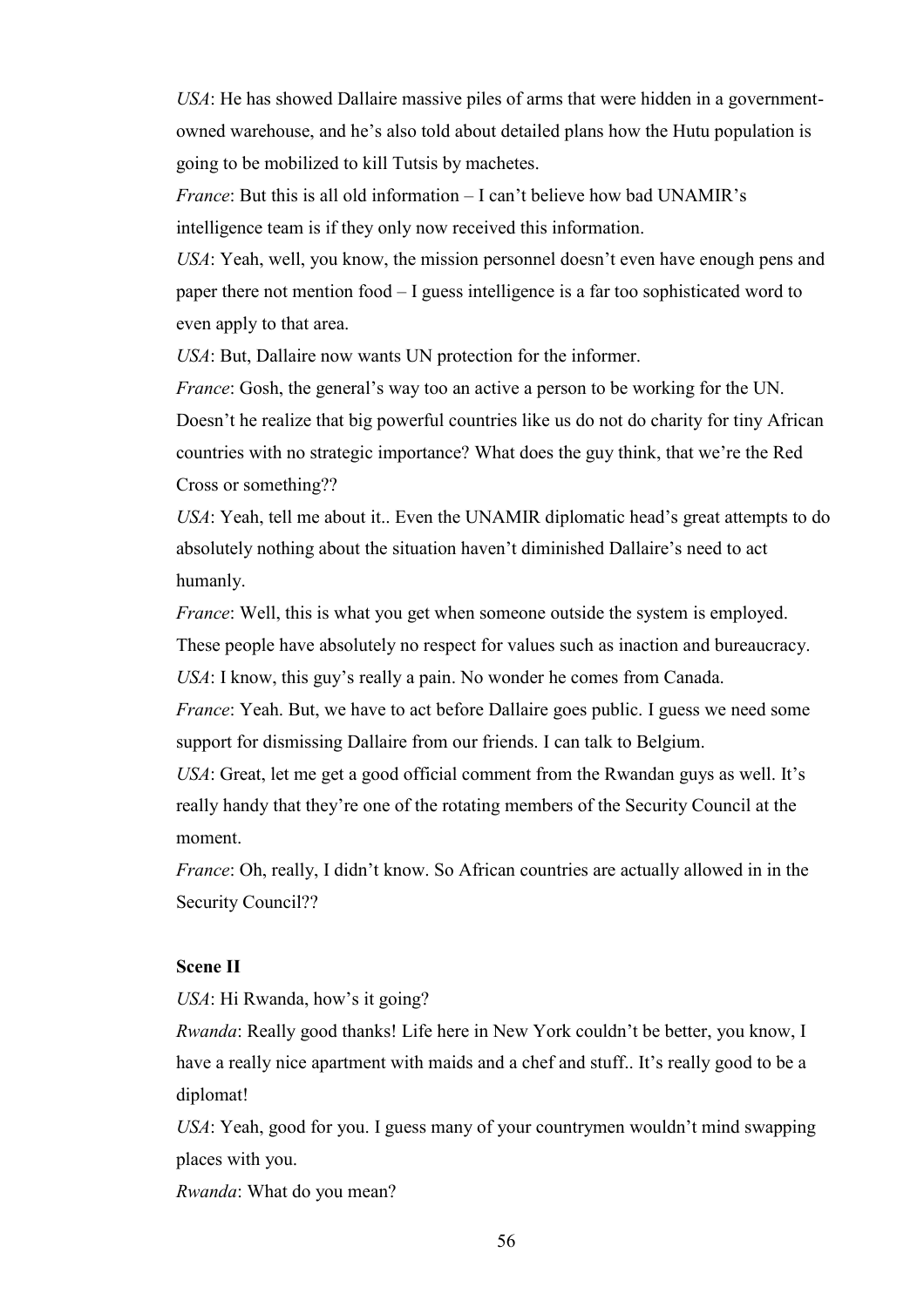*USA*: He has showed Dallaire massive piles of arms that were hidden in a government-owned warehouse, and he's also told about detailed plans how the Hutu population is going to be mobilized to kill Tutsis by machetes.

*France*: But this is all old information – I can't believe how bad UNAMIR's intelligence team is if they only now received this information.

*USA*: Yeah, well, you know, the mission personnel doesn't even have enough pens and paper there not mention food – I guess intelligence is a far too sophisticated word to even apply to that area.

*USA*: But, Dallaire now wants UN protection for the informer.

*France*: Gosh, the general's way too an active a person to be working for the UN. Doesn't he realize that big powerful countries like us do not do charity for tiny African countries with no strategic importance? What does the guy think, that we're the Red Cross or something??

*USA*: Yeah, tell me about it.. Even the UNAMIR diplomatic head's great attempts to do absolutely nothing about the situation haven't diminished Dallaire's need to act humanly.

*France*: Well, this is what you get when someone outside the system is employed. These people have absolutely no respect for values such as inaction and bureaucracy.

*USA*: I know, this guy's really a pain. No wonder he comes from Canada.

*France*: Yeah. But, we have to act before Dallaire goes public. I guess we need some support for dismissing Dallaire from our friends. I can talk to Belgium.

*USA*: Great, let me get a good official comment from the Rwandan guys as well. It's really handy that they're one of the rotating members of the Security Council at the moment.

*France*: Oh, really, I didn't know. So African countries are actually allowed in in the Security Council??

**Scene II**

*USA*: Hi Rwanda, how's it going?

*Rwanda*: Really good thanks! Life here in New York couldn't be better, you know, I have a really nice apartment with maids and a chef and stuff.. It's really good to be a diplomat!

*USA*: Yeah, good for you. I guess many of your countrymen wouldn't mind swapping places with you.

*Rwanda*: What do you mean?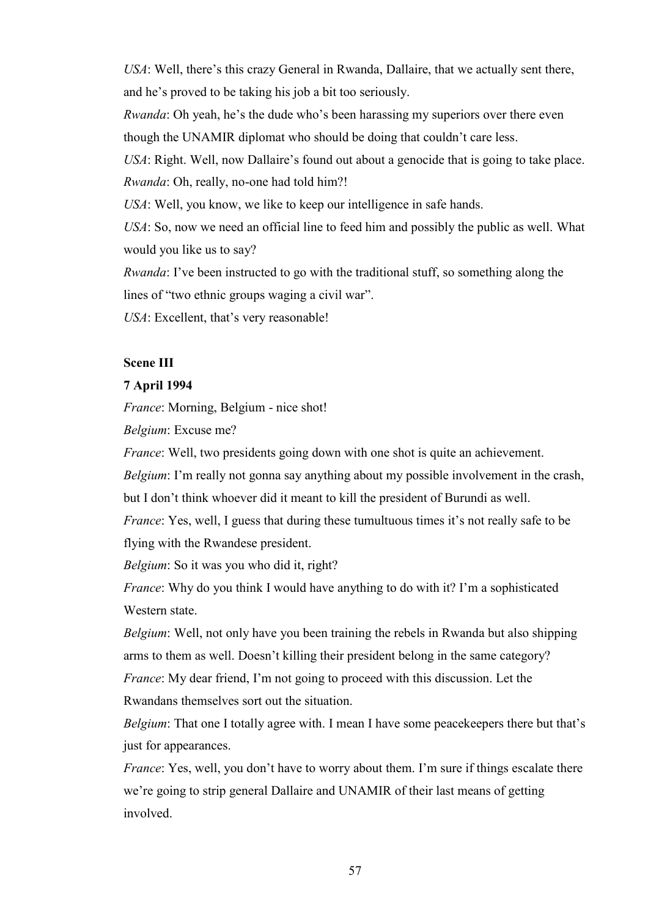*USA*: Well, there's this crazy General in Rwanda, Dallaire, that we actually sent there, and he's proved to be taking his job a bit too seriously.

*Rwanda*: Oh yeah, he's the dude who's been harassing my superiors over there even though the UNAMIR diplomat who should be doing that couldn't care less.

*USA*: Right. Well, now Dallaire's found out about a genocide that is going to take place.

*Rwanda*: Oh, really, no-one had told him?!

*USA*: Well, you know, we like to keep our intelligence in safe hands.

*USA*: So, now we need an official line to feed him and possibly the public as well. What would you like us to say?

*Rwanda*: I've been instructed to go with the traditional stuff, so something along the lines of "two ethnic groups waging a civil war".

*USA*: Excellent, that's very reasonable!

**Scene III**

**7 April 1994**

*France*: Morning, Belgium - nice shot!

*Belgium*: Excuse me?

*France*: Well, two presidents going down with one shot is quite an achievement.

*Belgium*: I'm really not gonna say anything about my possible involvement in the crash, but I don't think whoever did it meant to kill the president of Burundi as well.

*France*: Yes, well, I guess that during these tumultuous times it's not really safe to be flying with the Rwandese president.

*Belgium*: So it was you who did it, right?

*France*: Why do you think I would have anything to do with it? I'm a sophisticated Western state.

*Belgium*: Well, not only have you been training the rebels in Rwanda but also shipping arms to them as well. Doesn't killing their president belong in the same category?

*France*: My dear friend, I'm not going to proceed with this discussion. Let the Rwandans themselves sort out the situation.

*Belgium*: That one I totally agree with. I mean I have some peacekeepers there but that's just for appearances.

*France*: Yes, well, you don't have to worry about them. I'm sure if things escalate there we're going to strip general Dallaire and UNAMIR of their last means of getting involved.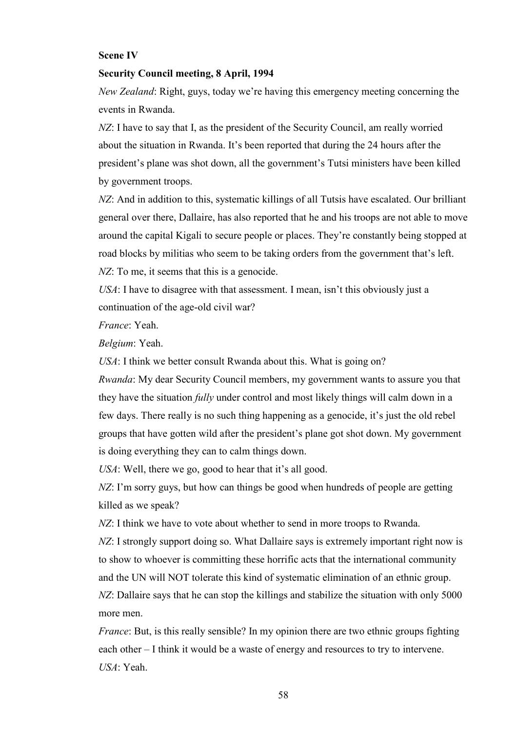**Scene IV**

**Security Council meeting, 8 April, 1994**

*New Zealand*: Right, guys, today we’re having this emergency meeting concerning the events in Rwanda.

*NZ*: I have to say that I, as the president of the Security Council, am really worried about the situation in Rwanda. It’s been reported that during the 24 hours after the president’s plane was shot down, all the government’s Tutsi ministers have been killed by government troops.

*NZ*: And in addition to this, systematic killings of all Tutsis have escalated. Our brilliant general over there, Dallaire, has also reported that he and his troops are not able to move around the capital Kigali to secure people or places. They’re constantly being stopped at road blocks by militias who seem to be taking orders from the government that’s left.

*NZ*: To me, it seems that this is a genocide.

*USA*: I have to disagree with that assessment. I mean, isn’t this obviously just a continuation of the age-old civil war?

*France*: Yeah.

*Belgium*: Yeah.

*USA*: I think we better consult Rwanda about this. What is going on?

*Rwanda*: My dear Security Council members, my government wants to assure you that they have the situation *fully* under control and most likely things will calm down in a few days. There really is no such thing happening as a genocide, it’s just the old rebel groups that have gotten wild after the president’s plane got shot down. My government is doing everything they can to calm things down.

*USA*: Well, there we go, good to hear that it’s all good.

*NZ*: I’m sorry guys, but how can things be good when hundreds of people are getting killed as we speak?

*NZ*: I think we have to vote about whether to send in more troops to Rwanda.

*NZ*: I strongly support doing so. What Dallaire says is extremely important right now is to show to whoever is committing these horrific acts that the international community and the UN will NOT tolerate this kind of systematic elimination of an ethnic group.

*NZ*: Dallaire says that he can stop the killings and stabilize the situation with only 5000 more men.

*France*: But, is this really sensible? In my opinion there are two ethnic groups fighting each other – I think it would be a waste of energy and resources to try to intervene.

*USA*: Yeah.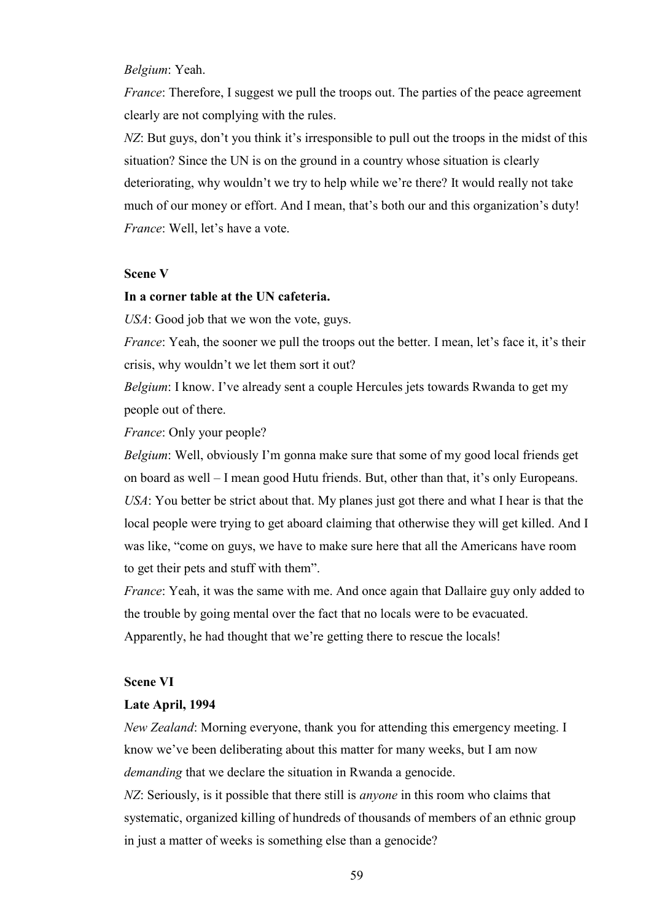*Belgium*: Yeah.

*France*: Therefore, I suggest we pull the troops out. The parties of the peace agreement clearly are not complying with the rules.

*NZ*: But guys, don't you think it's irresponsible to pull out the troops in the midst of this situation? Since the UN is on the ground in a country whose situation is clearly deteriorating, why wouldn't we try to help while we're there? It would really not take much of our money or effort. And I mean, that's both our and this organization's duty!

*France*: Well, let's have a vote.

**Scene V**

**In a corner table at the UN cafeteria.**

*USA*: Good job that we won the vote, guys.

*France*: Yeah, the sooner we pull the troops out the better. I mean, let's face it, it's their crisis, why wouldn't we let them sort it out?

*Belgium*: I know. I've already sent a couple Hercules jets towards Rwanda to get my people out of there.

*France*: Only your people?

*Belgium*: Well, obviously I'm gonna make sure that some of my good local friends get on board as well – I mean good Hutu friends. But, other than that, it's only Europeans.

*USA*: You better be strict about that. My planes just got there and what I hear is that the local people were trying to get aboard claiming that otherwise they will get killed. And I was like, "come on guys, we have to make sure here that all the Americans have room to get their pets and stuff with them".

*France*: Yeah, it was the same with me. And once again that Dallaire guy only added to the trouble by going mental over the fact that no locals were to be evacuated. Apparently, he had thought that we're getting there to rescue the locals!

**Scene VI**

**Late April, 1994**

*New Zealand*: Morning everyone, thank you for attending this emergency meeting. I know we've been deliberating about this matter for many weeks, but I am now *demanding* that we declare the situation in Rwanda a genocide.

*NZ*: Seriously, is it possible that there still is *anyone* in this room who claims that systematic, organized killing of hundreds of thousands of members of an ethnic group in just a matter of weeks is something else than a genocide?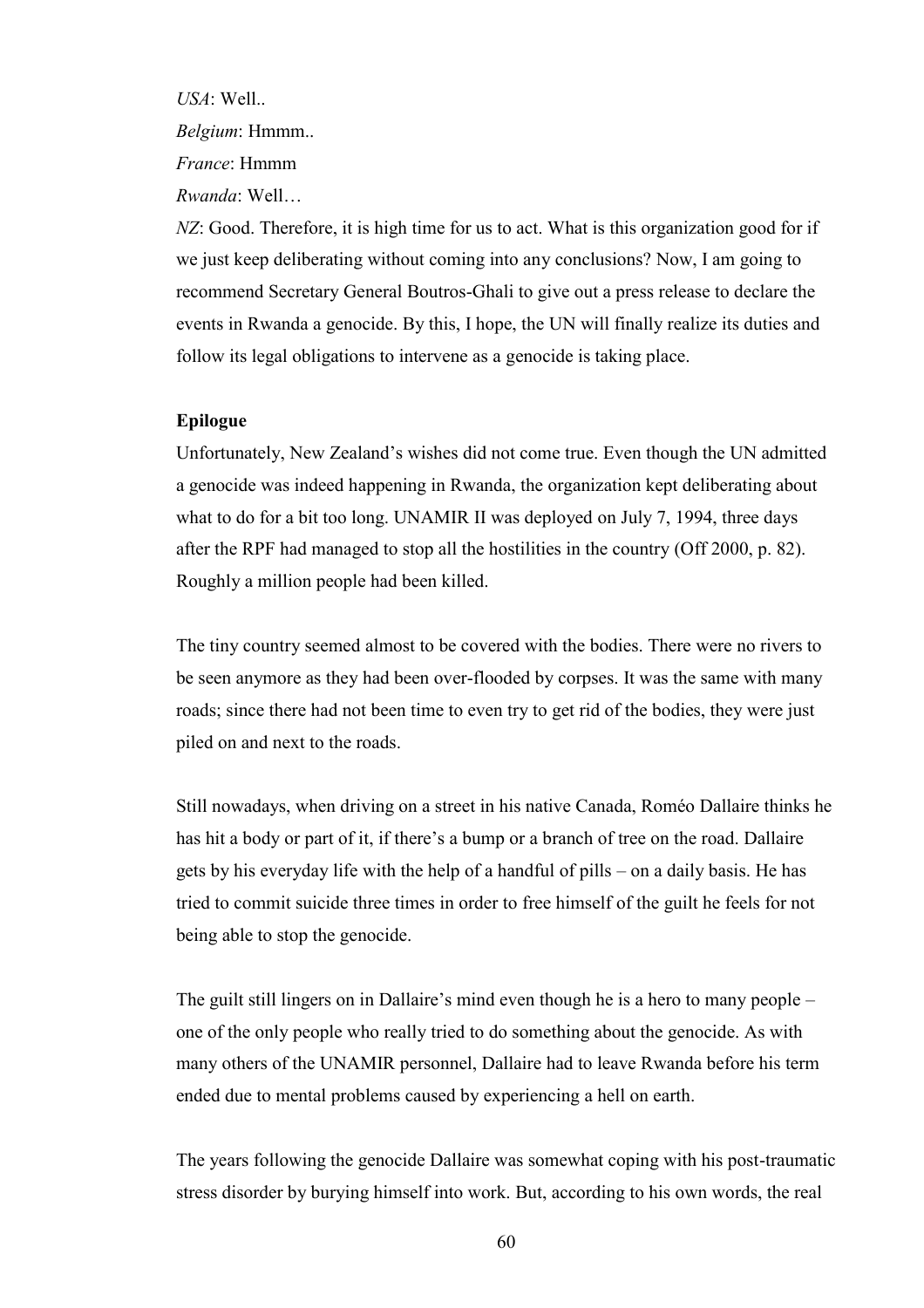*USA*: Well..

*Belgium*: Hmmm..

*France*: Hmmm

*Rwanda*: Well…

*NZ*: Good. Therefore, it is high time for us to act. What is this organization good for if we just keep deliberating without coming into any conclusions? Now, I am going to recommend Secretary General Boutros-Ghali to give out a press release to declare the events in Rwanda a genocide. By this, I hope, the UN will finally realize its duties and follow its legal obligations to intervene as a genocide is taking place.

**Epilogue**

Unfortunately, New Zealand's wishes did not come true. Even though the UN admitted a genocide was indeed happening in Rwanda, the organization kept deliberating about what to do for a bit too long. UNAMIR II was deployed on July 7, 1994, three days after the RPF had managed to stop all the hostilities in the country (Off 2000, p. 82). Roughly a million people had been killed.

The tiny country seemed almost to be covered with the bodies. There were no rivers to be seen anymore as they had been over-flooded by corpses. It was the same with many roads; since there had not been time to even try to get rid of the bodies, they were just piled on and next to the roads.

Still nowadays, when driving on a street in his native Canada, Roméo Dallaire thinks he has hit a body or part of it, if there's a bump or a branch of tree on the road. Dallaire gets by his everyday life with the help of a handful of pills – on a daily basis. He has tried to commit suicide three times in order to free himself of the guilt he feels for not being able to stop the genocide.

The guilt still lingers on in Dallaire's mind even though he is a hero to many people – one of the only people who really tried to do something about the genocide. As with many others of the UNAMIR personnel, Dallaire had to leave Rwanda before his term ended due to mental problems caused by experiencing a hell on earth.

The years following the genocide Dallaire was somewhat coping with his post-traumatic stress disorder by burying himself into work. But, according to his own words, the real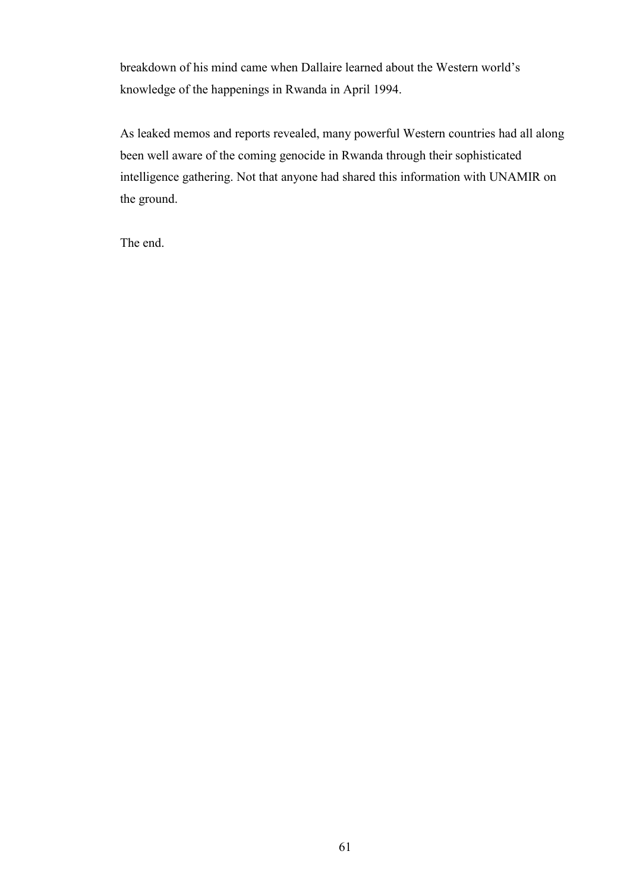breakdown of his mind came when Dallaire learned about the Western world's knowledge of the happenings in Rwanda in April 1994.

As leaked memos and reports revealed, many powerful Western countries had all along been well aware of the coming genocide in Rwanda through their sophisticated intelligence gathering. Not that anyone had shared this information with UNAMIR on the ground.

The end.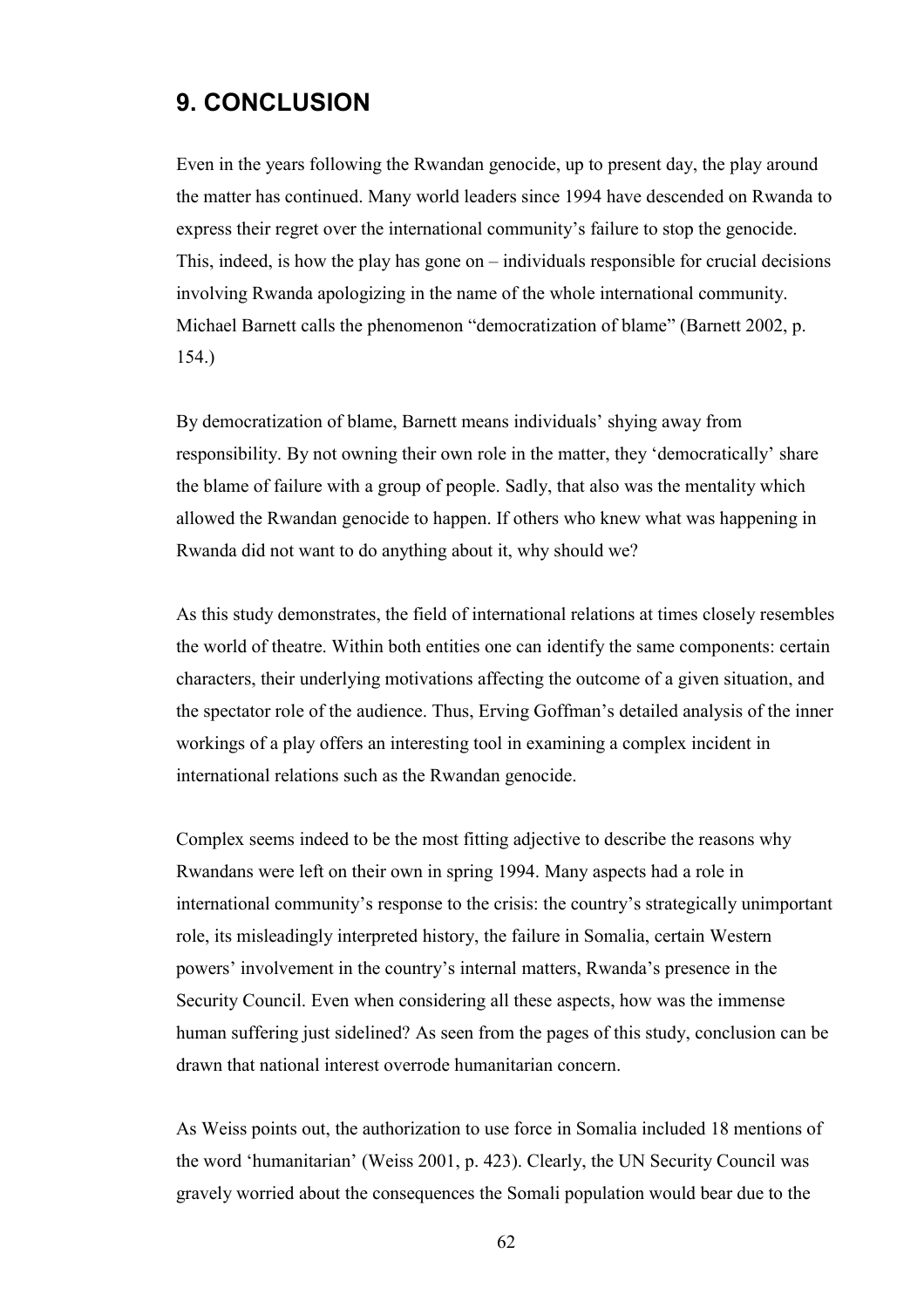# 9. CONCLUSION

Even in the years following the Rwandan genocide, up to present day, the play around the matter has continued. Many world leaders since 1994 have descended on Rwanda to express their regret over the international community's failure to stop the genocide. This, indeed, is how the play has gone on – individuals responsible for crucial decisions involving Rwanda apologizing in the name of the whole international community. Michael Barnett calls the phenomenon "democratization of blame" (Barnett 2002, p. 154.)

By democratization of blame, Barnett means individuals' shying away from responsibility. By not owning their own role in the matter, they 'democratically' share the blame of failure with a group of people. Sadly, that also was the mentality which allowed the Rwandan genocide to happen. If others who knew what was happening in Rwanda did not want to do anything about it, why should we?

As this study demonstrates, the field of international relations at times closely resembles the world of theatre. Within both entities one can identify the same components: certain characters, their underlying motivations affecting the outcome of a given situation, and the spectator role of the audience. Thus, Erving Goffman's detailed analysis of the inner workings of a play offers an interesting tool in examining a complex incident in international relations such as the Rwandan genocide.

Complex seems indeed to be the most fitting adjective to describe the reasons why Rwandans were left on their own in spring 1994. Many aspects had a role in international community's response to the crisis: the country's strategically unimportant role, its misleadingly interpreted history, the failure in Somalia, certain Western powers' involvement in the country's internal matters, Rwanda's presence in the Security Council. Even when considering all these aspects, how was the immense human suffering just sidelined? As seen from the pages of this study, conclusion can be drawn that national interest overrode humanitarian concern.

As Weiss points out, the authorization to use force in Somalia included 18 mentions of the word 'humanitarian' (Weiss 2001, p. 423). Clearly, the UN Security Council was gravely worried about the consequences the Somali population would bear due to the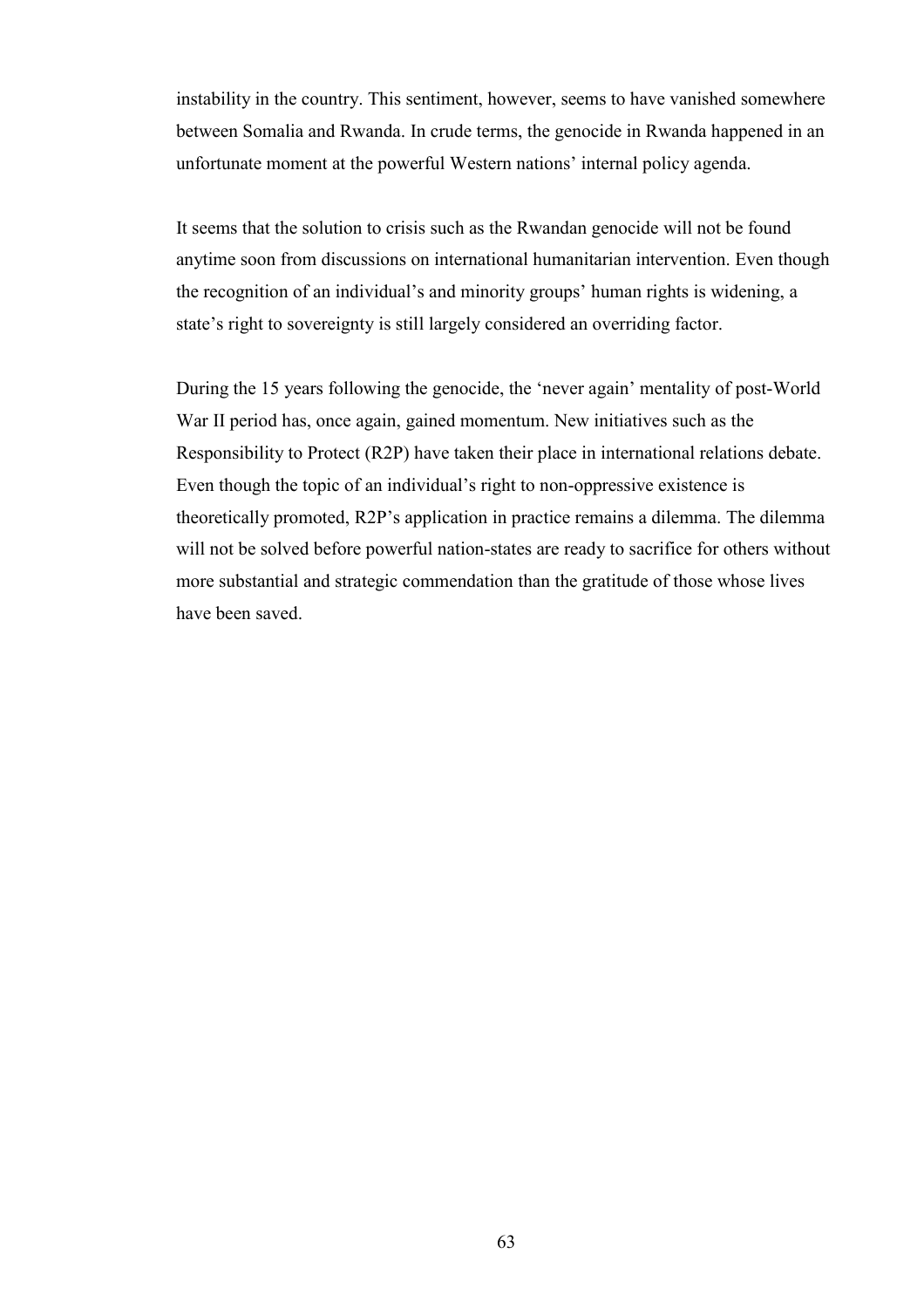instability in the country. This sentiment, however, seems to have vanished somewhere between Somalia and Rwanda. In crude terms, the genocide in Rwanda happened in an unfortunate moment at the powerful Western nations' internal policy agenda.

It seems that the solution to crisis such as the Rwandan genocide will not be found anytime soon from discussions on international humanitarian intervention. Even though the recognition of an individual's and minority groups' human rights is widening, a state's right to sovereignty is still largely considered an overriding factor.

During the 15 years following the genocide, the 'never again' mentality of post-World War II period has, once again, gained momentum. New initiatives such as the Responsibility to Protect (R2P) have taken their place in international relations debate. Even though the topic of an individual's right to non-oppressive existence is theoretically promoted, R2P's application in practice remains a dilemma. The dilemma will not be solved before powerful nation-states are ready to sacrifice for others without more substantial and strategic commendation than the gratitude of those whose lives have been saved.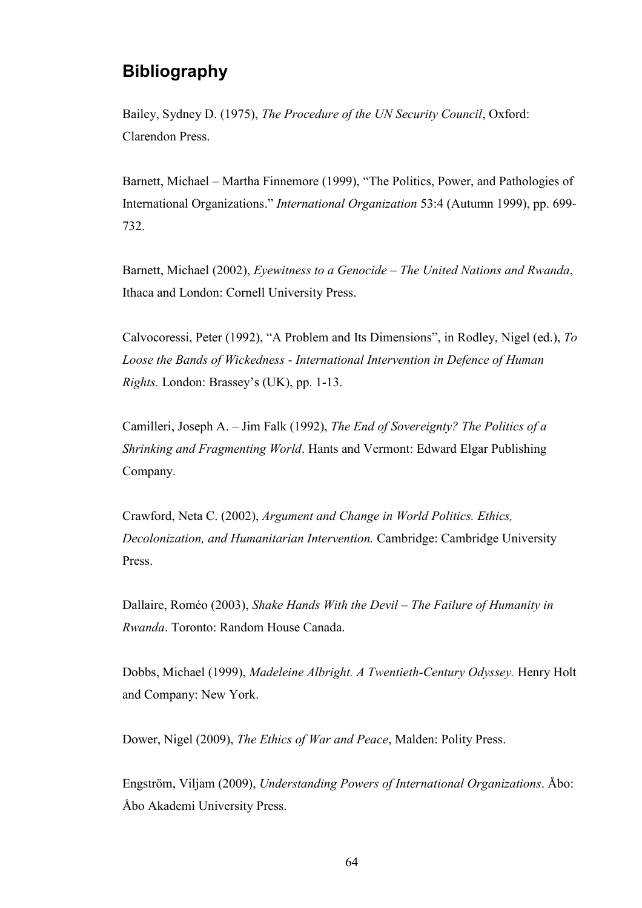## Bibliography

Bailey, Sydney D. (1975), *The Procedure of the UN Security Council*, Oxford: Clarendon Press.

Barnett, Michael – Martha Finnemore (1999), "The Politics, Power, and Pathologies of International Organizations." *International Organization* 53:4 (Autumn 1999), pp. 699-732.

Barnett, Michael (2002), *Eyewitness to a Genocide – The United Nations and Rwanda*, Ithaca and London: Cornell University Press.

Calvocoressi, Peter (1992), "A Problem and Its Dimensions", in Rodley, Nigel (ed.), *To Loose the Bands of Wickedness - International Intervention in Defence of Human Rights.* London: Brassey's (UK), pp. 1-13.

Camilleri, Joseph A. – Jim Falk (1992), *The End of Sovereignty? The Politics of a Shrinking and Fragmenting World*. Hants and Vermont: Edward Elgar Publishing Company.

Crawford, Neta C. (2002), *Argument and Change in World Politics. Ethics, Decolonization, and Humanitarian Intervention.* Cambridge: Cambridge University Press.

Dallaire, Roméo (2003), *Shake Hands With the Devil – The Failure of Humanity in Rwanda*. Toronto: Random House Canada.

Dobbs, Michael (1999), *Madeleine Albright. A Twentieth-Century Odyssey.* Henry Holt and Company: New York.

Dower, Nigel (2009), *The Ethics of War and Peace*, Malden: Polity Press.

Engström, Viljam (2009), *Understanding Powers of International Organizations*. Åbo: Åbo Akademi University Press.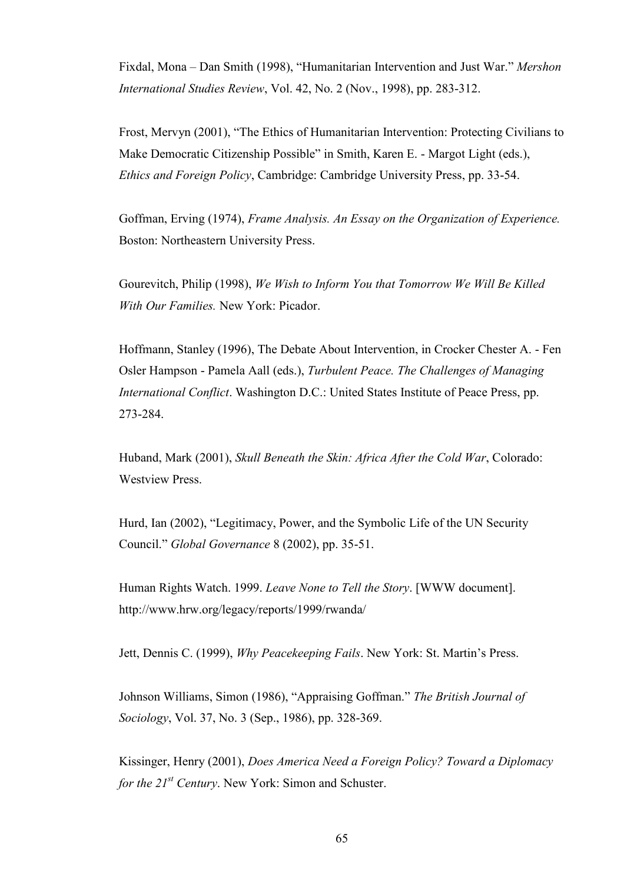Fixdal, Mona – Dan Smith (1998), "Humanitarian Intervention and Just War." *Mershon International Studies Review*, Vol. 42, No. 2 (Nov., 1998), pp. 283-312.

Frost, Mervyn (2001), "The Ethics of Humanitarian Intervention: Protecting Civilians to Make Democratic Citizenship Possible" in Smith, Karen E. - Margot Light (eds.), *Ethics and Foreign Policy*, Cambridge: Cambridge University Press, pp. 33-54.

Goffman, Erving (1974), *Frame Analysis. An Essay on the Organization of Experience.* Boston: Northeastern University Press.

Gourevitch, Philip (1998), *We Wish to Inform You that Tomorrow We Will Be Killed With Our Families.* New York: Picador.

Hoffmann, Stanley (1996), The Debate About Intervention, in Crocker Chester A. - Fen Osler Hampson - Pamela Aall (eds.), *Turbulent Peace. The Challenges of Managing International Conflict*. Washington D.C.: United States Institute of Peace Press, pp. 273-284.

Huband, Mark (2001), *Skull Beneath the Skin: Africa After the Cold War*, Colorado: Westview Press.

Hurd, Ian (2002), "Legitimacy, Power, and the Symbolic Life of the UN Security Council." *Global Governance* 8 (2002), pp. 35-51.

Human Rights Watch. 1999. *Leave None to Tell the Story*. [WWW document]. http://www.hrw.org/legacy/reports/1999/rwanda/

Jett, Dennis C. (1999), *Why Peacekeeping Fails*. New York: St. Martin's Press.

Johnson Williams, Simon (1986), "Appraising Goffman." *The British Journal of Sociology*, Vol. 37, No. 3 (Sep., 1986), pp. 328-369.

Kissinger, Henry (2001), *Does America Need a Foreign Policy? Toward a Diplomacy for the 21st Century*. New York: Simon and Schuster.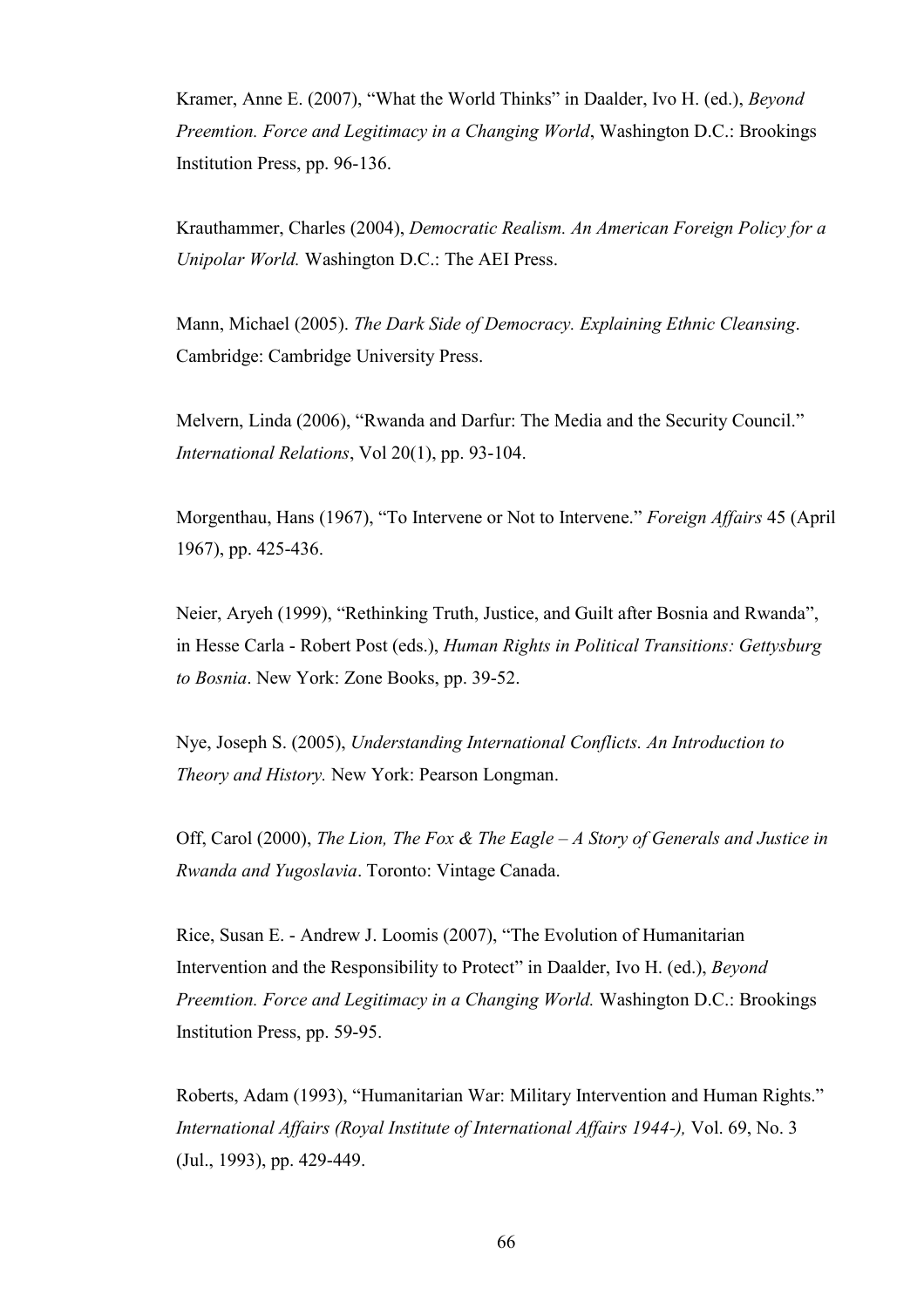Kramer, Anne E. (2007), "What the World Thinks" in Daalder, Ivo H. (ed.), *Beyond Preemtion. Force and Legitimacy in a Changing World*, Washington D.C.: Brookings Institution Press, pp. 96-136.

Krauthammer, Charles (2004), *Democratic Realism. An American Foreign Policy for a Unipolar World.* Washington D.C.: The AEI Press.

Mann, Michael (2005). *The Dark Side of Democracy. Explaining Ethnic Cleansing*. Cambridge: Cambridge University Press.

Melvern, Linda (2006), "Rwanda and Darfur: The Media and the Security Council." *International Relations*, Vol 20(1), pp. 93-104.

Morgenthau, Hans (1967), "To Intervene or Not to Intervene." *Foreign Affairs* 45 (April 1967), pp. 425-436.

Neier, Aryeh (1999), "Rethinking Truth, Justice, and Guilt after Bosnia and Rwanda", in Hesse Carla - Robert Post (eds.), *Human Rights in Political Transitions: Gettysburg to Bosnia*. New York: Zone Books, pp. 39-52.

Nye, Joseph S. (2005), *Understanding International Conflicts. An Introduction to Theory and History.* New York: Pearson Longman.

Off, Carol (2000), *The Lion, The Fox & The Eagle – A Story of Generals and Justice in Rwanda and Yugoslavia*. Toronto: Vintage Canada.

Rice, Susan E. - Andrew J. Loomis (2007), "The Evolution of Humanitarian Intervention and the Responsibility to Protect" in Daalder, Ivo H. (ed.), *Beyond Preemtion. Force and Legitimacy in a Changing World.* Washington D.C.: Brookings Institution Press, pp. 59-95.

Roberts, Adam (1993), "Humanitarian War: Military Intervention and Human Rights." *International Affairs (Royal Institute of International Affairs 1944-),* Vol. 69, No. 3 (Jul., 1993), pp. 429-449.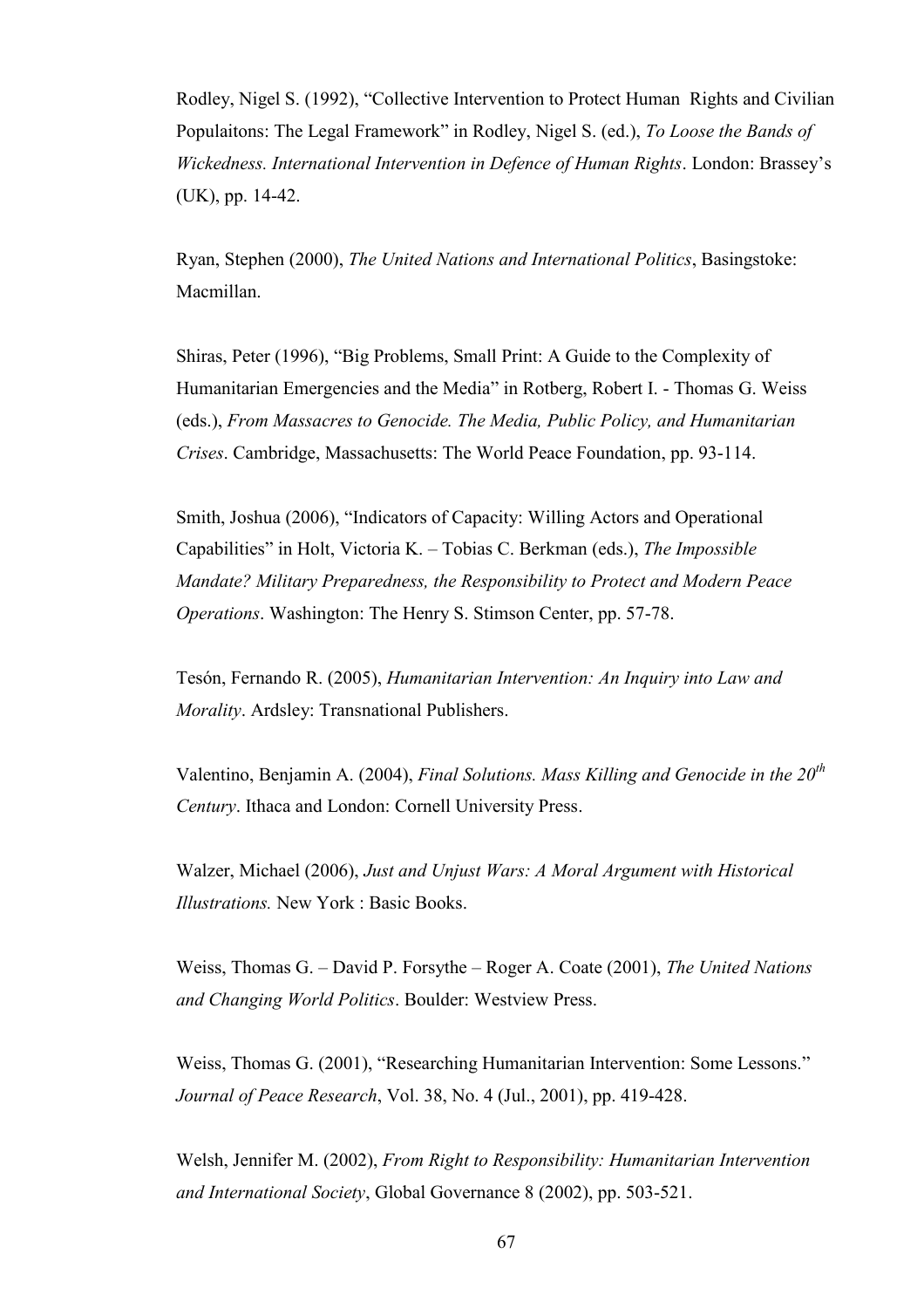Rodley, Nigel S. (1992), "Collective Intervention to Protect Human  Rights and Civilian Populaitons: The Legal Framework" in Rodley, Nigel S. (ed.), *To Loose the Bands of Wickedness. International Intervention in Defence of Human Rights*. London: Brassey's (UK), pp. 14-42.

Ryan, Stephen (2000), *The United Nations and International Politics*, Basingstoke: Macmillan.

Shiras, Peter (1996), "Big Problems, Small Print: A Guide to the Complexity of Humanitarian Emergencies and the Media" in Rotberg, Robert I. - Thomas G. Weiss (eds.), *From Massacres to Genocide. The Media, Public Policy, and Humanitarian Crises*. Cambridge, Massachusetts: The World Peace Foundation, pp. 93-114.

Smith, Joshua (2006), "Indicators of Capacity: Willing Actors and Operational Capabilities" in Holt, Victoria K. – Tobias C. Berkman (eds.), *The Impossible Mandate? Military Preparedness, the Responsibility to Protect and Modern Peace Operations*. Washington: The Henry S. Stimson Center, pp. 57-78.

Tesón, Fernando R. (2005), *Humanitarian Intervention: An Inquiry into Law and Morality*. Ardsley: Transnational Publishers.

Valentino, Benjamin A. (2004), *Final Solutions. Mass Killing and Genocide in the 20th Century*. Ithaca and London: Cornell University Press.

Walzer, Michael (2006), *Just and Unjust Wars: A Moral Argument with Historical Illustrations.* New York : Basic Books.

Weiss, Thomas G. – David P. Forsythe – Roger A. Coate (2001), *The United Nations and Changing World Politics*. Boulder: Westview Press.

Weiss, Thomas G. (2001), "Researching Humanitarian Intervention: Some Lessons." *Journal of Peace Research*, Vol. 38, No. 4 (Jul., 2001), pp. 419-428.

Welsh, Jennifer M. (2002), *From Right to Responsibility: Humanitarian Intervention and International Society*, Global Governance 8 (2002), pp. 503-521.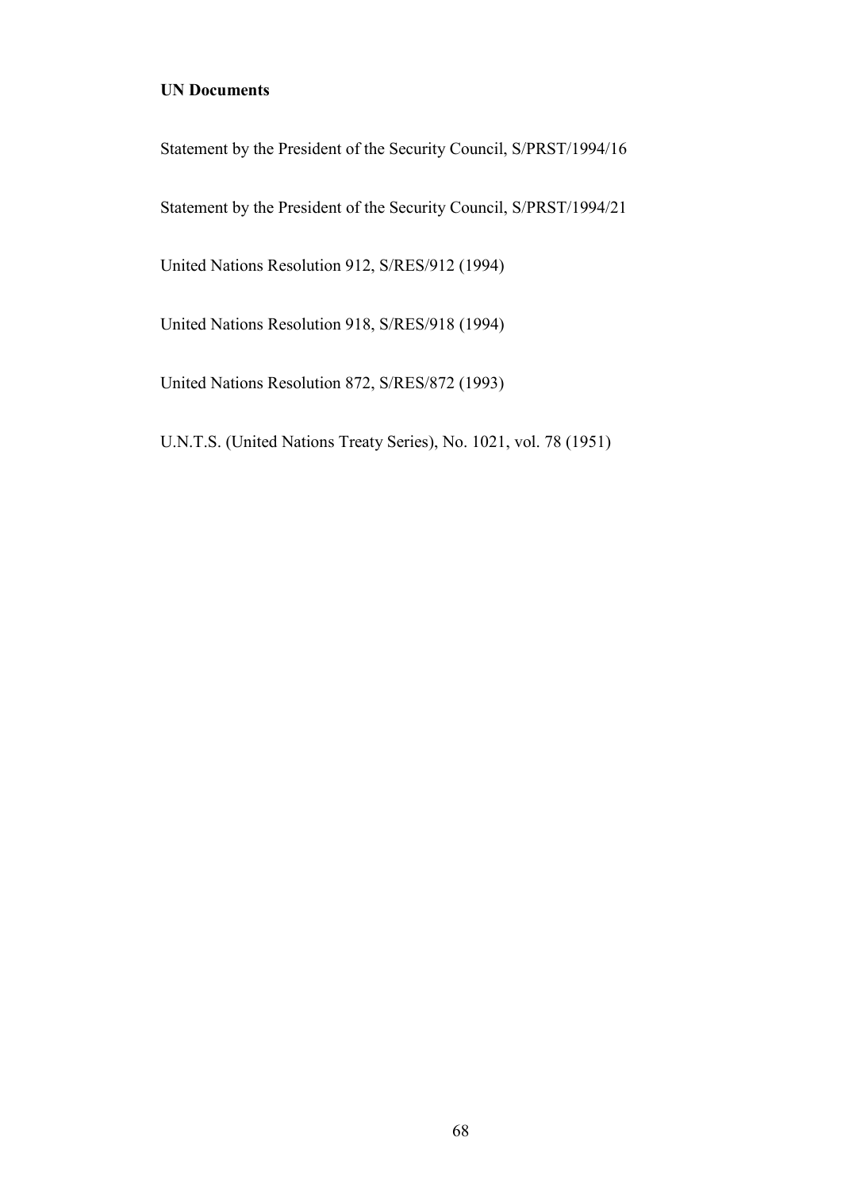**UN Documents**

Statement by the President of the Security Council, S/PRST/1994/16

Statement by the President of the Security Council, S/PRST/1994/21

United Nations Resolution 912, S/RES/912 (1994)

United Nations Resolution 918, S/RES/918 (1994)

United Nations Resolution 872, S/RES/872 (1993)

U.N.T.S. (United Nations Treaty Series), No. 1021, vol. 78 (1951)